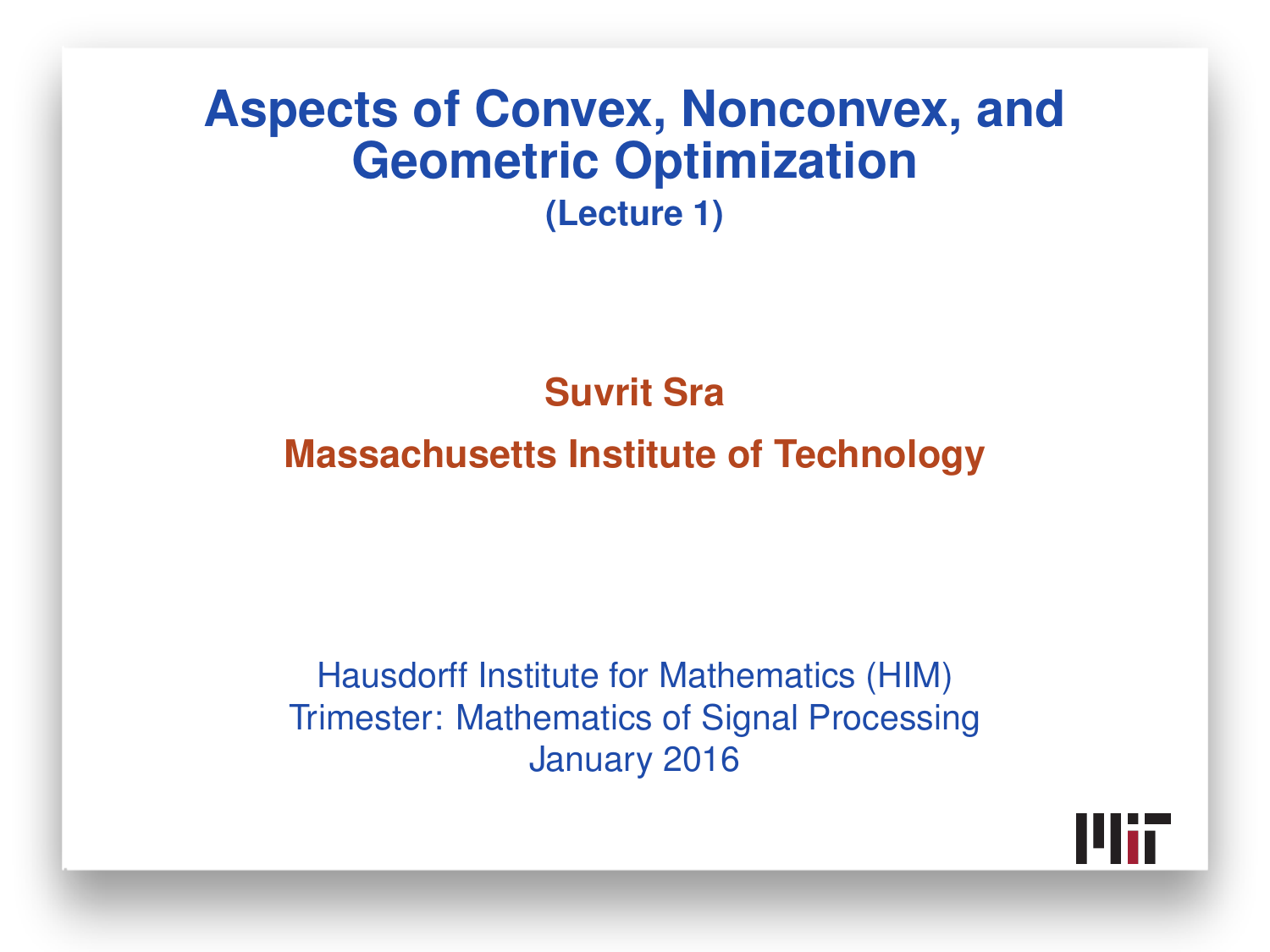# Aspects of Convex, Nonconvex, and Geometric Optimization

**(Lecture 1)**

**Suvrit Sra**

**Massachusetts Institute of Technology**

Hausdorff Institute for Mathematics (HIM)
Trimester: Mathematics of Signal Processing
January 2016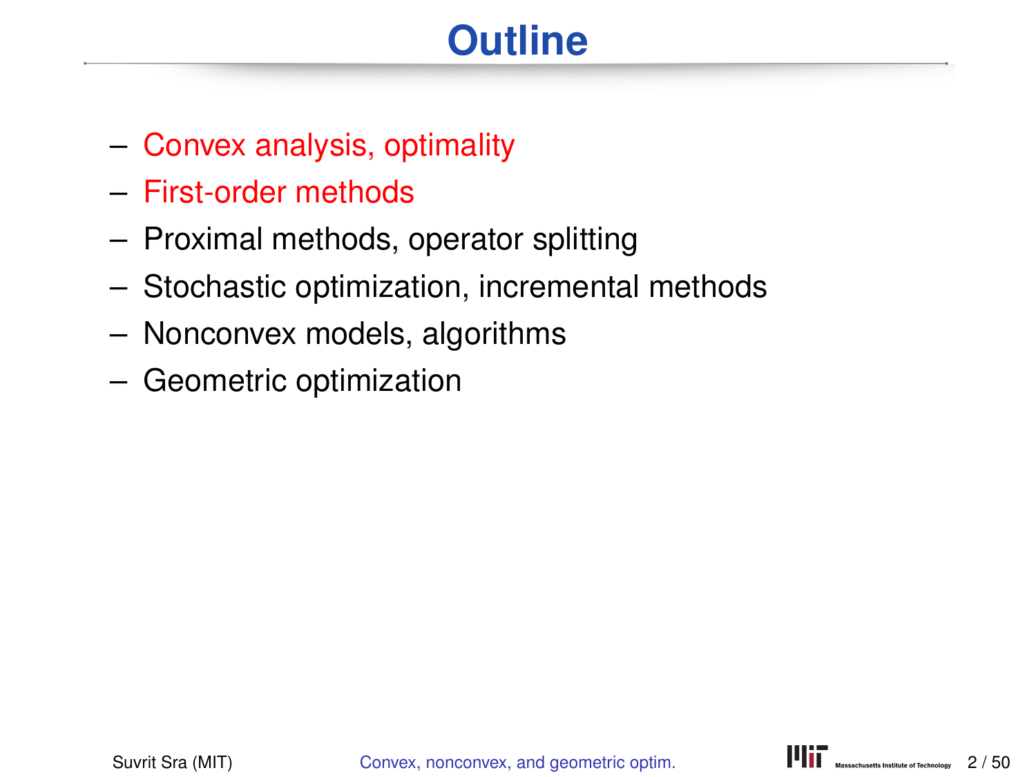# Outline

- Convex analysis, optimality
- First-order methods
- Proximal methods, operator splitting
- Stochastic optimization, incremental methods
- Nonconvex models, algorithms
- Geometric optimization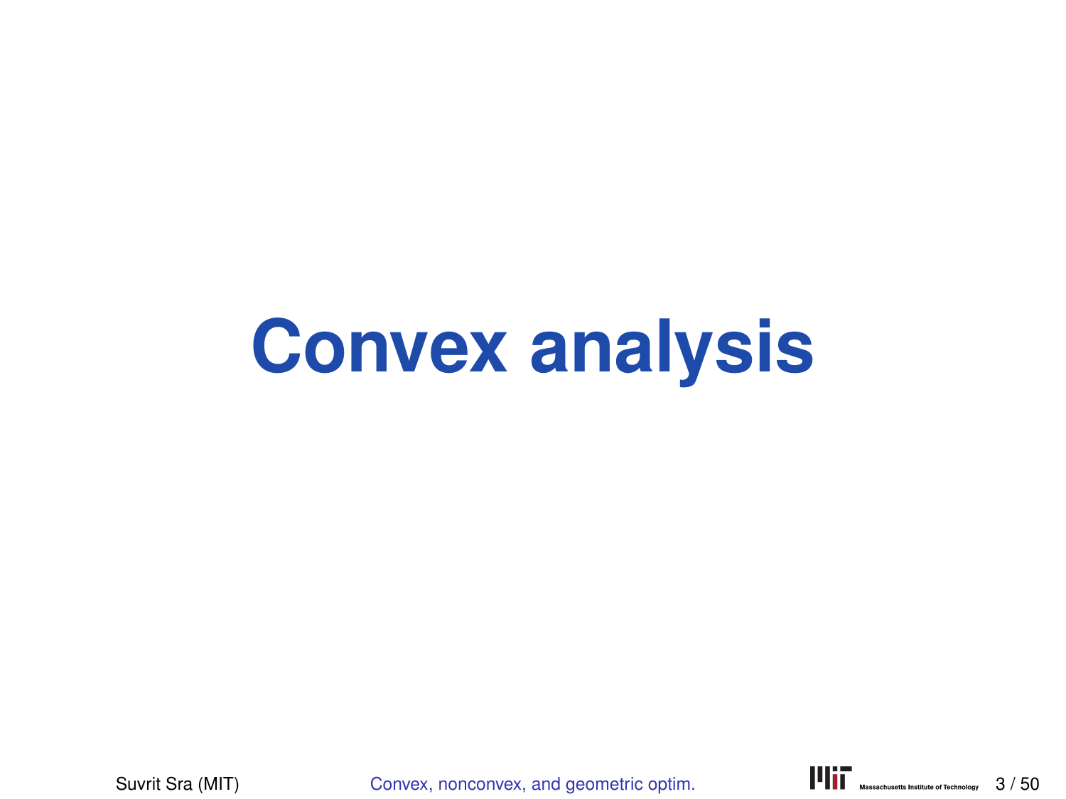# Convex analysis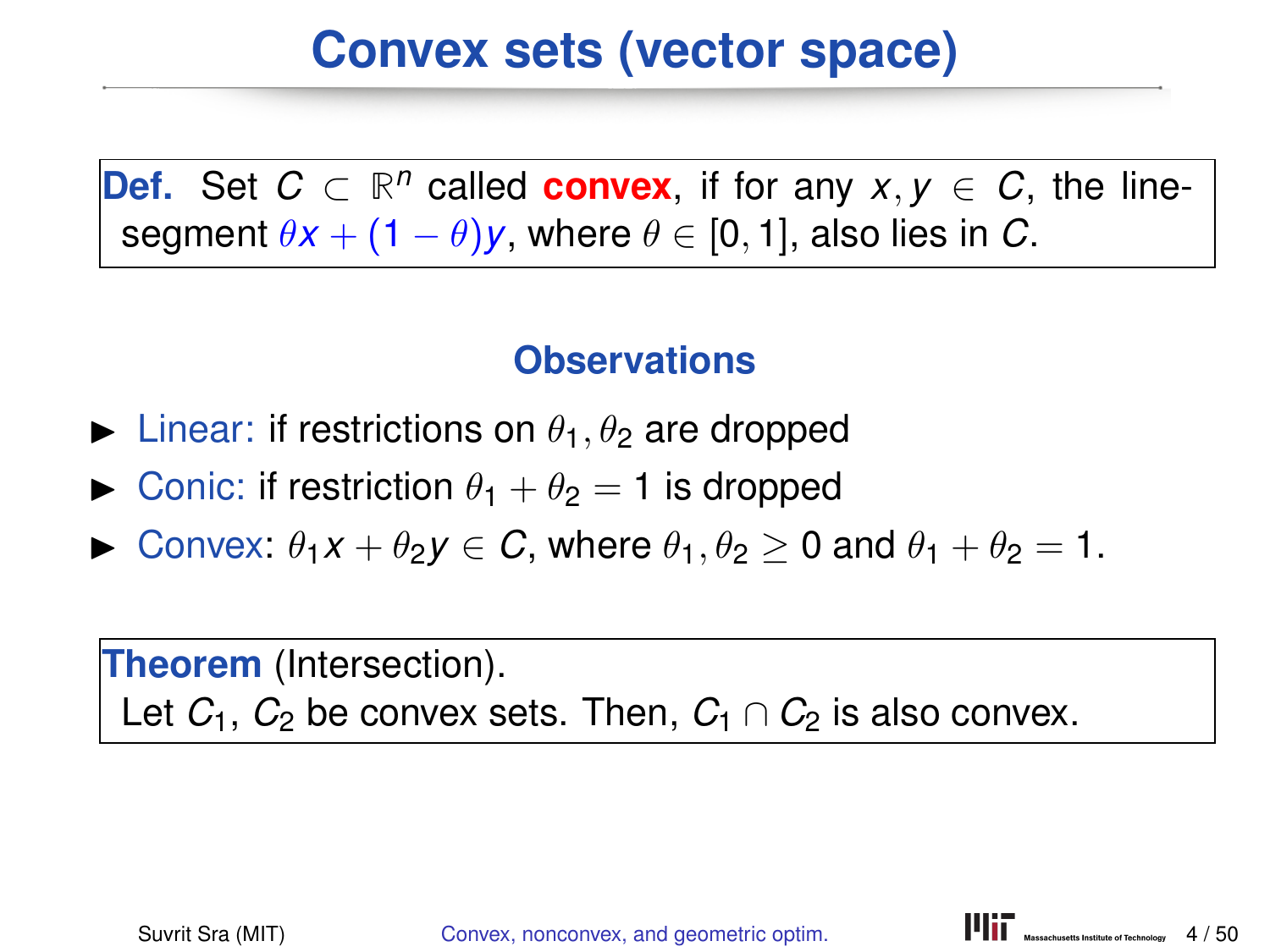# Convex sets (vector space)

**Def.** Set $C \subset \mathbb{R}^n$ called **convex**, if for any $x, y \in C$, the line-segment $\theta x + (1 - \theta)y$, where $\theta \in [0, 1]$, also lies in $C$.

### Observations

- Linear: if restrictions on $\theta_1, \theta_2$ are dropped
- Conic: if restriction $\theta_1 + \theta_2 = 1$ is dropped
- Convex: $\theta_1 x + \theta_2 y \in C$, where $\theta_1, \theta_2 \geq 0$ and $\theta_1 + \theta_2 = 1$.

**Theorem** (Intersection).
Let $C_1$, $C_2$ be convex sets. Then, $C_1 \cap C_2$ is also convex.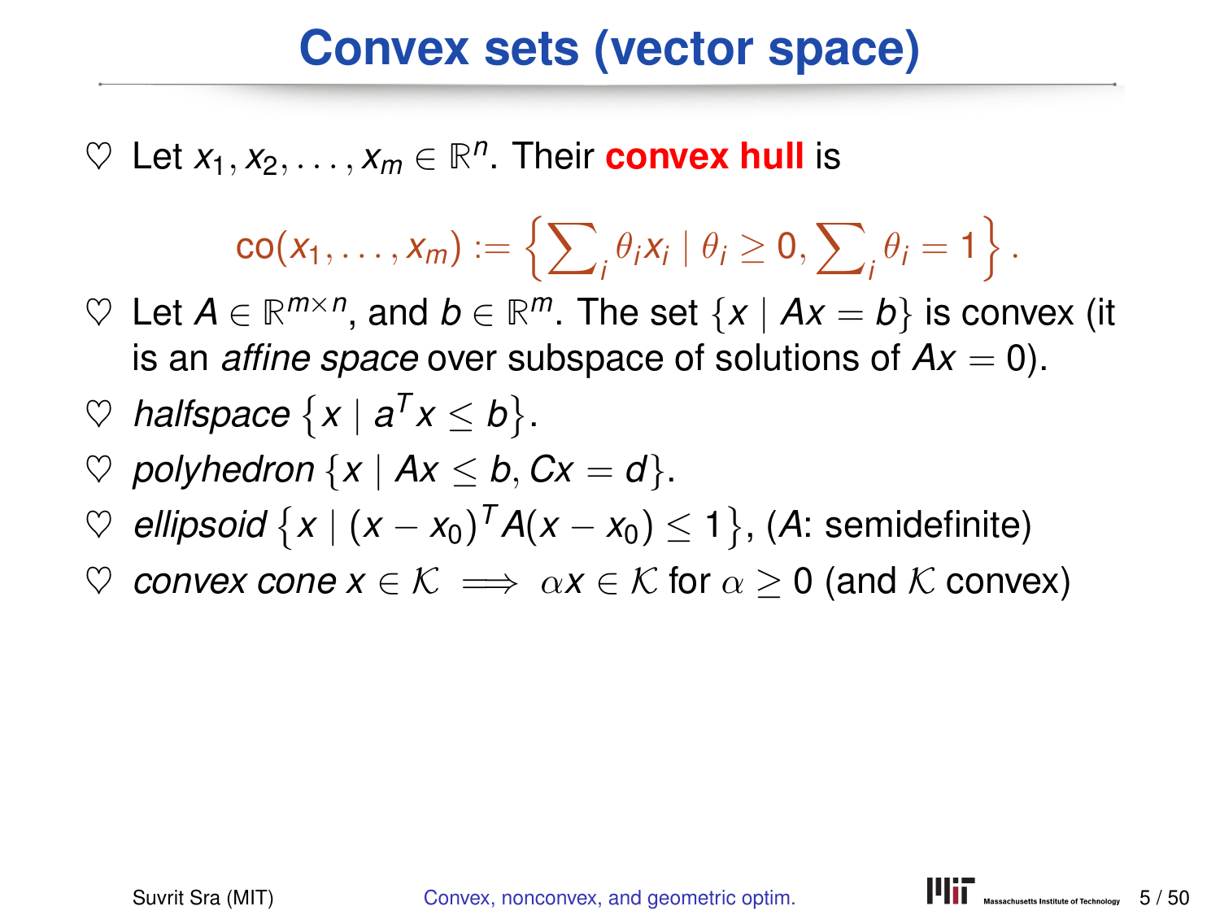# Convex sets (vector space)

- ♡ Let $x_1, x_2, \ldots, x_m \in \mathbb{R}^n$. Their **convex hull** is

$$\mathrm{co}(x_1, \ldots, x_m) := \left\{ \sum\nolimits_i \theta_i x_i \mid \theta_i \geq 0, \sum\nolimits_i \theta_i = 1 \right\}.$$

- ♡ Let $A \in \mathbb{R}^{m \times n}$, and $b \in \mathbb{R}^m$. The set $\{x \mid Ax = b\}$ is convex (it is an *affine space* over subspace of solutions of $Ax = 0$).
- ♡ *halfspace* $\left\{x \mid a^T x \leq b\right\}$.
- ♡ *polyhedron* $\{x \mid Ax \leq b, Cx = d\}$.
- ♡ *ellipsoid* $\left\{x \mid (x - x_0)^T A(x - x_0) \leq 1\right\}$, ($A$: semidefinite)
- ♡ *convex cone* $x \in \mathcal{K} \implies \alpha x \in \mathcal{K}$ for $\alpha \geq 0$ (and $\mathcal{K}$ convex)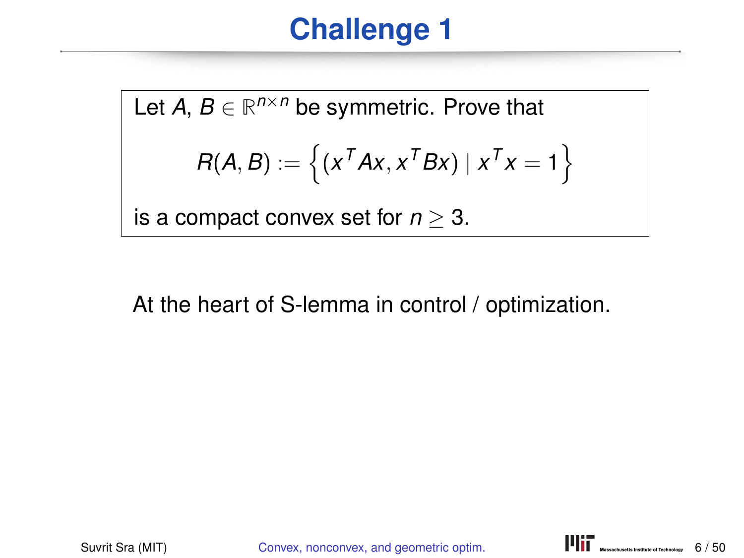# Challenge 1

Let $A$, $B \in \mathbb{R}^{n\times n}$ be symmetric. Prove that

$$R(A, B) := \left\{ (x^T Ax, x^T Bx) \mid x^T x = 1 \right\}$$

is a compact convex set for $n \geq 3$.

At the heart of S-lemma in control / optimization.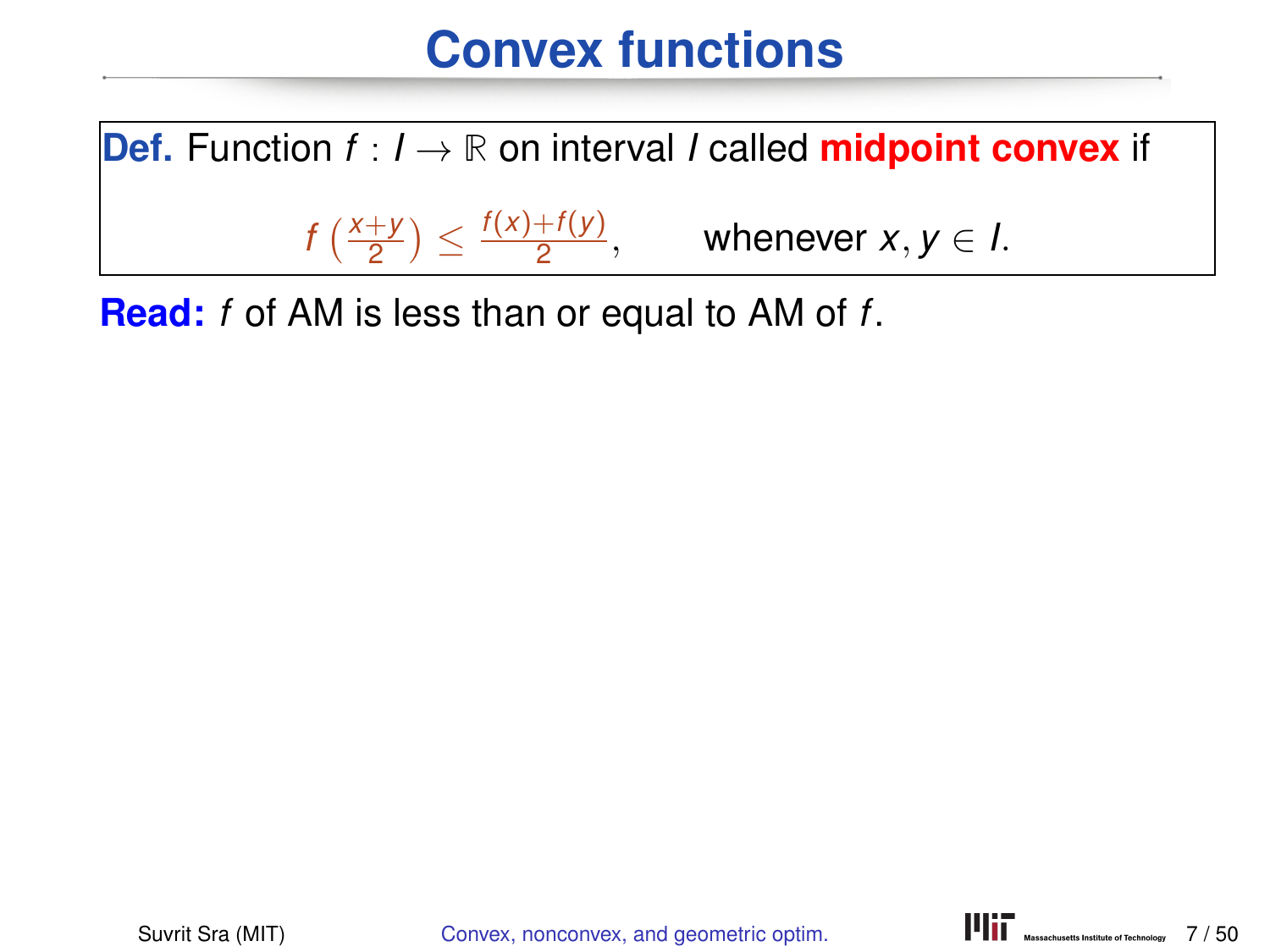# Convex functions

**Def.** Function $f : I \to \mathbb{R}$ on interval $I$ called **midpoint convex** if

$$f\left(\frac{x+y}{2}\right) \leq \frac{f(x)+f(y)}{2}, \qquad \text{whenever } x, y \in I.$$

**Read:** $f$ of AM is less than or equal to AM of $f$.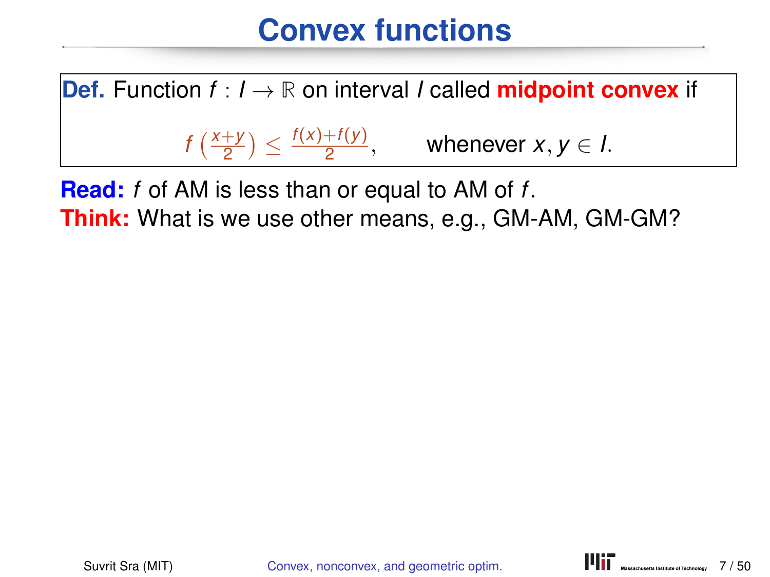# Convex functions

**Def.** Function $f : I \to \mathbb{R}$ on interval $I$ called **midpoint convex** if

$$f\left(\frac{x+y}{2}\right) \leq \frac{f(x)+f(y)}{2}, \qquad \text{whenever } x, y \in I.$$

**Read:** $f$ of AM is less than or equal to AM of $f$.

**Think:** What is we use other means, e.g., GM-AM, GM-GM?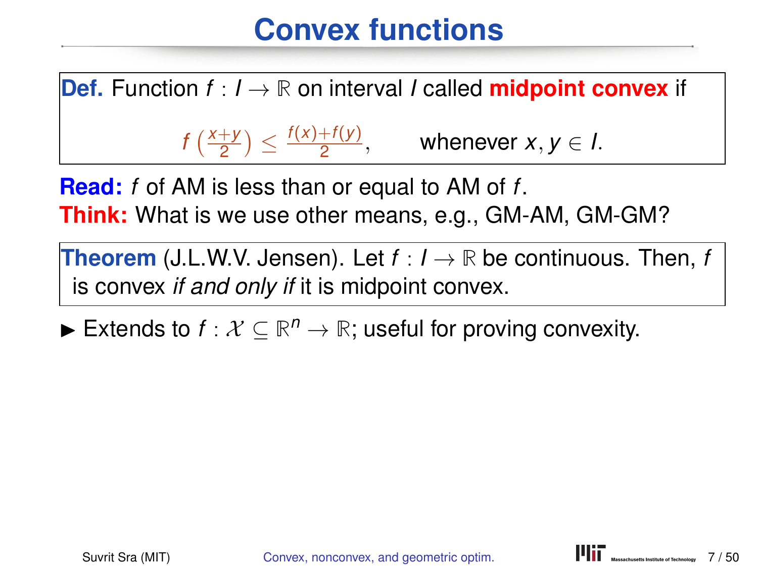# Convex functions

**Def.** Function $f : I \to \mathbb{R}$ on interval $I$ called **midpoint convex** if

$$f\left(\frac{x+y}{2}\right) \leq \frac{f(x)+f(y)}{2}, \qquad \text{whenever } x, y \in I.$$

**Read:** $f$ of AM is less than or equal to AM of $f$.
**Think:** What is we use other means, e.g., GM-AM, GM-GM?

**Theorem** (J.L.W.V. Jensen). Let $f : I \to \mathbb{R}$ be continuous. Then, $f$ is convex *if and only if* it is midpoint convex.

- Extends to $f : \mathcal{X} \subseteq \mathbb{R}^n \to \mathbb{R}$; useful for proving convexity.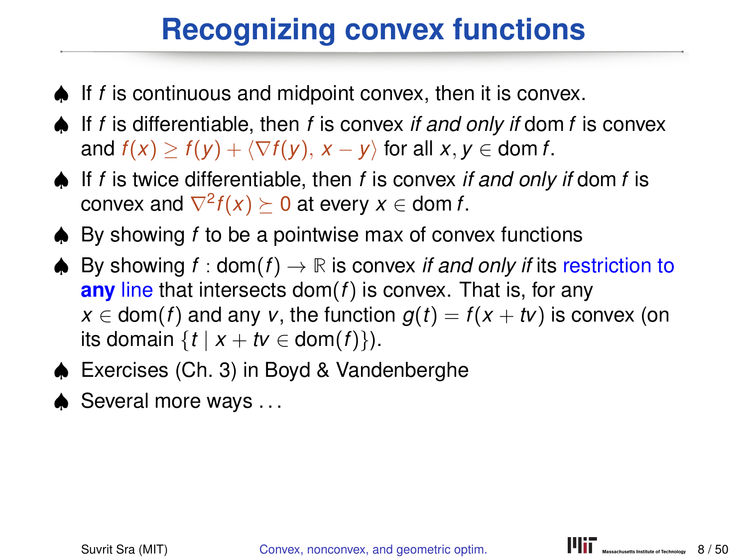# Recognizing convex functions

- ♠ If $f$ is continuous and midpoint convex, then it is convex.
- ♠ If $f$ is differentiable, then $f$ is convex *if and only if* $\operatorname{dom} f$ is convex and $f(x) \geq f(y) + \langle \nabla f(y), x - y \rangle$ for all $x, y \in \operatorname{dom} f$.
- ♠ If $f$ is twice differentiable, then $f$ is convex *if and only if* $\operatorname{dom} f$ is convex and $\nabla^2 f(x) \succeq 0$ at every $x \in \operatorname{dom} f$.
- ♠ By showing $f$ to be a pointwise max of convex functions
- ♠ By showing $f : \operatorname{dom}(f) \to \mathbb{R}$ is convex *if and only if* its restriction to **any** line that intersects $\operatorname{dom}(f)$ is convex. That is, for any $x \in \operatorname{dom}(f)$ and any $v$, the function $g(t) = f(x + tv)$ is convex (on its domain $\{t \mid x + tv \in \operatorname{dom}(f)\}$).
- ♠ Exercises (Ch. 3) in Boyd & Vandenberghe
- ♠ Several more ways …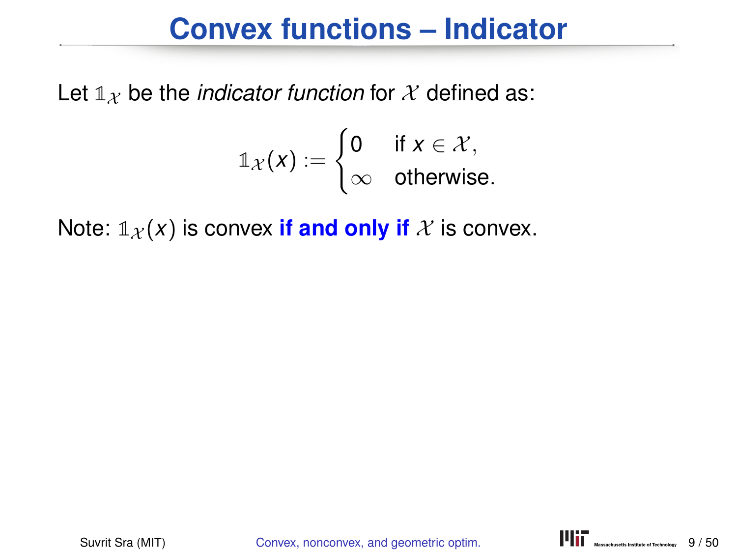# Convex functions – Indicator

Let $\mathbb{1}_{\mathcal{X}}$ be the *indicator function* for $\mathcal{X}$ defined as:

$$\mathbb{1}_{\mathcal{X}}(x) := \begin{cases} 0 & \text{if } x \in \mathcal{X}, \\ \infty & \text{otherwise.} \end{cases}$$

Note: $\mathbb{1}_{\mathcal{X}}(x)$ is convex **if and only if** $\mathcal{X}$ is convex.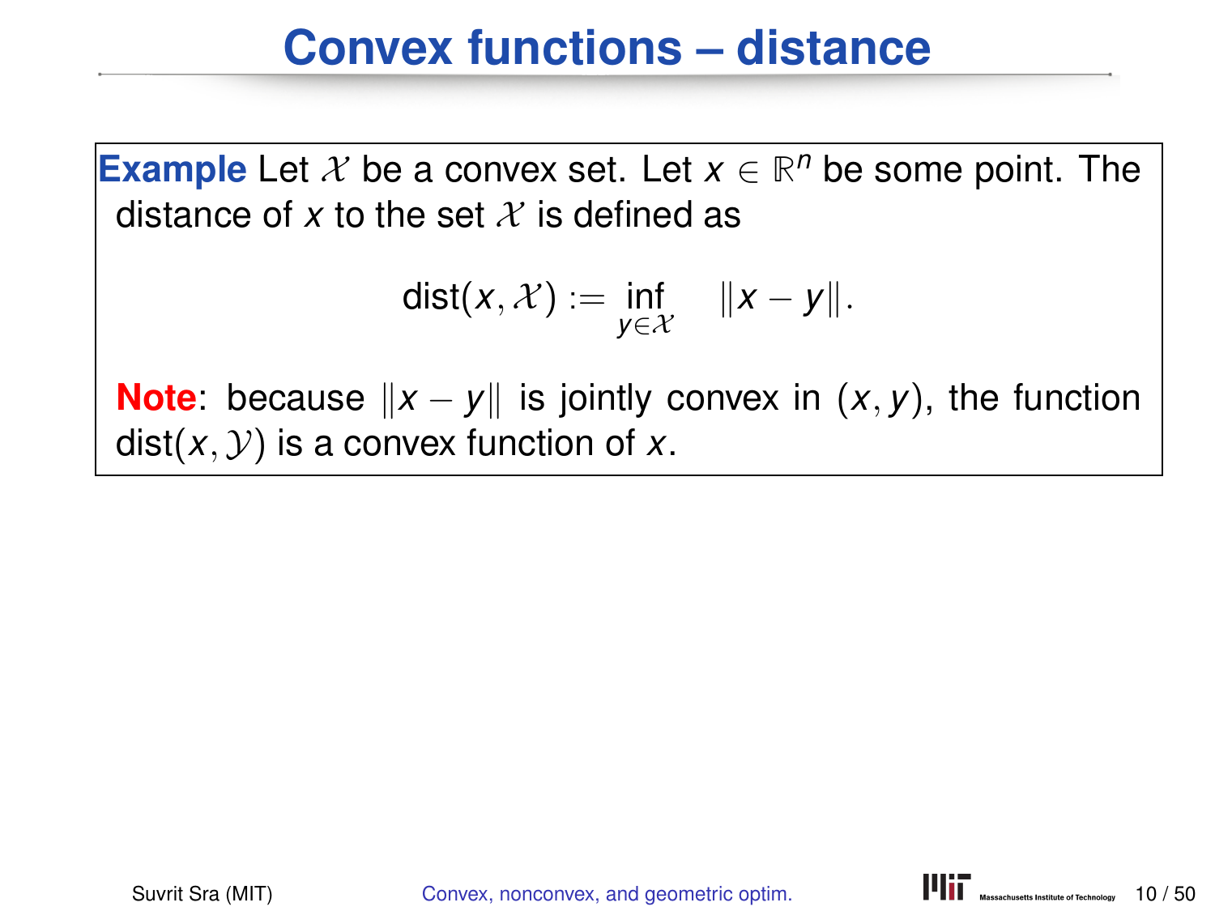# Convex functions – distance

**Example** Let $\mathcal{X}$ be a convex set. Let $x \in \mathbb{R}^n$ be some point. The distance of $x$ to the set $\mathcal{X}$ is defined as

$$\operatorname{dist}(x, \mathcal{X}) := \inf_{y \in \mathcal{X}} \quad \|x - y\|.$$

**Note**: because $\|x - y\|$ is jointly convex in $(x, y)$, the function $\operatorname{dist}(x, \mathcal{Y})$ is a convex function of $x$.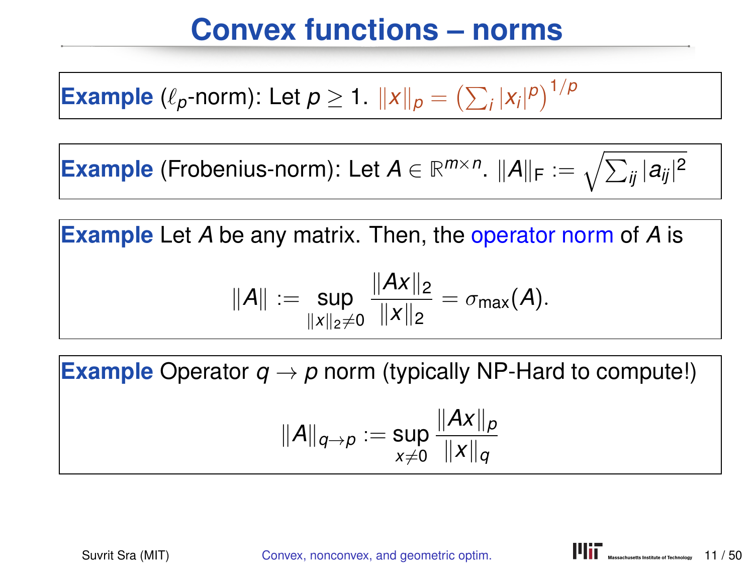# Convex functions – norms

**Example** ($\ell_p$-norm): Let $p \geq 1$. $\|x\|_p = \left(\sum_i |x_i|^p\right)^{1/p}$

**Example** (Frobenius-norm): Let $A \in \mathbb{R}^{m \times n}$. $\|A\|_F := \sqrt{\sum_{ij} |a_{ij}|^2}$

**Example** Let $A$ be any matrix. Then, the operator norm of $A$ is

$$\|A\| := \sup_{\|x\|_2 \neq 0} \frac{\|Ax\|_2}{\|x\|_2} = \sigma_{\max}(A).$$

**Example** Operator $q \to p$ norm (typically NP-Hard to compute!)

$$\|A\|_{q \to p} := \sup_{x \neq 0} \frac{\|Ax\|_p}{\|x\|_q}$$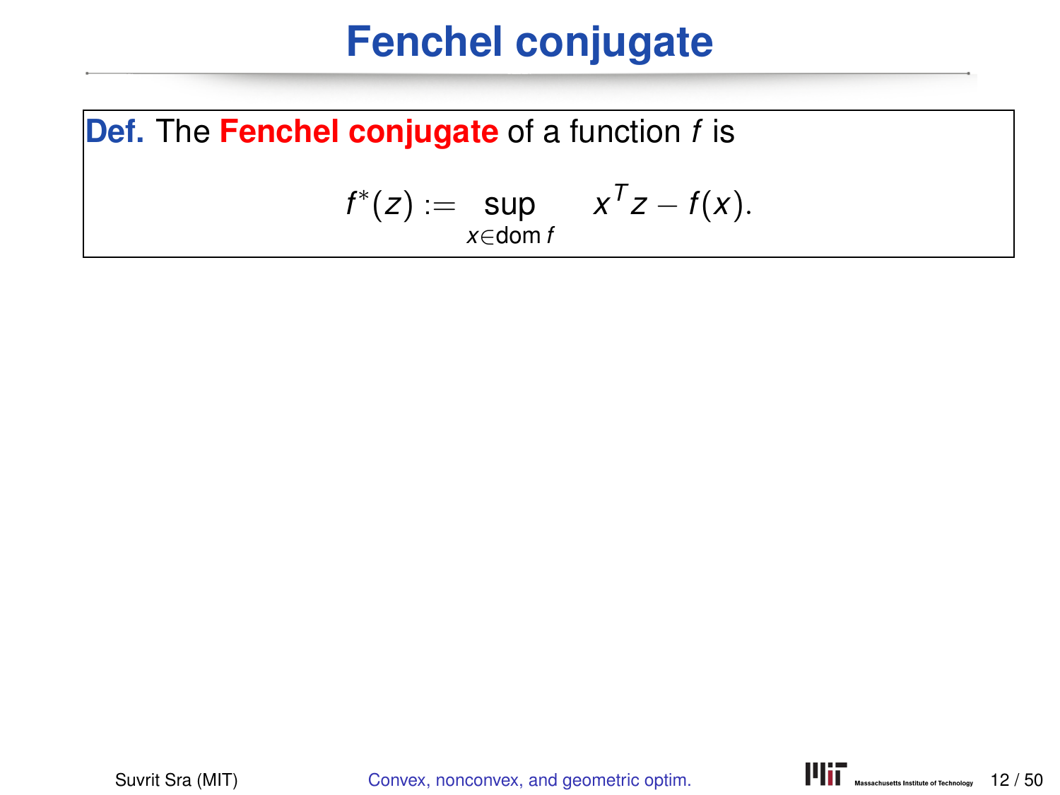# Fenchel conjugate

**Def.** The **Fenchel conjugate** of a function $f$ is

$$f^*(z) := \sup_{x \in \text{dom}\, f} \quad x^T z - f(x).$$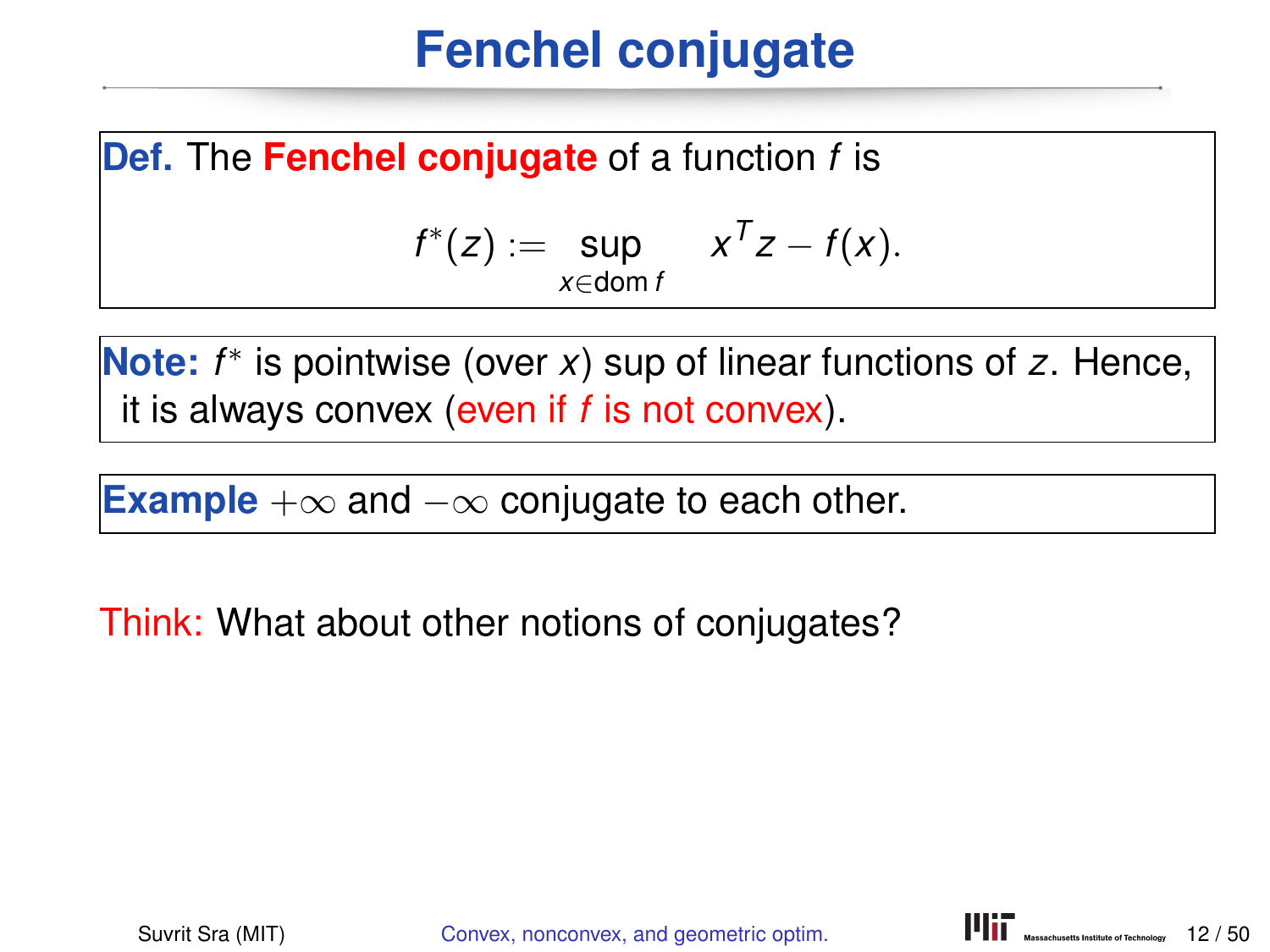# Fenchel conjugate

**Def.** The **Fenchel conjugate** of a function $f$ is

$$f^*(z) := \sup_{x \in \operatorname{dom} f} \quad x^T z - f(x).$$

**Note:** $f^*$ is pointwise (over $x$) sup of linear functions of $z$. Hence, it is always convex (even if $f$ is not convex).

**Example** $+\infty$ and $-\infty$ conjugate to each other.

Think: What about other notions of conjugates?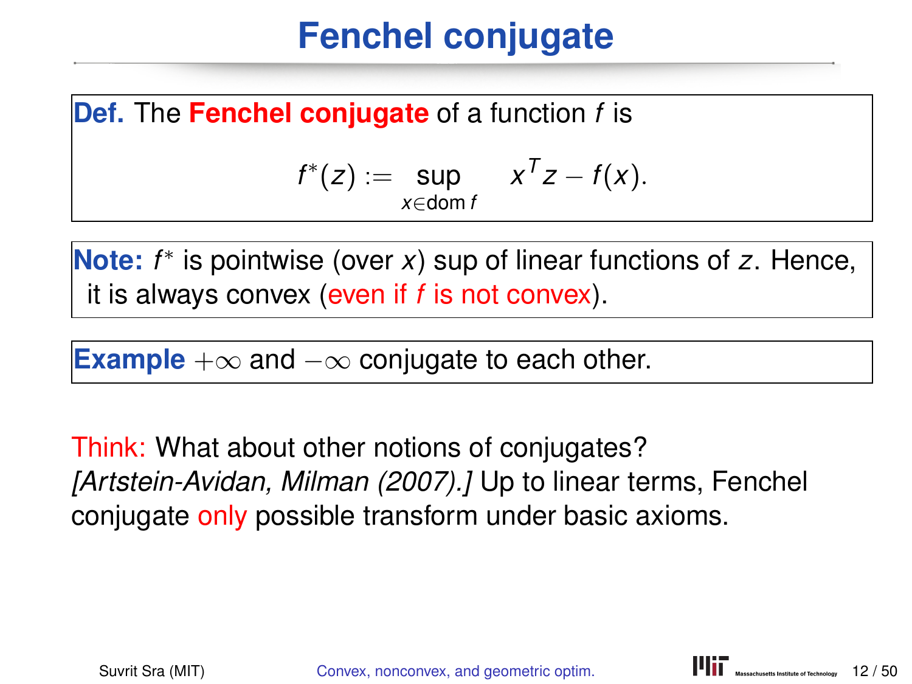# Fenchel conjugate

**Def.** The **Fenchel conjugate** of a function $f$ is

$$f^*(z) := \sup_{x \in \operatorname{dom} f} \quad x^T z - f(x).$$

**Note:** $f^*$ is pointwise (over $x$) sup of linear functions of $z$. Hence, it is always convex (even if $f$ is not convex).

**Example** $+\infty$ and $-\infty$ conjugate to each other.

Think: What about other notions of conjugates?
*[Artstein-Avidan, Milman (2007).]* Up to linear terms, Fenchel conjugate only possible transform under basic axioms.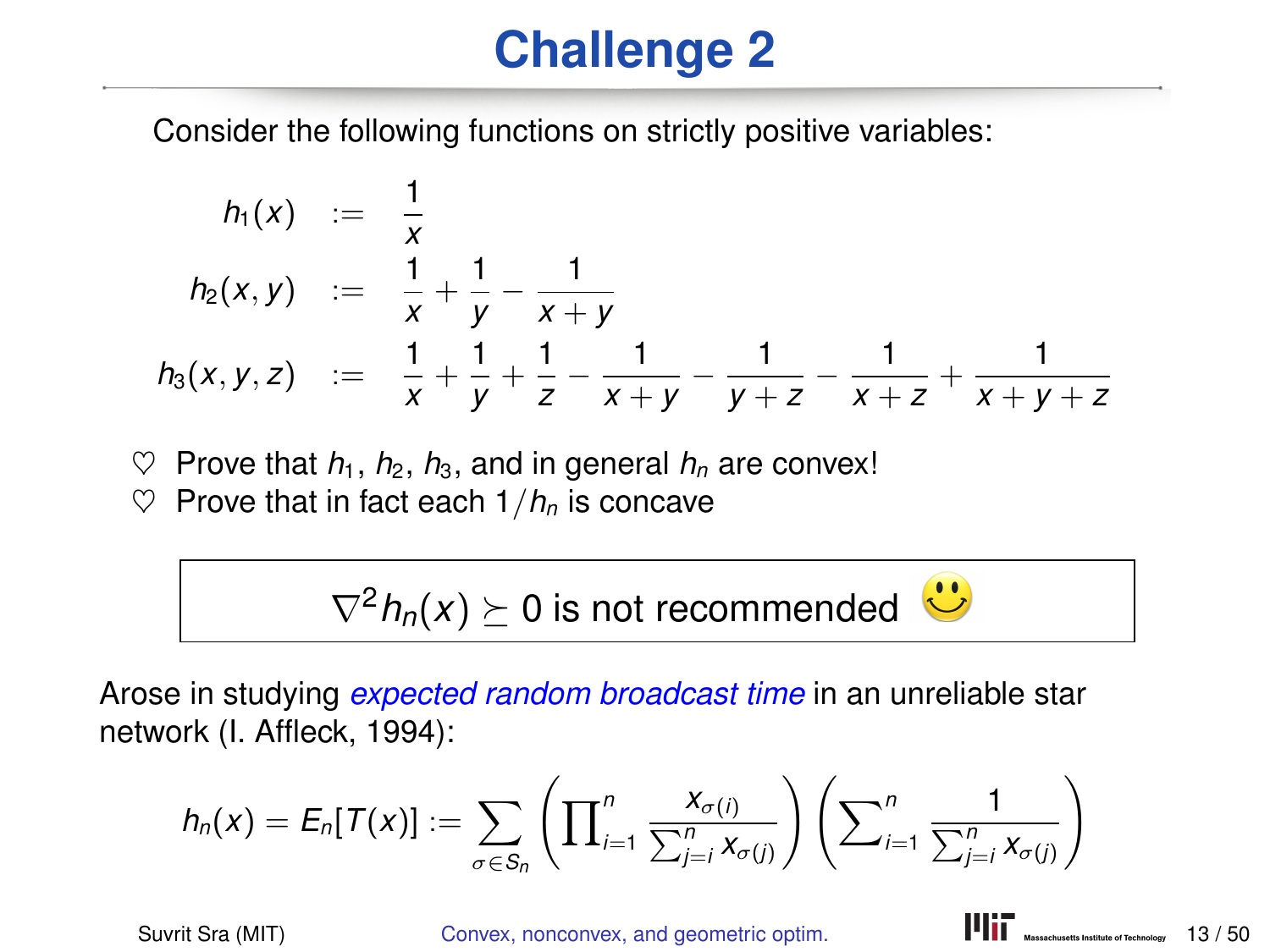# Challenge 2

Consider the following functions on strictly positive variables:

$$
\begin{aligned}
h_1(x) &:= \frac{1}{x} \\
h_2(x, y) &:= \frac{1}{x} + \frac{1}{y} - \frac{1}{x+y} \\
h_3(x, y, z) &:= \frac{1}{x} + \frac{1}{y} + \frac{1}{z} - \frac{1}{x+y} - \frac{1}{y+z} - \frac{1}{x+z} + \frac{1}{x+y+z}
\end{aligned}
$$

- ♡ Prove that $h_1$, $h_2$, $h_3$, and in general $h_n$ are convex!
- ♡ Prove that in fact each $1/h_n$ is concave

> $\nabla^2 h_n(x) \succeq 0$ is not recommended 🙂

Arose in studying *expected random broadcast time* in an unreliable star network (I. Affleck, 1994):

$$
h_n(x) = E_n[T(x)] := \sum_{\sigma \in S_n} \left( \prod_{i=1}^{n} \frac{x_{\sigma(i)}}{\sum_{j=i}^{n} x_{\sigma(j)}} \right) \left( \sum_{i=1}^{n} \frac{1}{\sum_{j=i}^{n} x_{\sigma(j)}} \right)
$$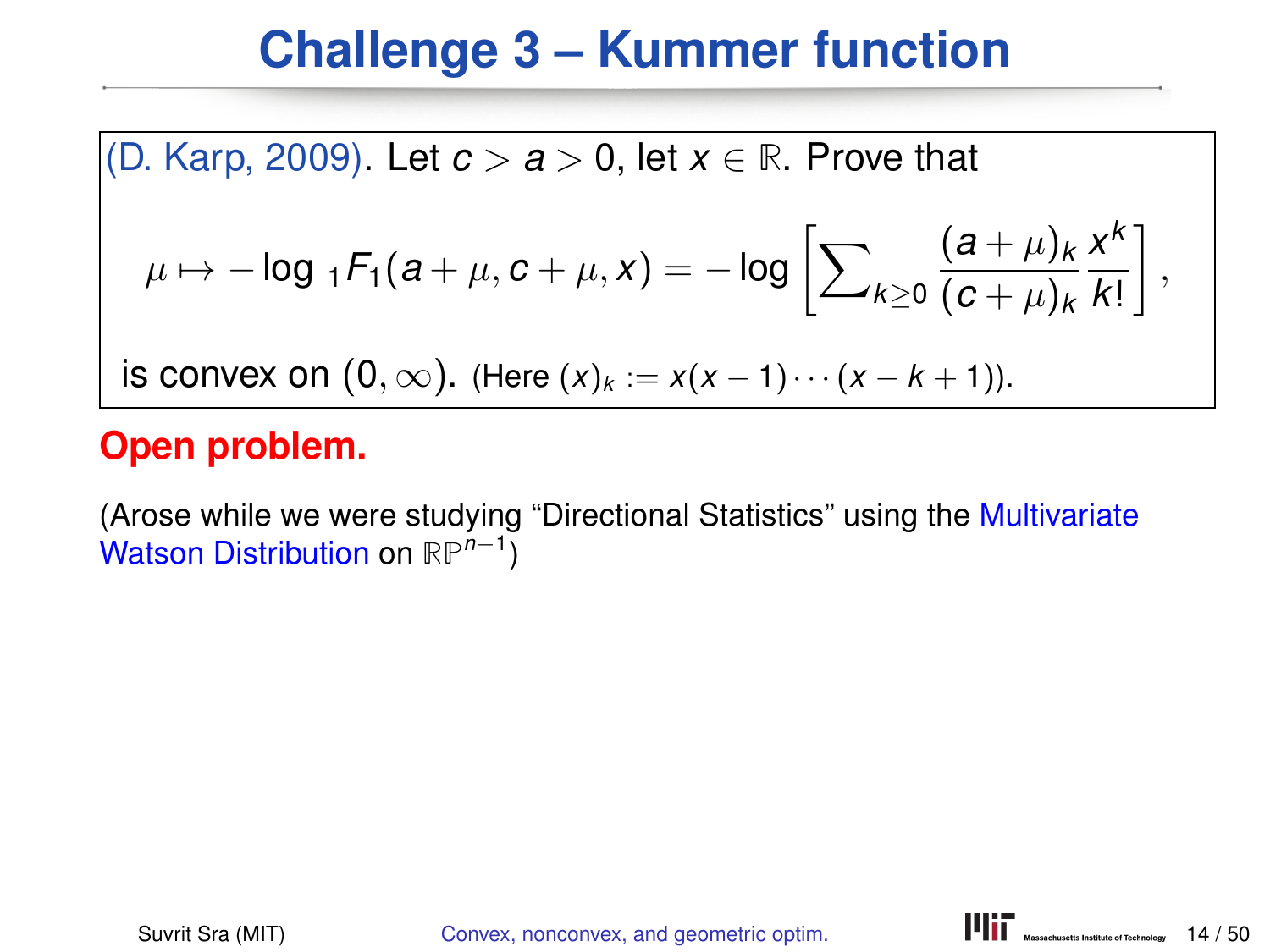# Challenge 3 – Kummer function

(D. Karp, 2009). Let $c > a > 0$, let $x \in \mathbb{R}$. Prove that

$$\mu \mapsto -\log {}_1F_1(a+\mu, c+\mu, x) = -\log\left[\sum\nolimits_{k\geq 0} \frac{(a+\mu)_k}{(c+\mu)_k}\frac{x^k}{k!}\right],$$

is convex on $(0,\infty)$. (Here $(x)_k := x(x-1)\cdots(x-k+1)$).

**Open problem.**

(Arose while we were studying "Directional Statistics" using the Multivariate Watson Distribution on $\mathbb{RP}^{n-1}$)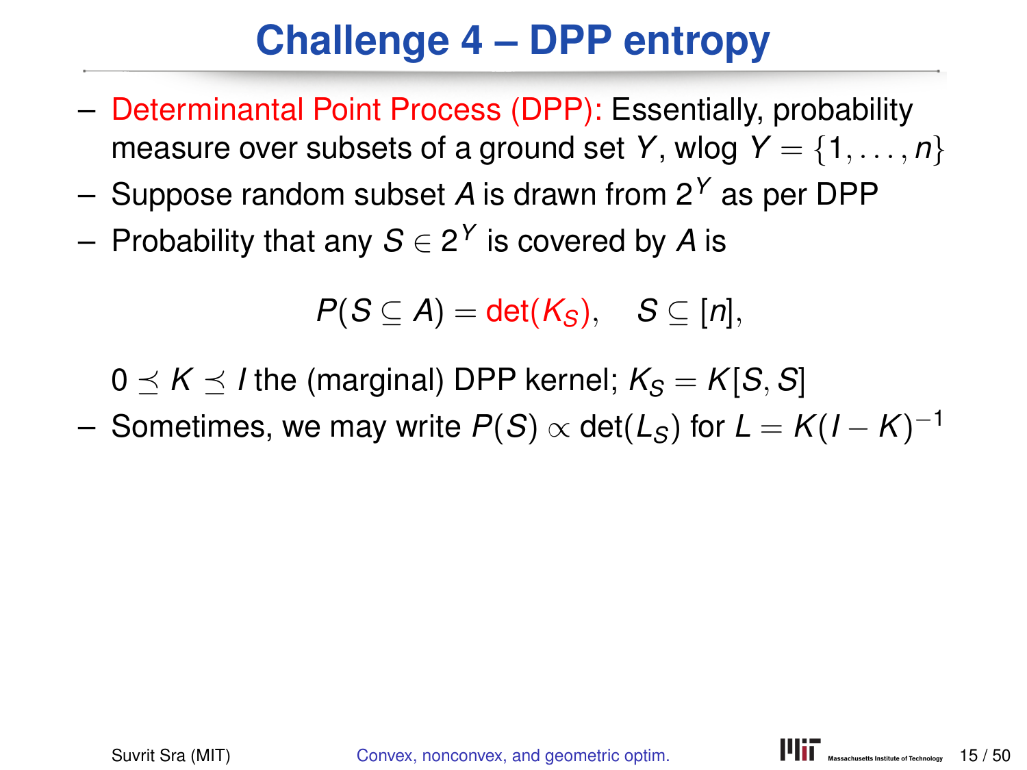# Challenge 4 – DPP entropy

- Determinantal Point Process (DPP): Essentially, probability measure over subsets of a ground set $Y$, wlog $Y = \{1, \ldots, n\}$
- Suppose random subset $A$ is drawn from $2^Y$ as per DPP
- Probability that any $S \in 2^Y$ is covered by $A$ is

$$P(S \subseteq A) = \det(K_S), \quad S \subseteq [n],$$

  $0 \preceq K \preceq I$ the (marginal) DPP kernel; $K_S = K[S, S]$
- Sometimes, we may write $P(S) \propto \det(L_S)$ for $L = K(I - K)^{-1}$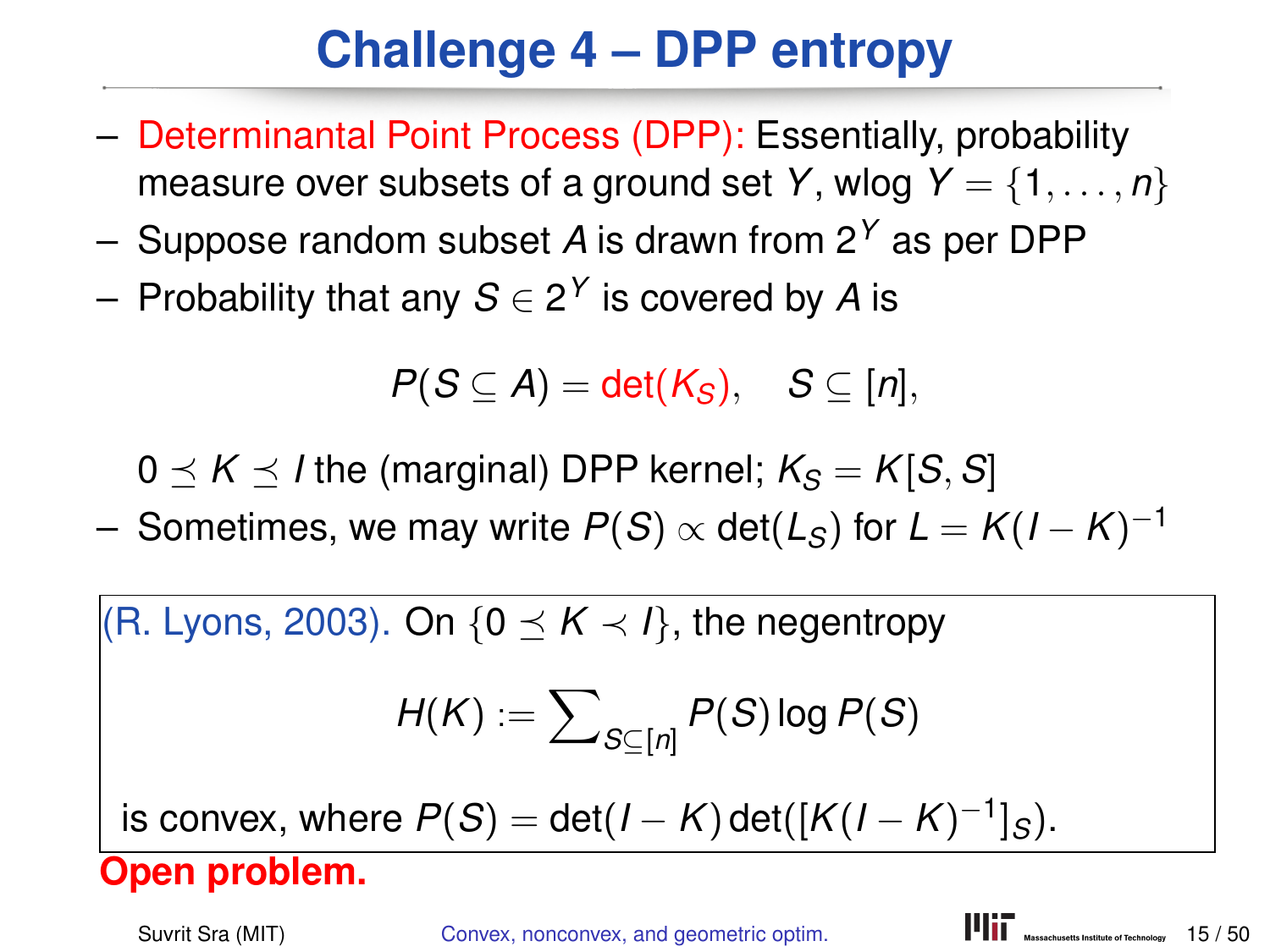# Challenge 4 – DPP entropy

- Determinantal Point Process (DPP): Essentially, probability measure over subsets of a ground set $Y$, wlog $Y = \{1, \ldots, n\}$
- Suppose random subset $A$ is drawn from $2^Y$ as per DPP
- Probability that any $S \in 2^Y$ is covered by $A$ is

$$P(S \subseteq A) = \det(K_S), \quad S \subseteq [n],$$

  $0 \preceq K \preceq I$ the (marginal) DPP kernel; $K_S = K[S, S]$
- Sometimes, we may write $P(S) \propto \det(L_S)$ for $L = K(I - K)^{-1}$

(R. Lyons, 2003). On $\{0 \preceq K \prec I\}$, the negentropy

$$H(K) := \sum\nolimits_{S \subseteq [n]} P(S) \log P(S)$$

is convex, where $P(S) = \det(I - K) \det([K(I - K)^{-1}]_S)$.

**Open problem.**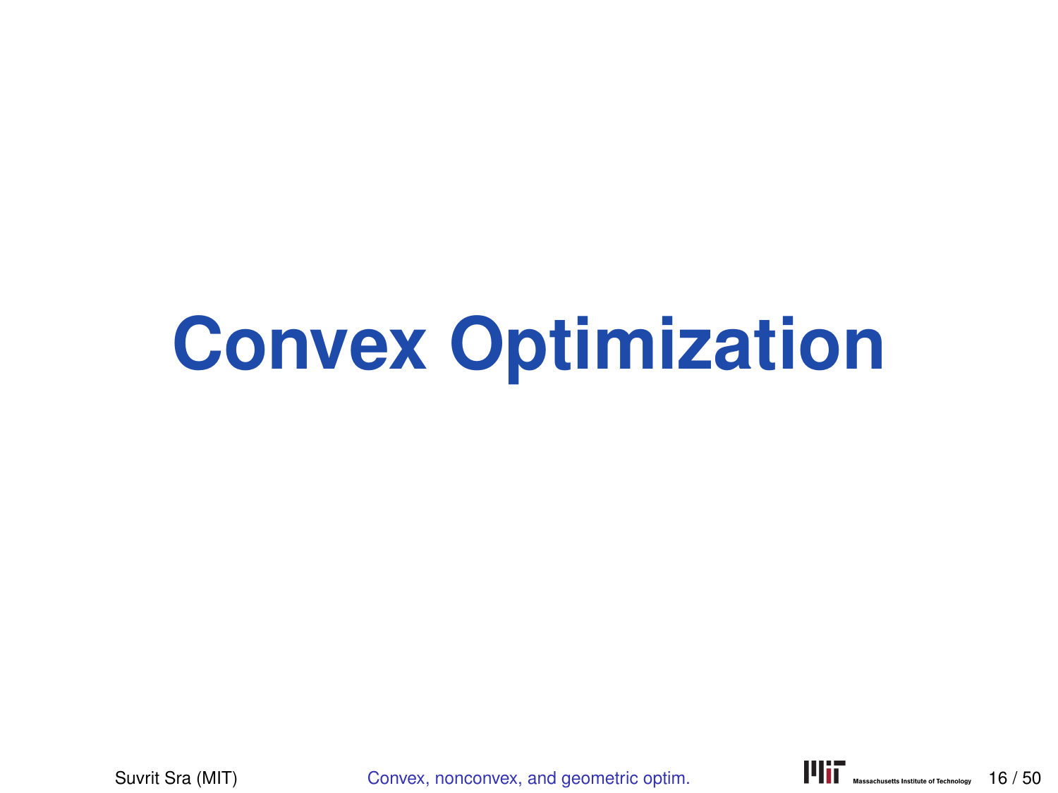# Convex Optimization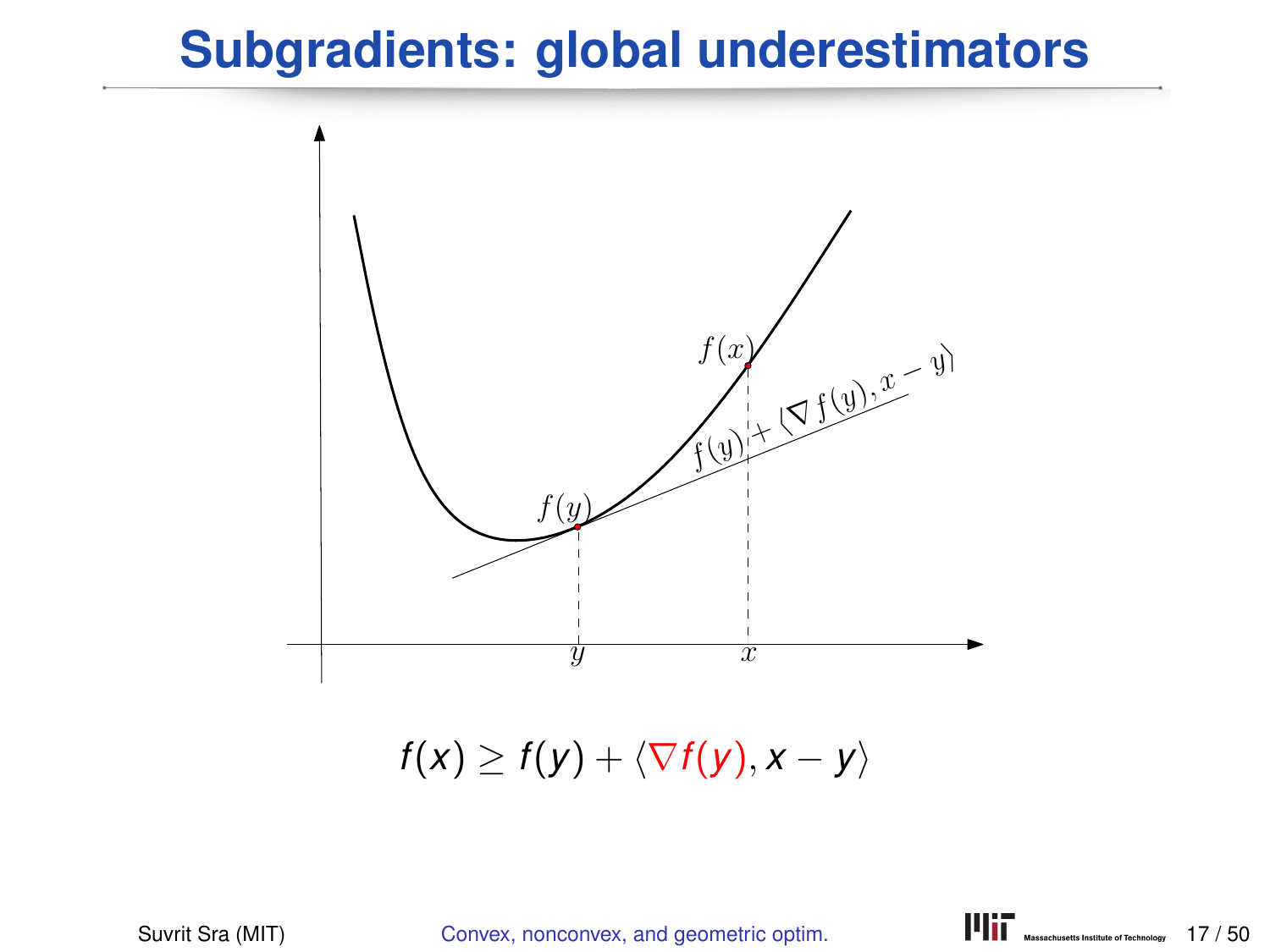# Subgradients: global underestimators

$$f(x) \geq f(y) + \langle \nabla f(y), x - y \rangle$$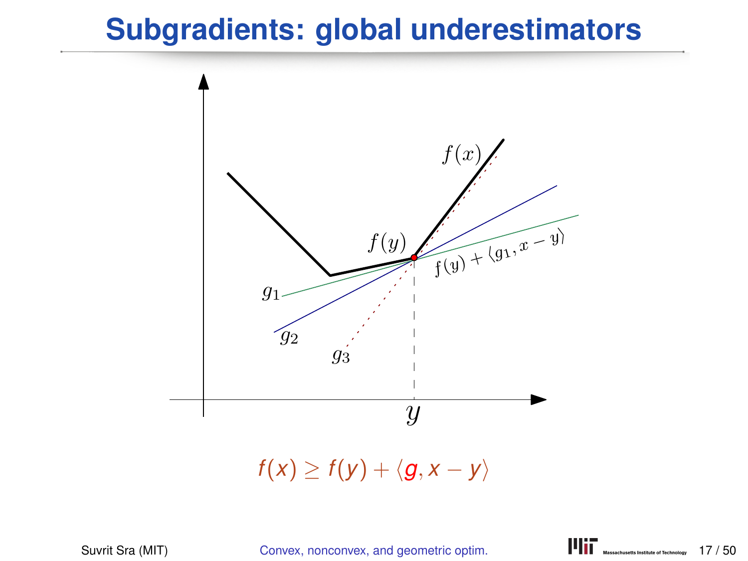# Subgradients: global underestimators

$$f(x) \geq f(y) + \langle g, x - y \rangle$$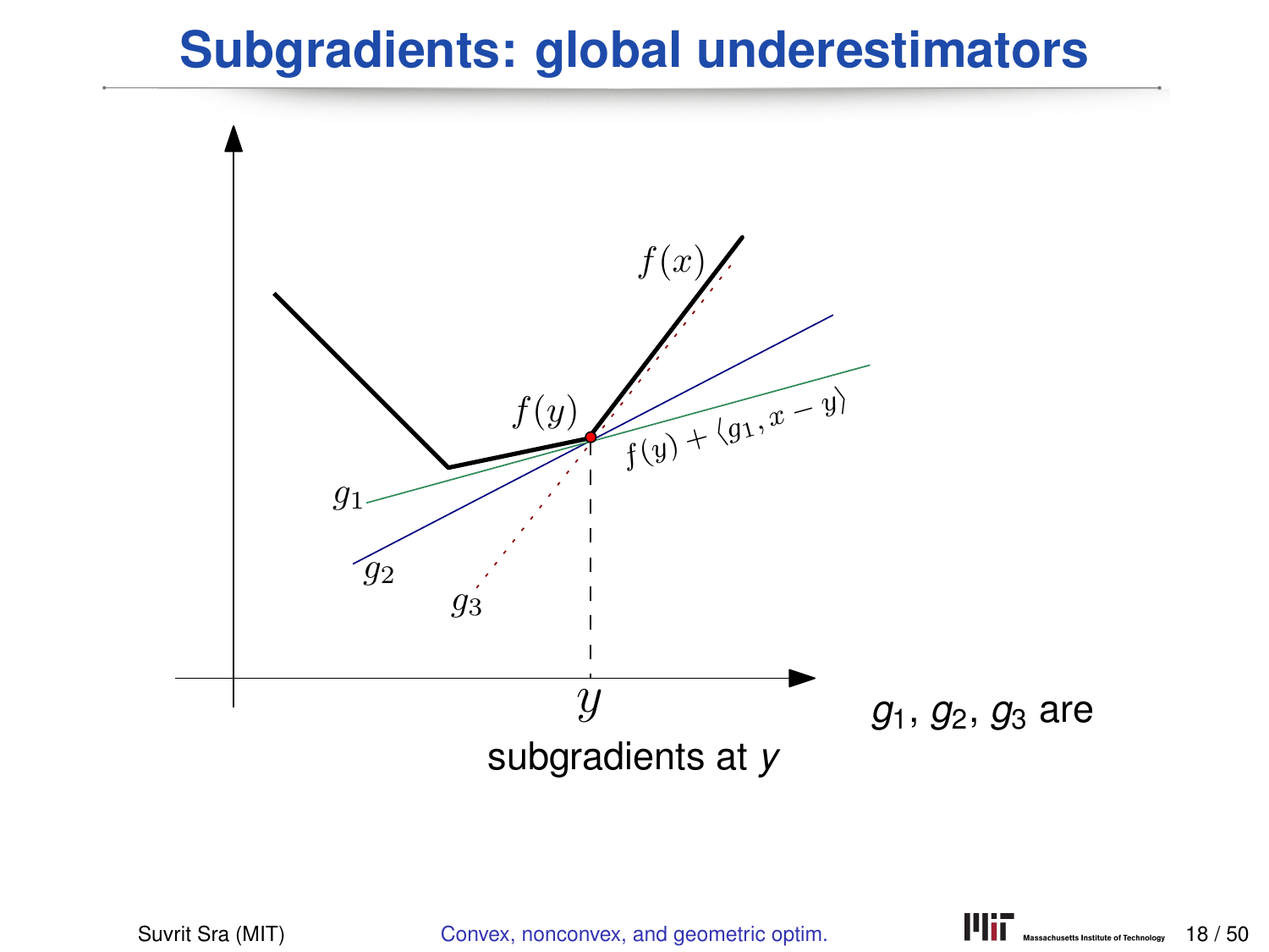# Subgradients: global underestimators

$f(x)$

$f(y)$

$f(y) + \langle g_1, x - y \rangle$

$g_1$

$g_2$

$g_3$

$y$

$g_1$, $g_2$, $g_3$ are subgradients at $y$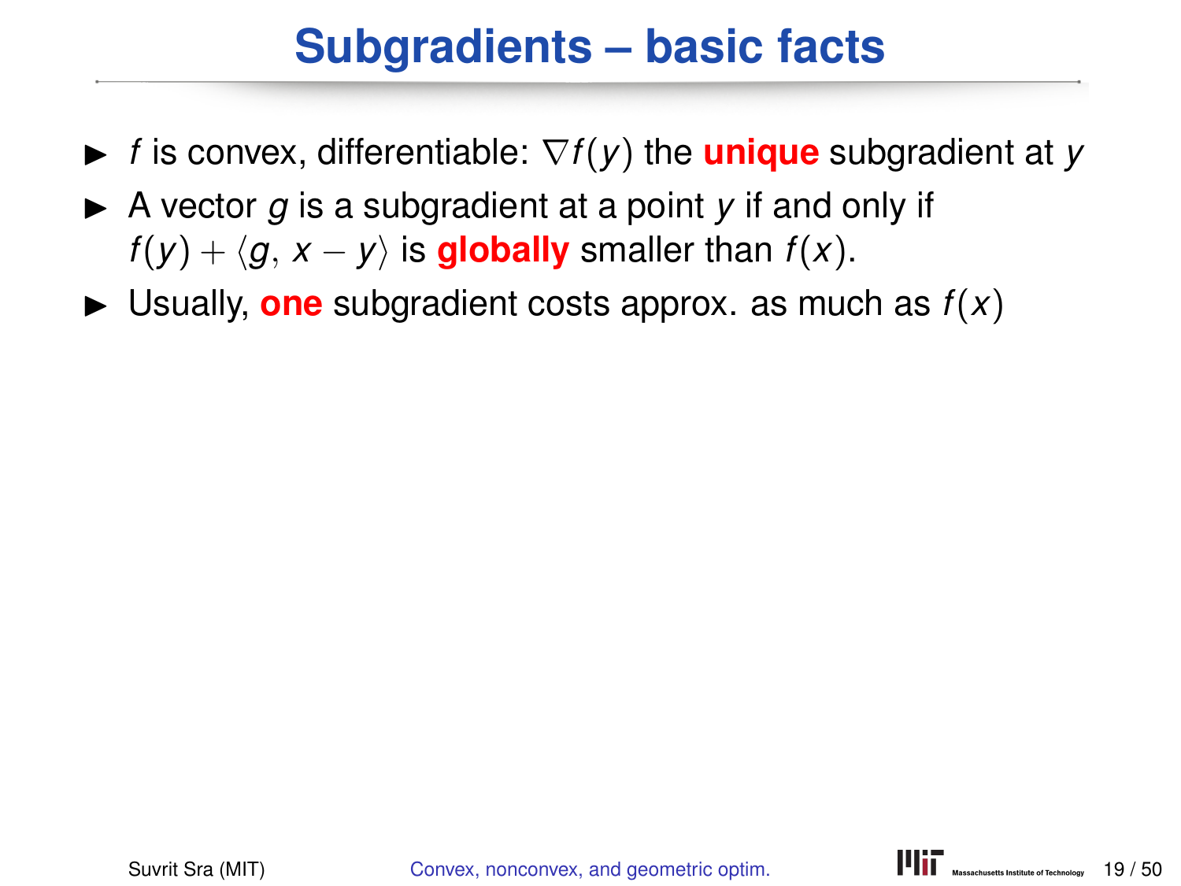# Subgradients – basic facts

- $f$ is convex, differentiable: $\nabla f(y)$ the **unique** subgradient at $y$
- A vector $g$ is a subgradient at a point $y$ if and only if $f(y) + \langle g, x - y \rangle$ is **globally** smaller than $f(x)$.
- Usually, **one** subgradient costs approx. as much as $f(x)$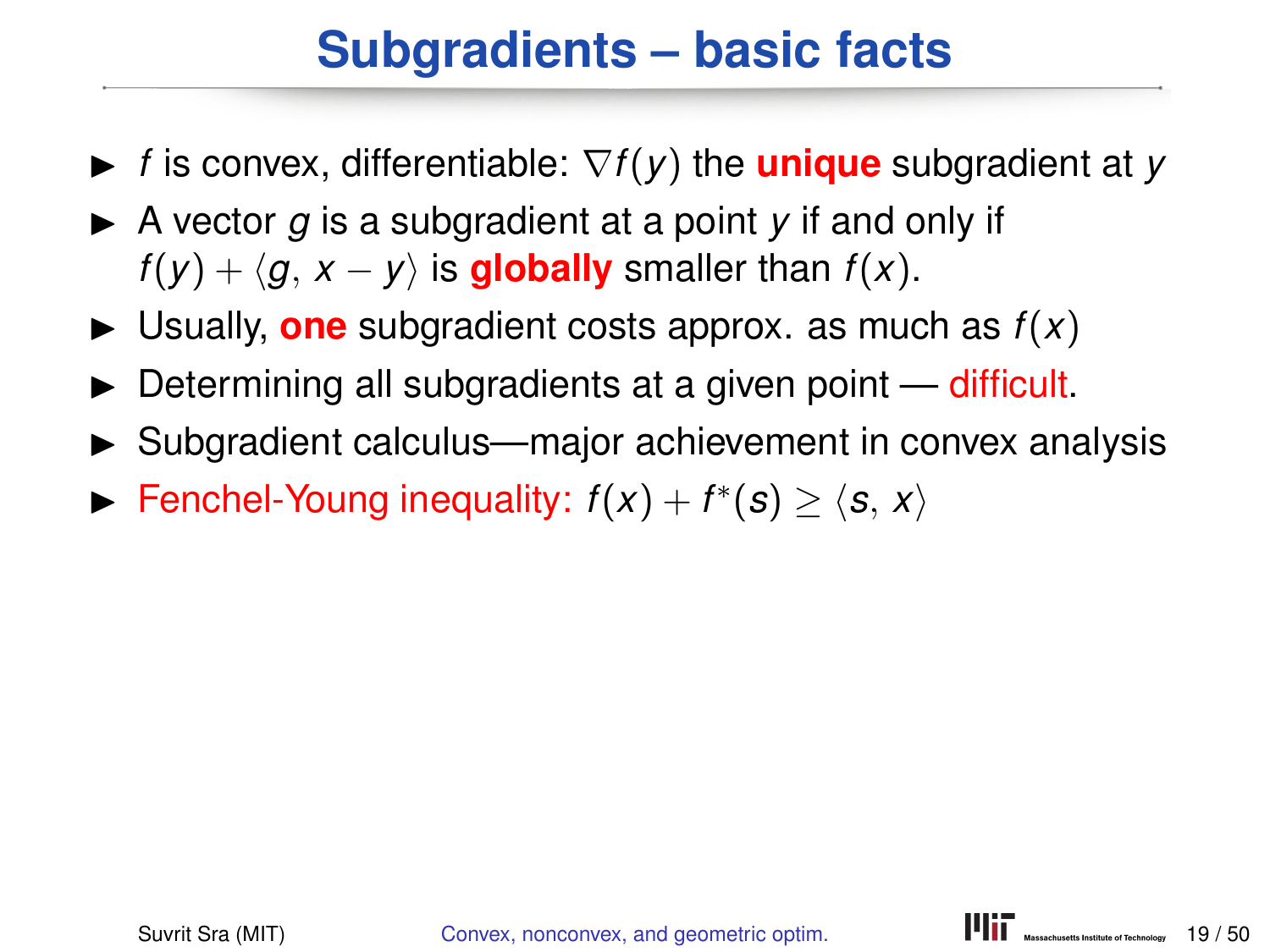# Subgradients – basic facts

- $f$ is convex, differentiable: $\nabla f(y)$ the **unique** subgradient at $y$
- A vector $g$ is a subgradient at a point $y$ if and only if $f(y) + \langle g, x - y \rangle$ is **globally** smaller than $f(x)$.
- Usually, **one** subgradient costs approx. as much as $f(x)$
- Determining all subgradients at a given point — difficult.
- Subgradient calculus—major achievement in convex analysis
- Fenchel-Young inequality: $f(x) + f^*(s) \geq \langle s, x \rangle$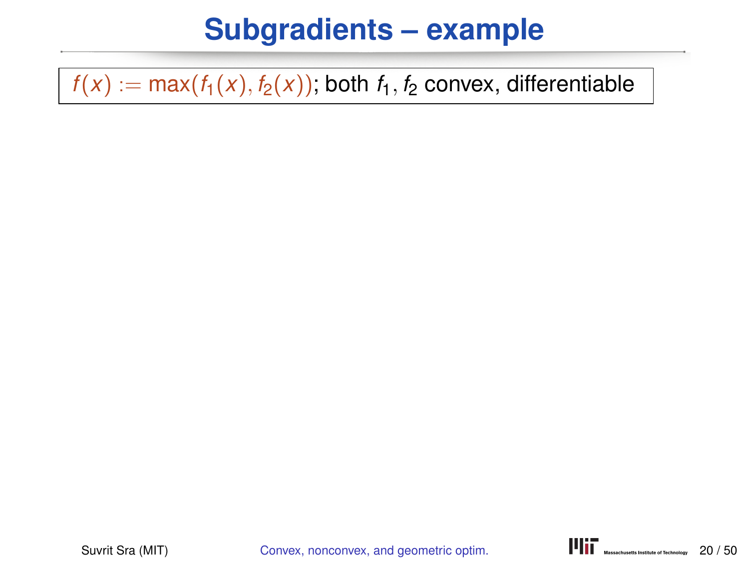# Subgradients – example

$f(x) := \max(f_1(x), f_2(x))$; both $f_1, f_2$ convex, differentiable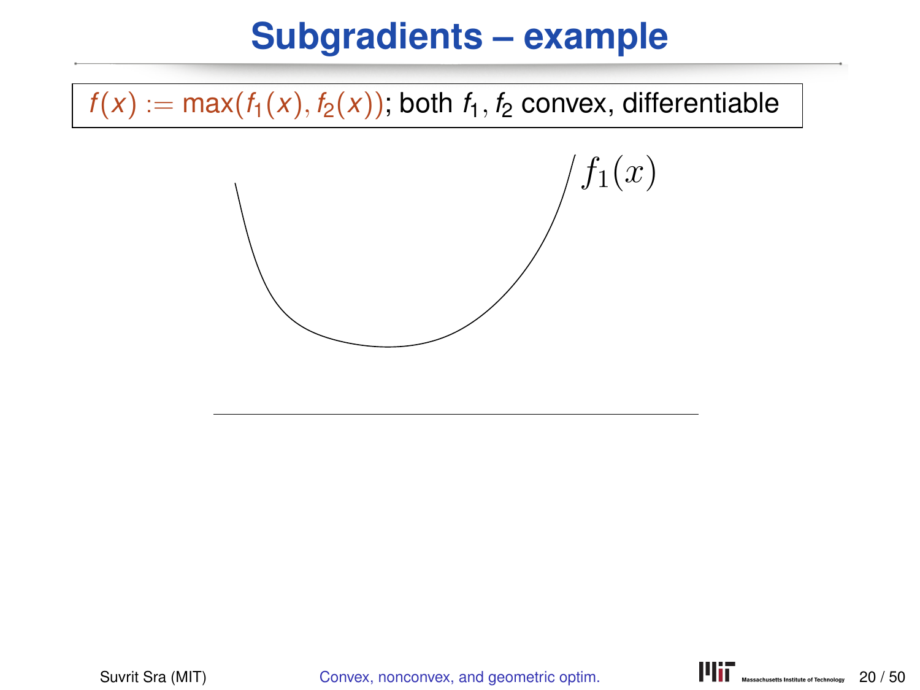# Subgradients – example

$f(x) := \max(f_1(x), f_2(x))$; both $f_1, f_2$ convex, differentiable

$f_1(x)$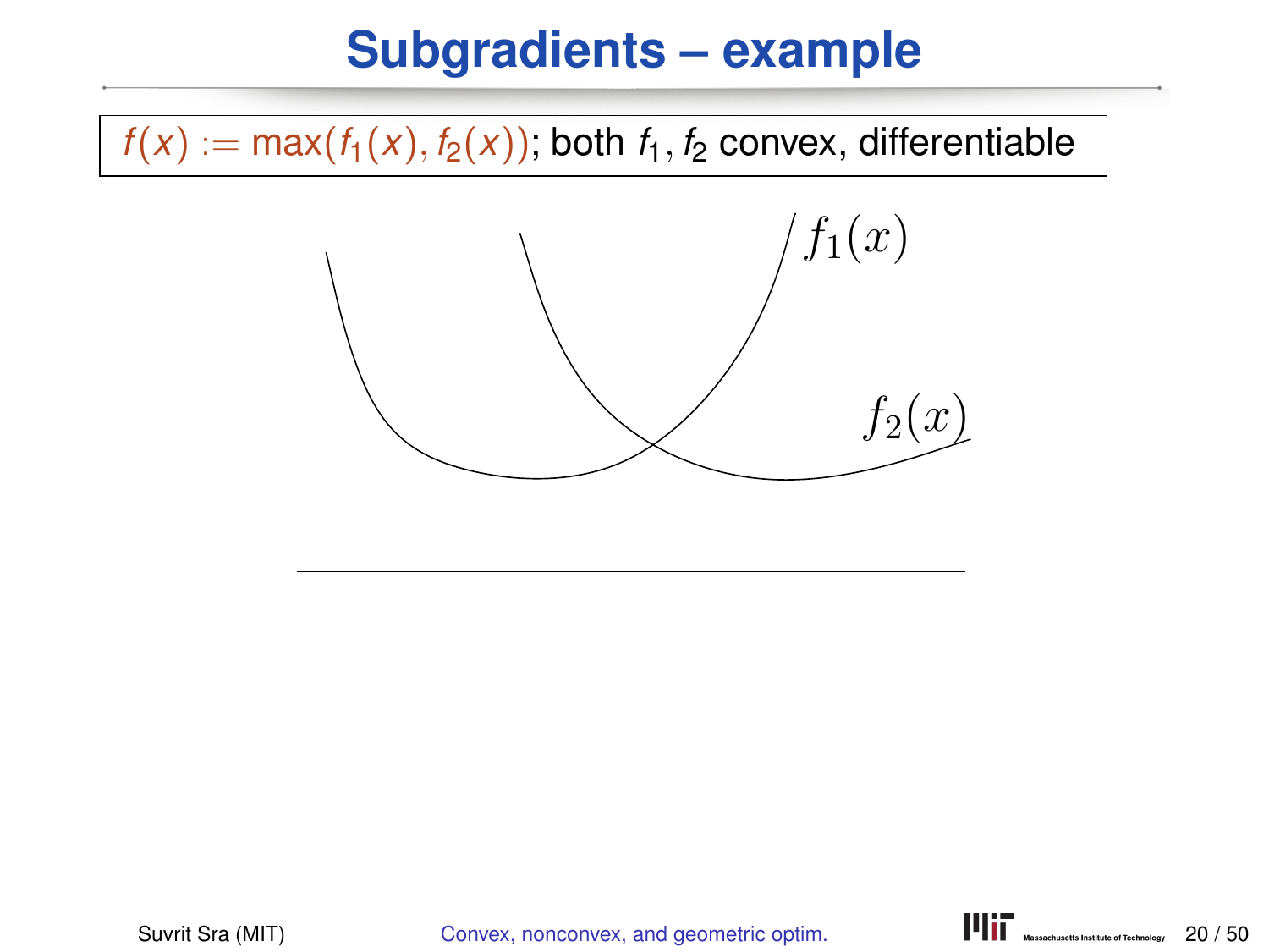# Subgradients – example

$f(x) := \max(f_1(x), f_2(x))$; both $f_1, f_2$ convex, differentiable

$f_1(x)$

$f_2(x)$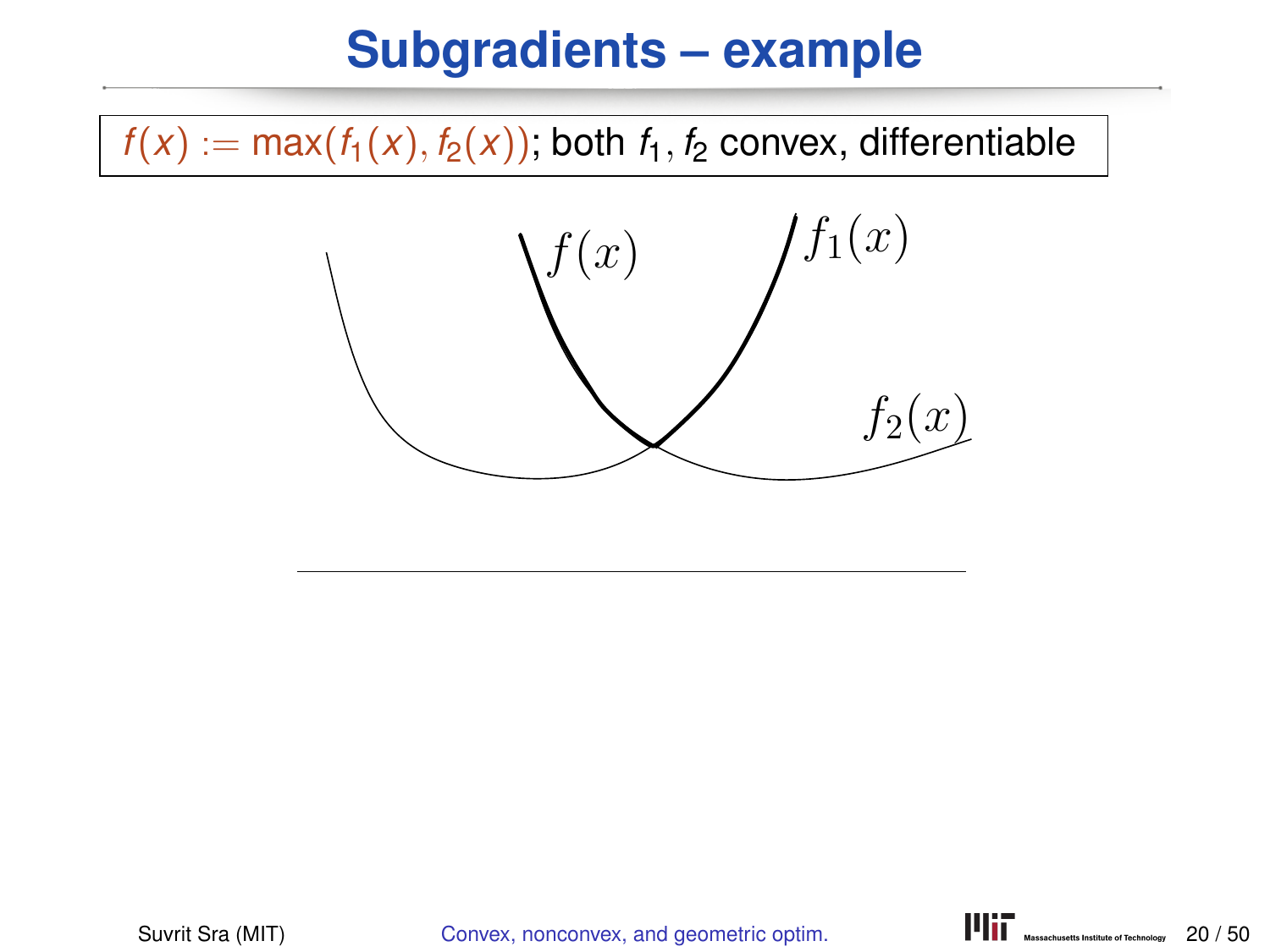# Subgradients – example

$f(x) := \max(f_1(x), f_2(x))$; both $f_1, f_2$ convex, differentiable

$f(x)$ $f_1(x)$ $f_2(x)$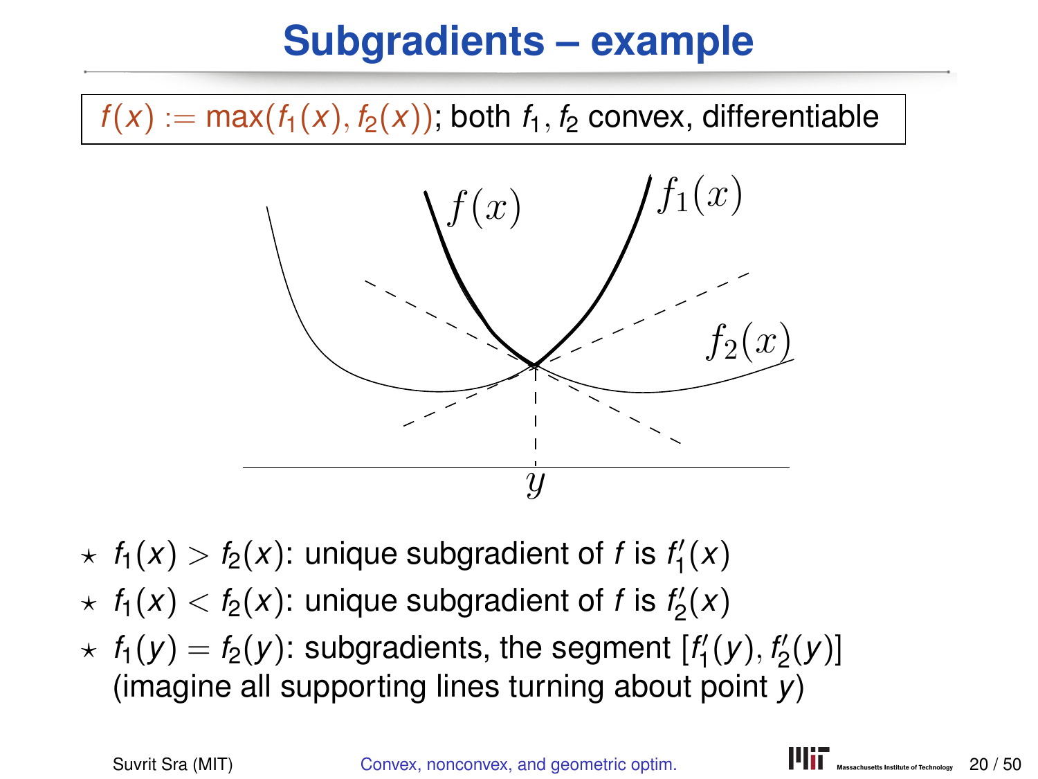# Subgradients – example

$f(x) := \max(f_1(x), f_2(x))$; both $f_1, f_2$ convex, differentiable

- ⋆ $f_1(x) > f_2(x)$: unique subgradient of $f$ is $f_1'(x)$
- ⋆ $f_1(x) < f_2(x)$: unique subgradient of $f$ is $f_2'(x)$
- ⋆ $f_1(y) = f_2(y)$: subgradients, the segment $[f_1'(y), f_2'(y)]$ (imagine all supporting lines turning about point $y$)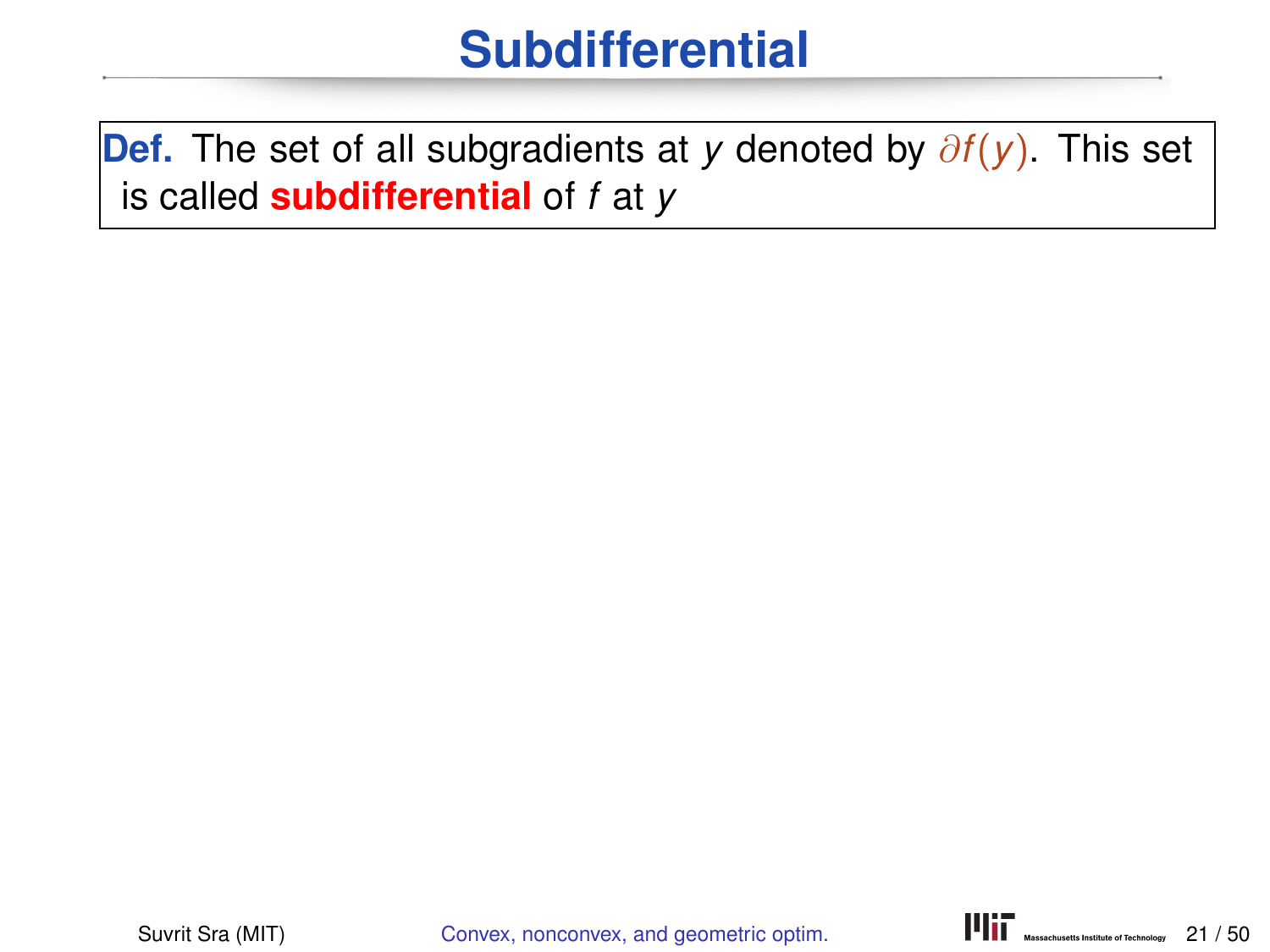# Subdifferential

**Def.** The set of all subgradients at $y$ denoted by $\partial f(y)$. This set is called **subdifferential** of $f$ at $y$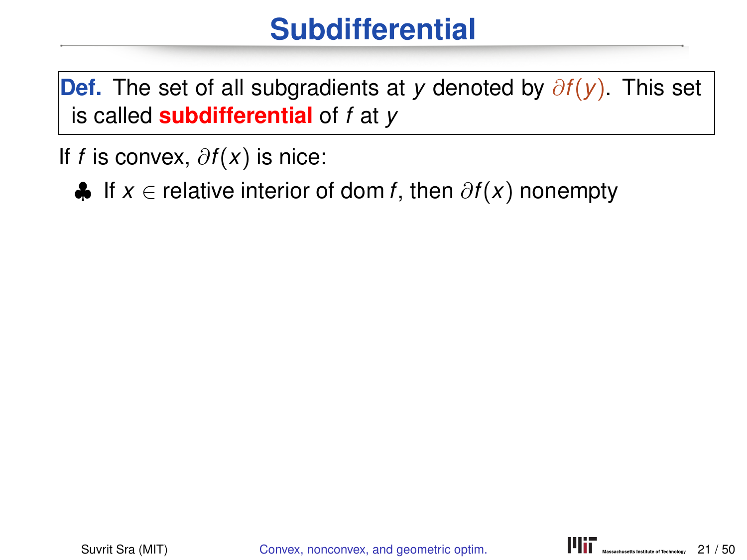# Subdifferential

**Def.** The set of all subgradients at $y$ denoted by $\partial f(y)$. This set is called **subdifferential** of $f$ at $y$

If $f$ is convex, $\partial f(x)$ is nice:

- ♣ If $x \in$ relative interior of dom $f$, then $\partial f(x)$ nonempty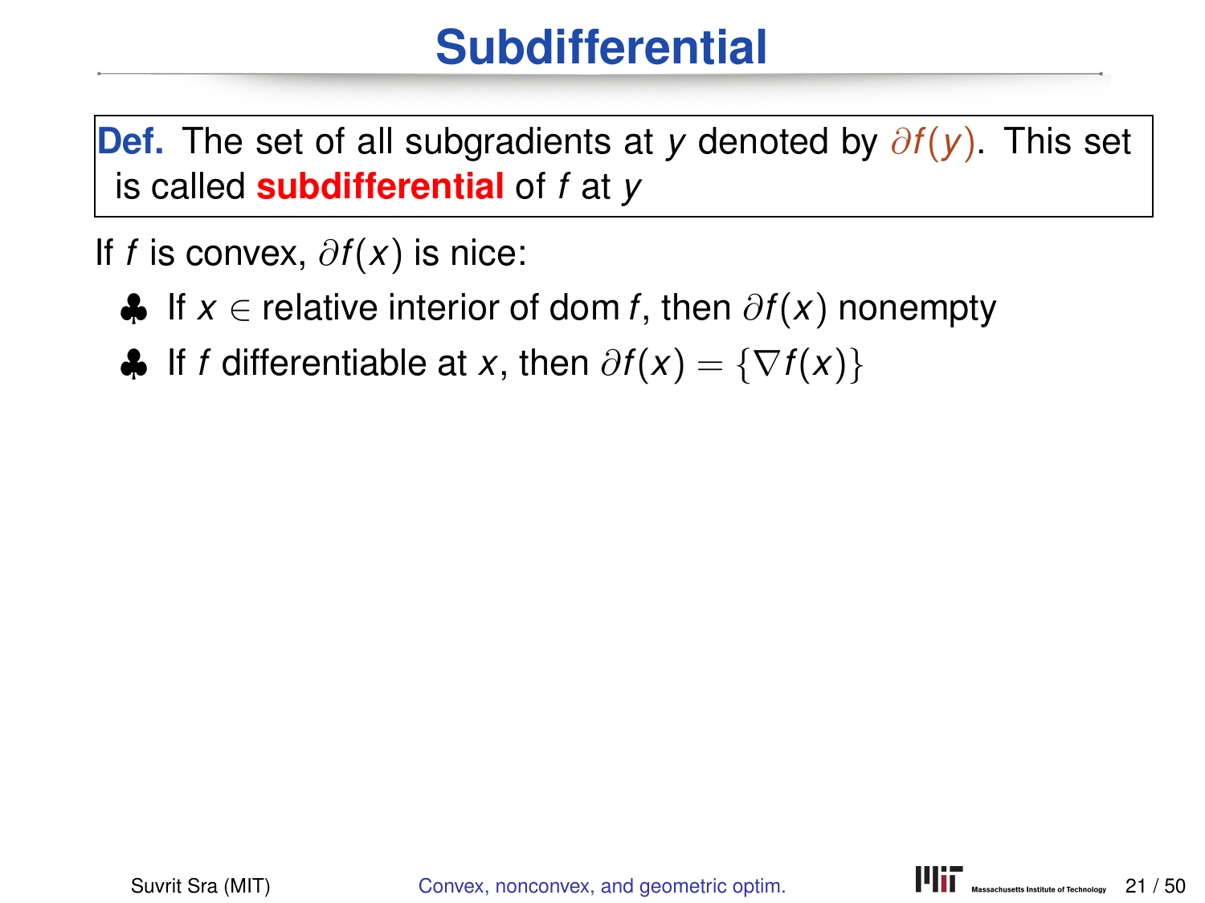# Subdifferential

**Def.** The set of all subgradients at $y$ denoted by $\partial f(y)$. This set is called **subdifferential** of $f$ at $y$

If $f$ is convex, $\partial f(x)$ is nice:

- ♣ If $x \in$ relative interior of dom $f$, then $\partial f(x)$ nonempty
- ♣ If $f$ differentiable at $x$, then $\partial f(x) = \{\nabla f(x)\}$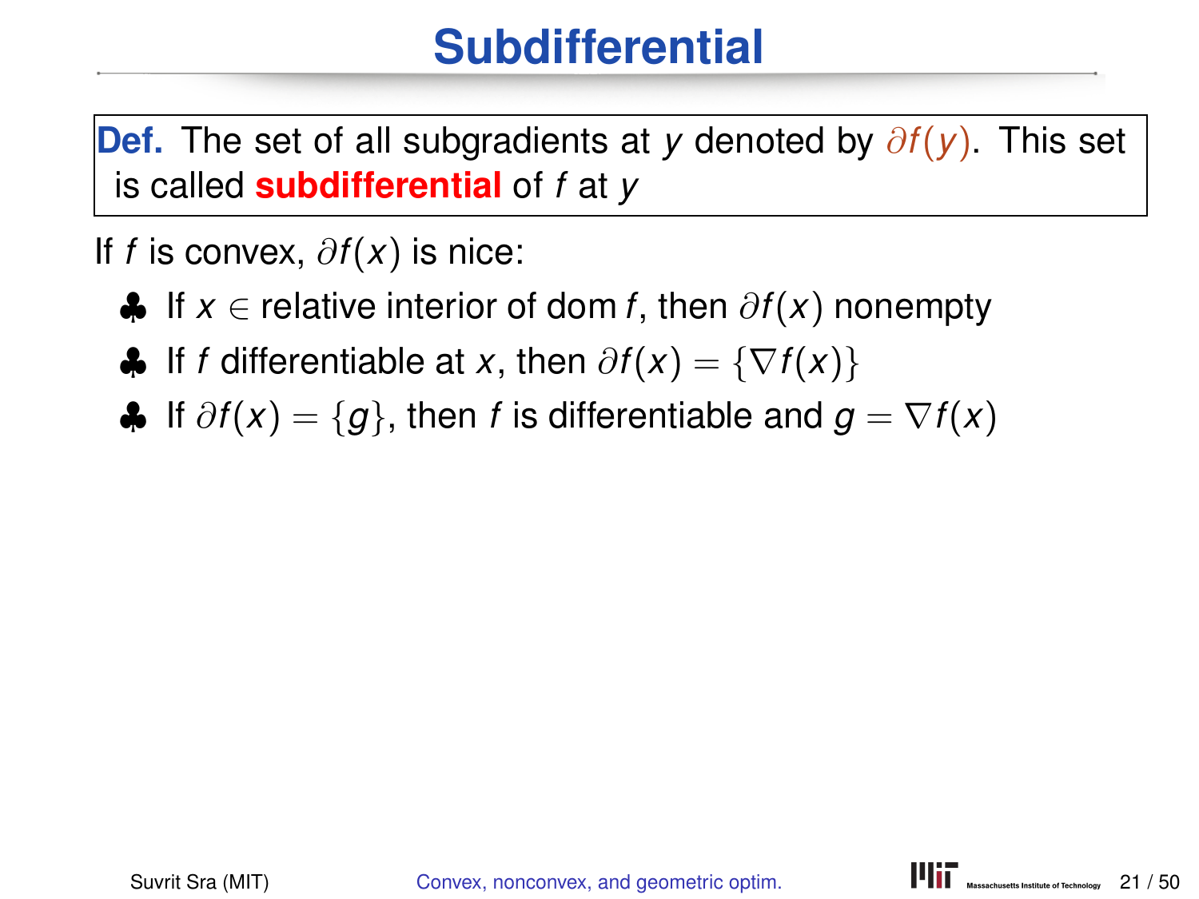# Subdifferential

**Def.** The set of all subgradients at $y$ denoted by $\partial f(y)$. This set is called **subdifferential** of $f$ at $y$

If $f$ is convex, $\partial f(x)$ is nice:

- ♣ If $x \in$ relative interior of dom $f$, then $\partial f(x)$ nonempty
- ♣ If $f$ differentiable at $x$, then $\partial f(x) = \{\nabla f(x)\}$
- ♣ If $\partial f(x) = \{g\}$, then $f$ is differentiable and $g = \nabla f(x)$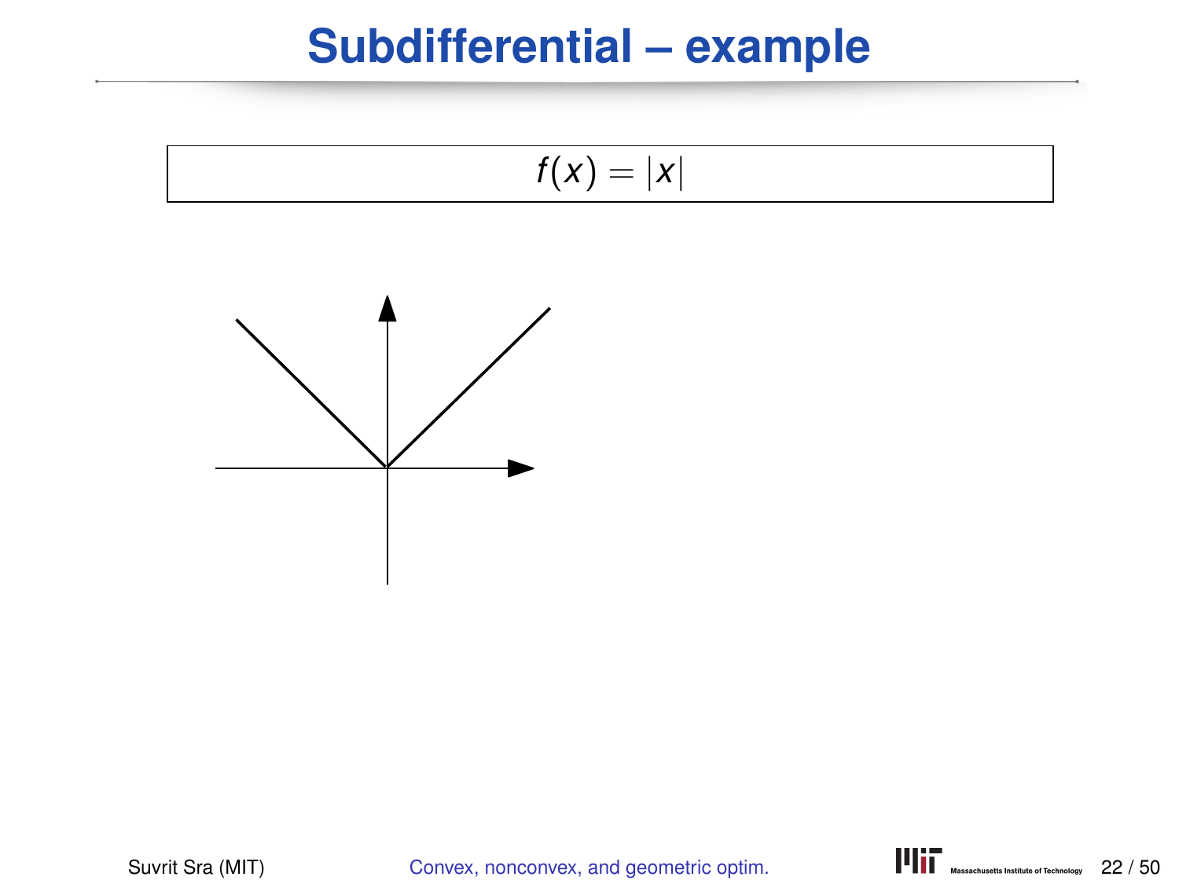# Subdifferential – example

$$f(x) = |x|$$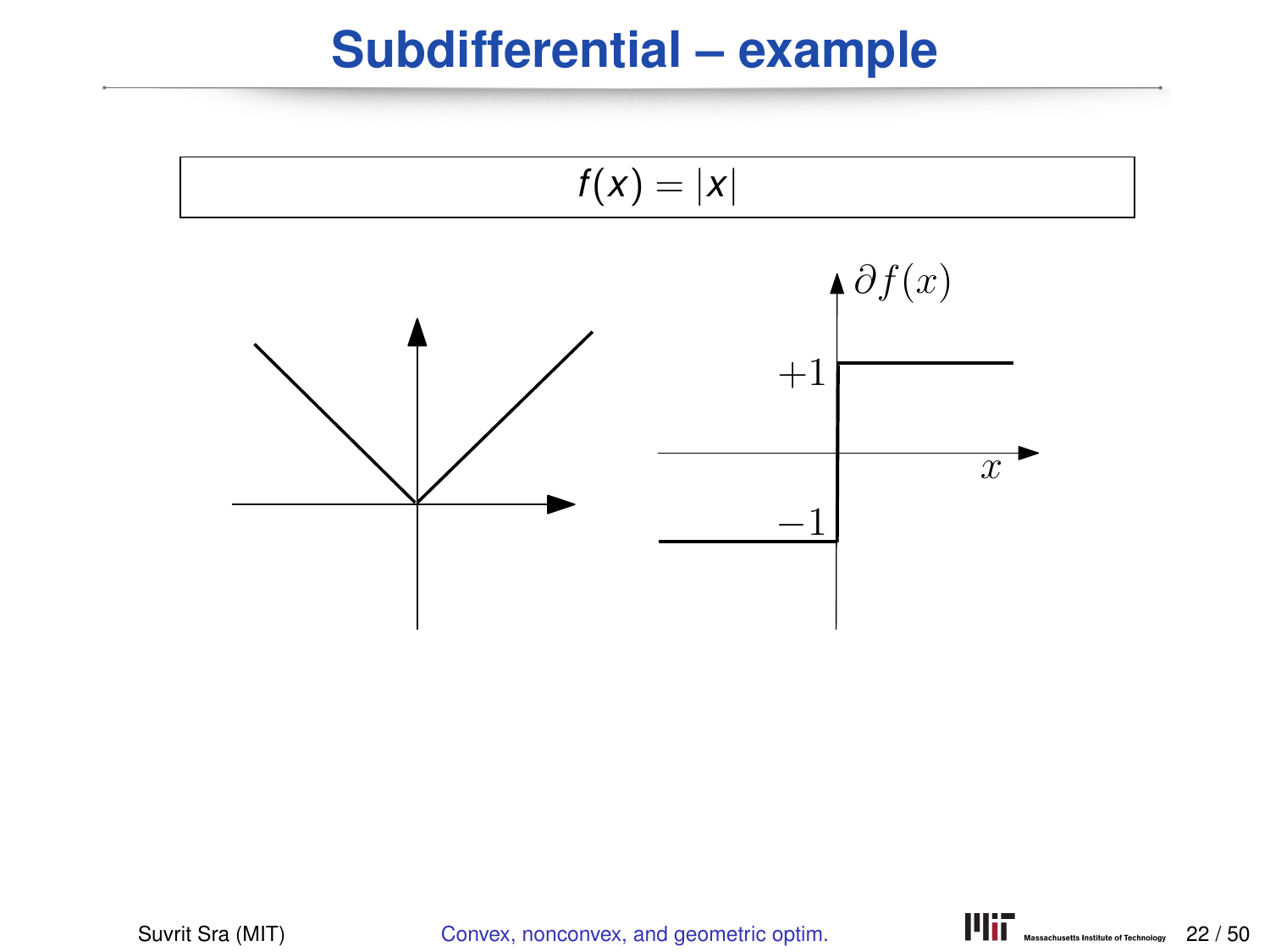# Subdifferential – example

$$f(x) = |x|$$

$\partial f(x)$

$+1$

$x$

$-1$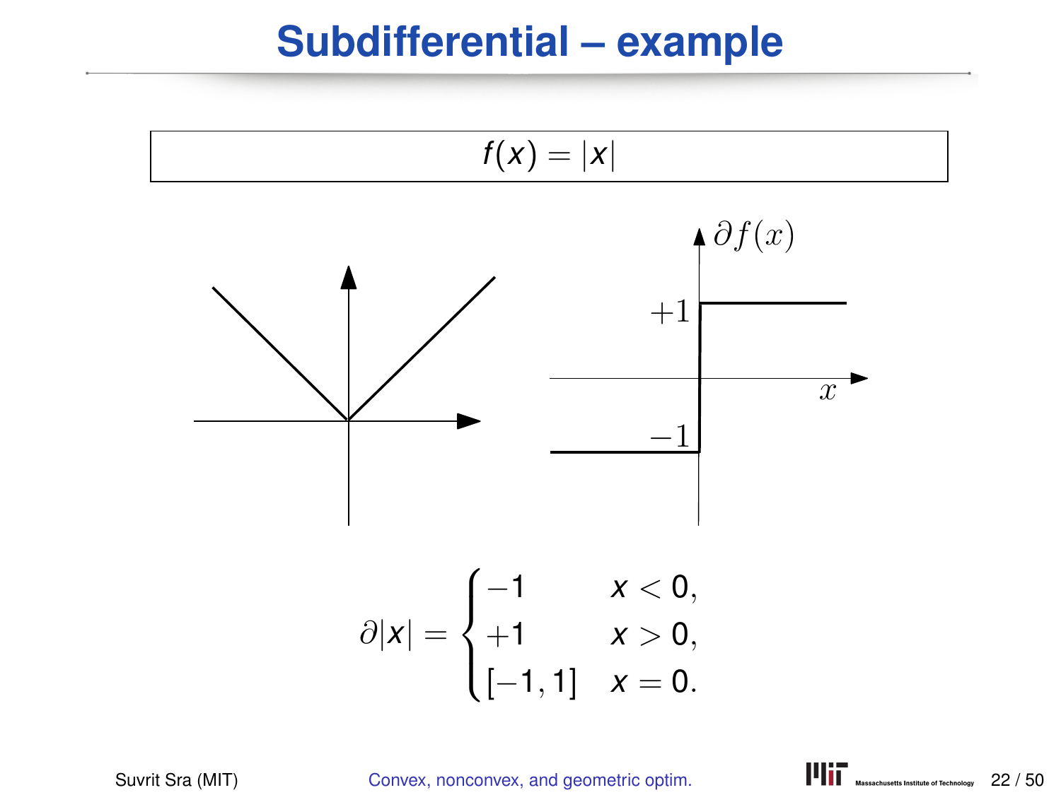# Subdifferential – example

$$f(x) = |x|$$

$$\partial|x| = \begin{cases} -1 & x < 0, \\ +1 & x > 0, \\ [-1, 1] & x = 0. \end{cases}$$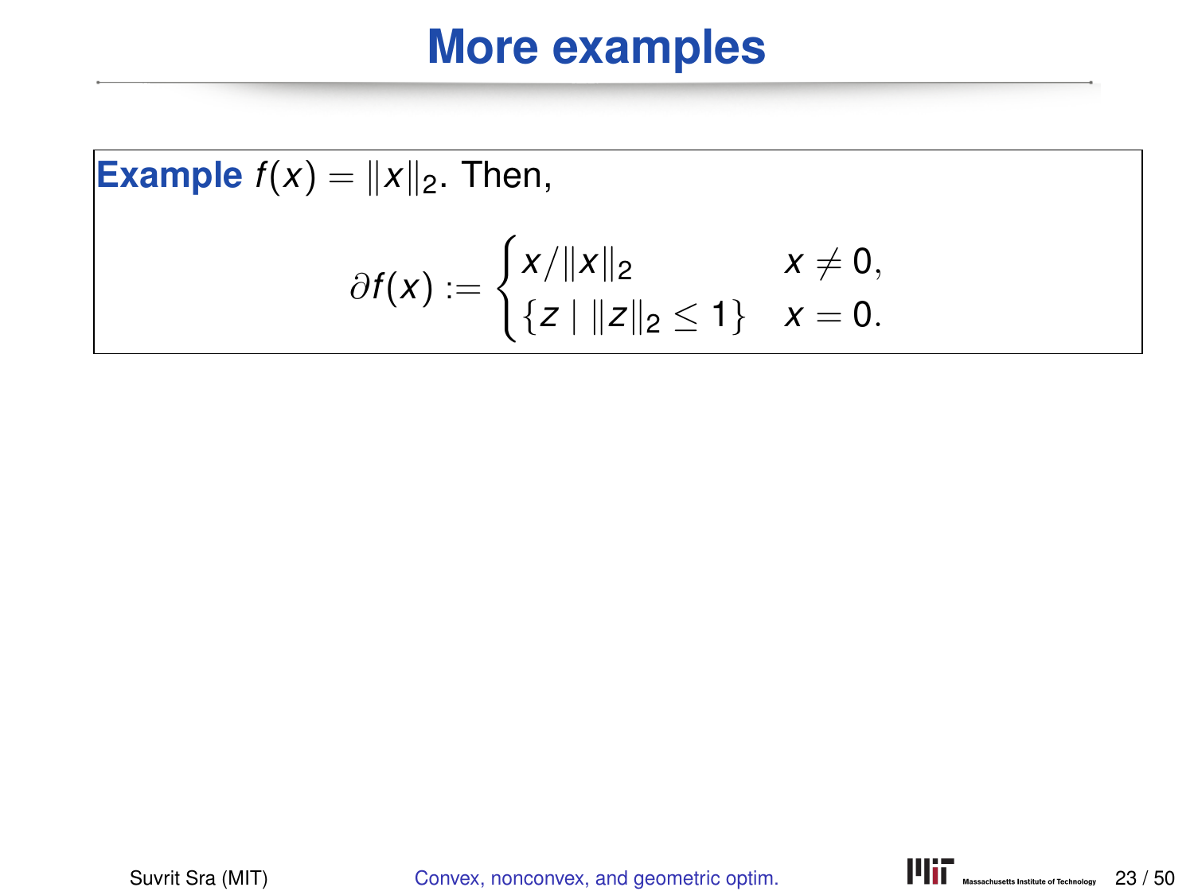# More examples

**Example** $f(x) = \|x\|_2$. Then,

$$\partial f(x) := \begin{cases} x/\|x\|_2 & x \neq 0, \\ \{z \mid \|z\|_2 \leq 1\} & x = 0. \end{cases}$$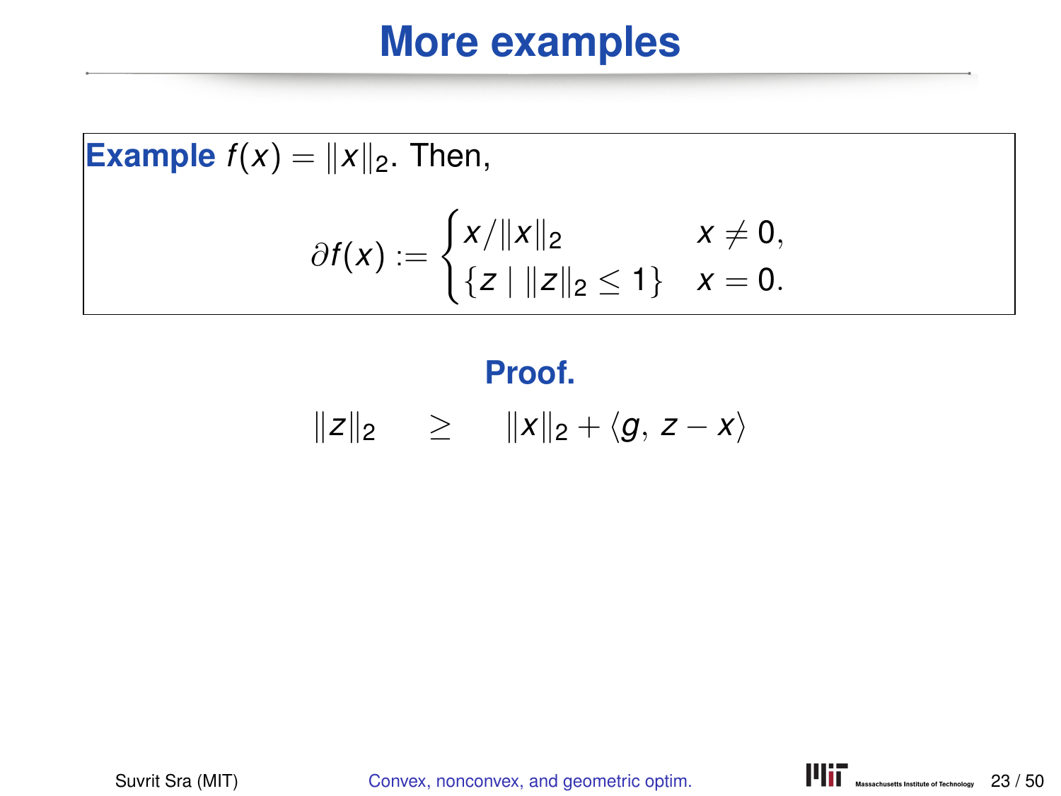# More examples

**Example** $f(x) = \|x\|_2$. Then,

$$\partial f(x) := \begin{cases} x/\|x\|_2 & x \neq 0, \\ \{z \mid \|z\|_2 \leq 1\} & x = 0. \end{cases}$$

**Proof.**

$$\|z\|_2 \quad \geq \quad \|x\|_2 + \langle g,\, z - x\rangle$$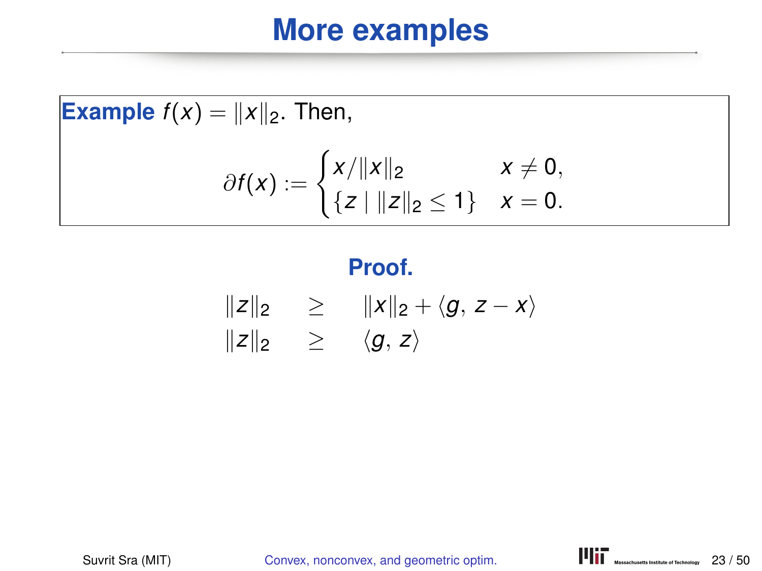# More examples

**Example** $f(x) = \|x\|_2$. Then,

$$\partial f(x) := \begin{cases} x/\|x\|_2 & x \neq 0, \\ \{z \mid \|z\|_2 \leq 1\} & x = 0. \end{cases}$$

**Proof.**

$$\begin{aligned} \|z\|_2 &\geq \|x\|_2 + \langle g,\, z - x\rangle \\ \|z\|_2 &\geq \langle g,\, z\rangle \end{aligned}$$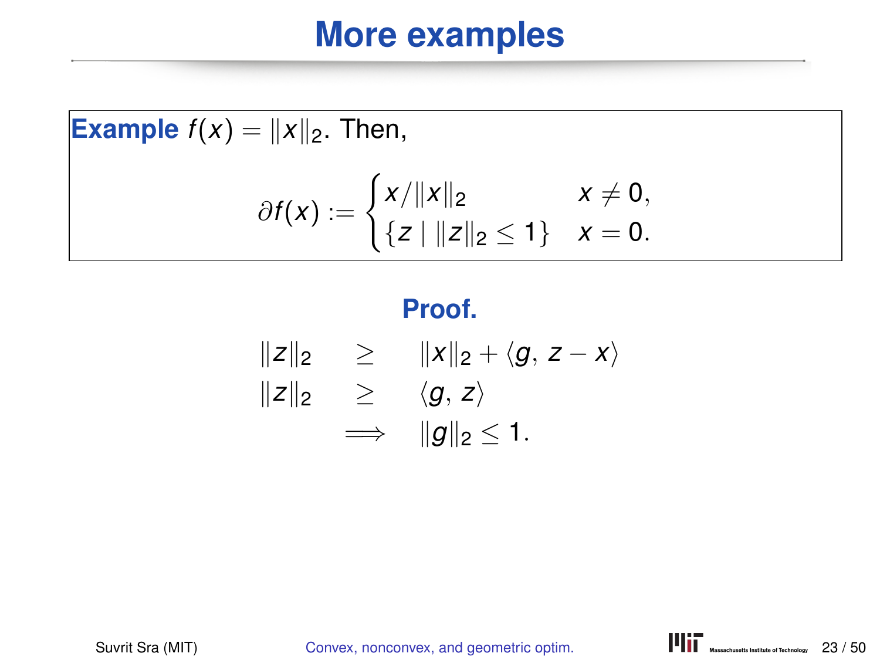# More examples

**Example** $f(x) = \|x\|_2$. Then,

$$\partial f(x) := \begin{cases} x/\|x\|_2 & x \neq 0, \\ \{z \mid \|z\|_2 \leq 1\} & x = 0. \end{cases}$$

**Proof.**

$$\begin{aligned} \|z\|_2 &\geq \|x\|_2 + \langle g,\, z - x \rangle \\ \|z\|_2 &\geq \langle g,\, z \rangle \\ &\implies \|g\|_2 \leq 1. \end{aligned}$$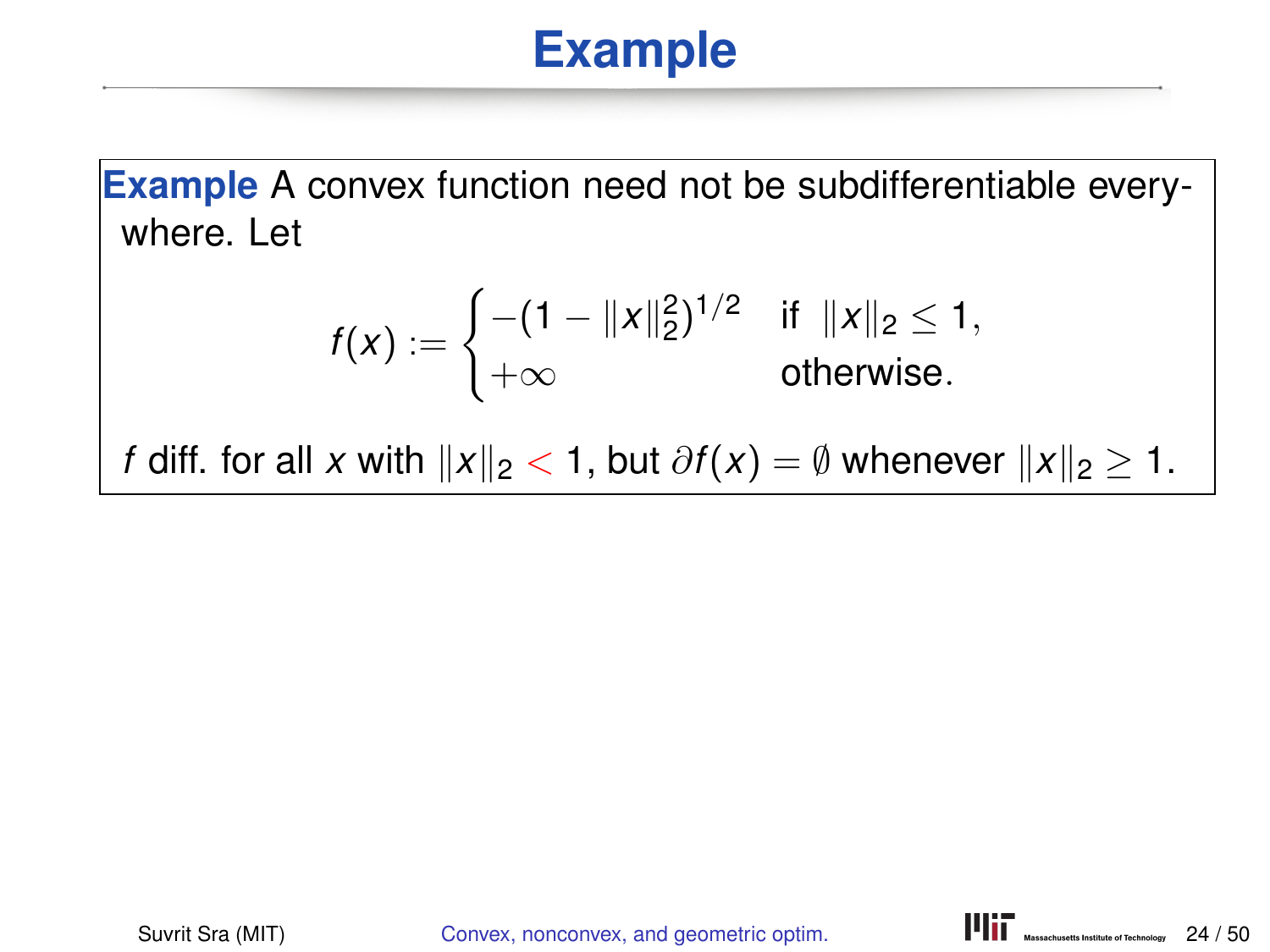# Example

**Example** A convex function need not be subdifferentiable everywhere. Let

$$f(x) := \begin{cases} -(1 - \|x\|_2^2)^{1/2} & \text{if } \|x\|_2 \leq 1, \\ +\infty & \text{otherwise.} \end{cases}$$

$f$ diff. for all $x$ with $\|x\|_2 < 1$, but $\partial f(x) = \emptyset$ whenever $\|x\|_2 \geq 1$.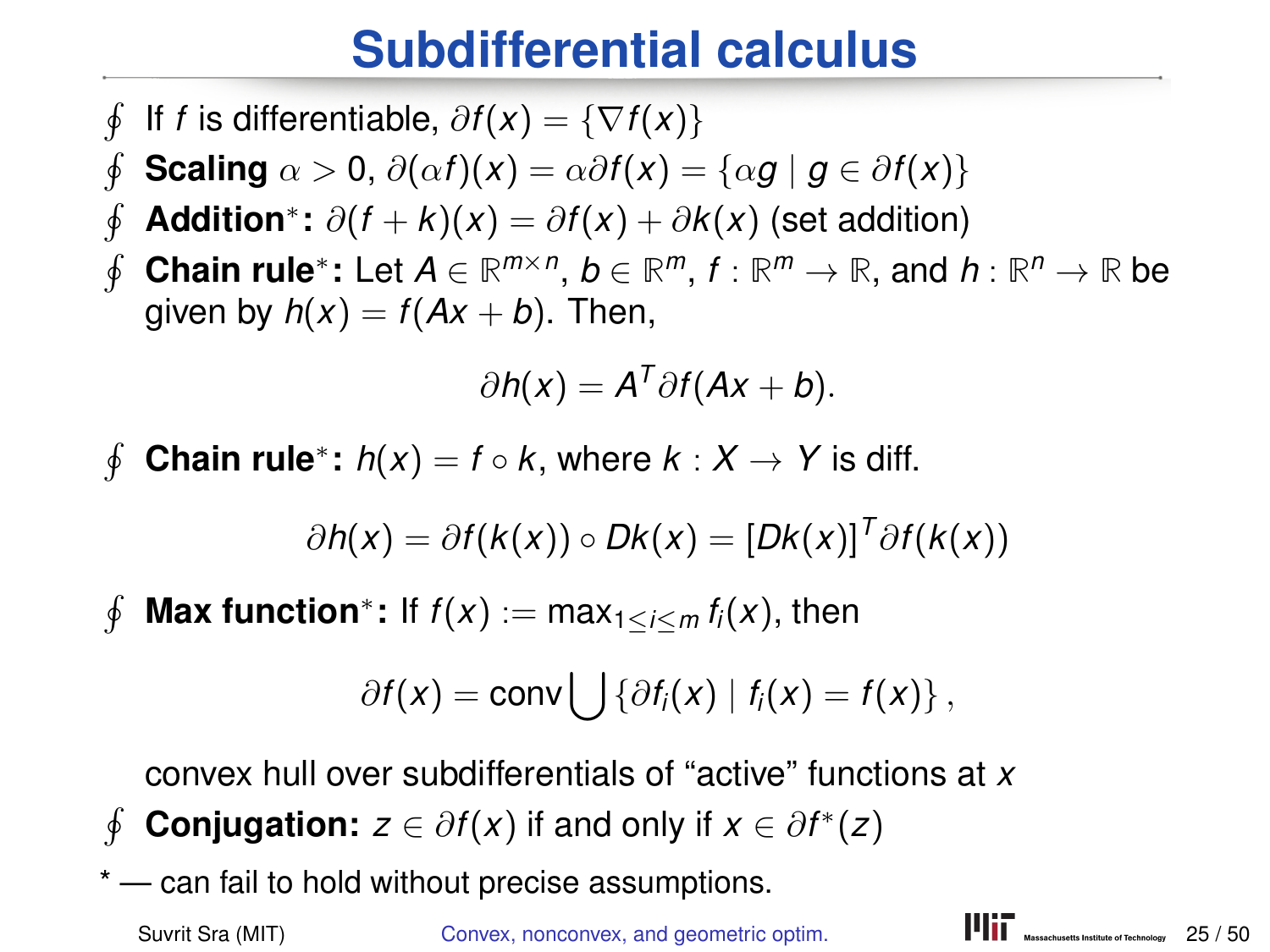# Subdifferential calculus

- If $f$ is differentiable, $\partial f(x) = \{\nabla f(x)\}$
- **Scaling** $\alpha > 0$, $\partial(\alpha f)(x) = \alpha \partial f(x) = \{\alpha g \mid g \in \partial f(x)\}$
- **Addition**$^*$**:** $\partial(f + k)(x) = \partial f(x) + \partial k(x)$ (set addition)
- **Chain rule**$^*$**:** Let $A \in \mathbb{R}^{m \times n}$, $b \in \mathbb{R}^m$, $f : \mathbb{R}^m \to \mathbb{R}$, and $h : \mathbb{R}^n \to \mathbb{R}$ be given by $h(x) = f(Ax + b)$. Then,

$$\partial h(x) = A^T \partial f(Ax + b).$$

- **Chain rule**$^*$**:** $h(x) = f \circ k$, where $k : X \to Y$ is diff.

$$\partial h(x) = \partial f(k(x)) \circ Dk(x) = [Dk(x)]^T \partial f(k(x))$$

- **Max function**$^*$**:** If $f(x) := \max_{1 \le i \le m} f_i(x)$, then

$$\partial f(x) = \operatorname{conv} \bigcup \{\partial f_i(x) \mid f_i(x) = f(x)\},$$

  convex hull over subdifferentials of "active" functions at $x$
- **Conjugation:** $z \in \partial f(x)$ if and only if $x \in \partial f^*(z)$

\* — can fail to hold without precise assumptions.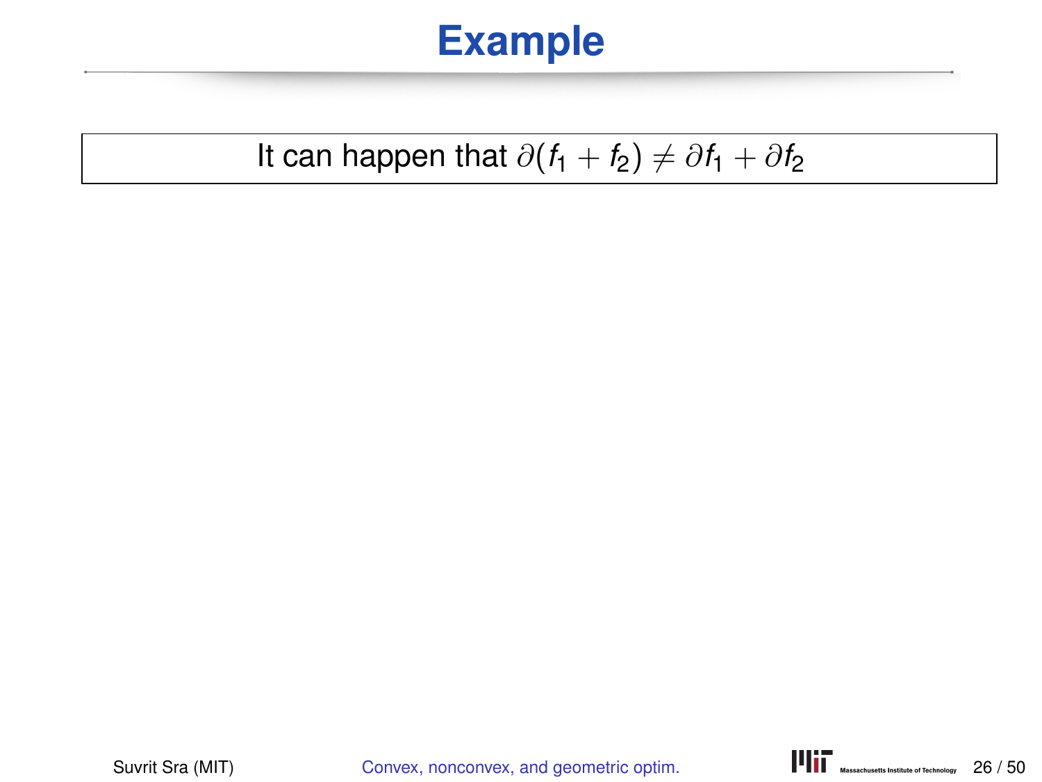# Example

It can happen that $\partial(f_1 + f_2) \neq \partial f_1 + \partial f_2$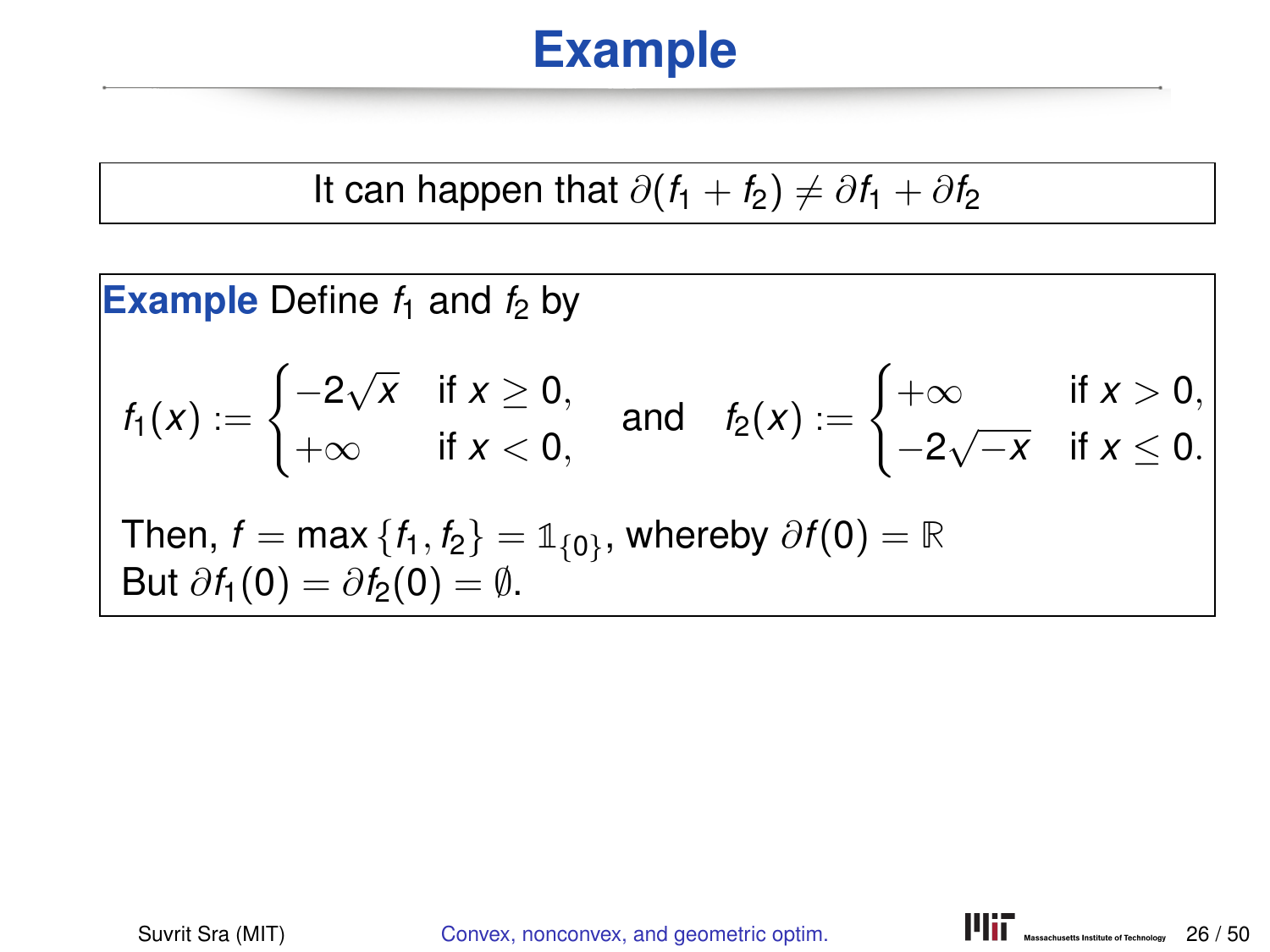# Example

It can happen that $\partial(f_1 + f_2) \neq \partial f_1 + \partial f_2$

**Example** Define $f_1$ and $f_2$ by

$$f_1(x) := \begin{cases} -2\sqrt{x} & \text{if } x \geq 0, \\ +\infty & \text{if } x < 0, \end{cases} \quad \text{and} \quad f_2(x) := \begin{cases} +\infty & \text{if } x > 0, \\ -2\sqrt{-x} & \text{if } x \leq 0. \end{cases}$$

Then, $f = \max\{f_1, f_2\} = \mathbb{1}_{\{0\}}$, whereby $\partial f(0) = \mathbb{R}$
But $\partial f_1(0) = \partial f_2(0) = \emptyset$.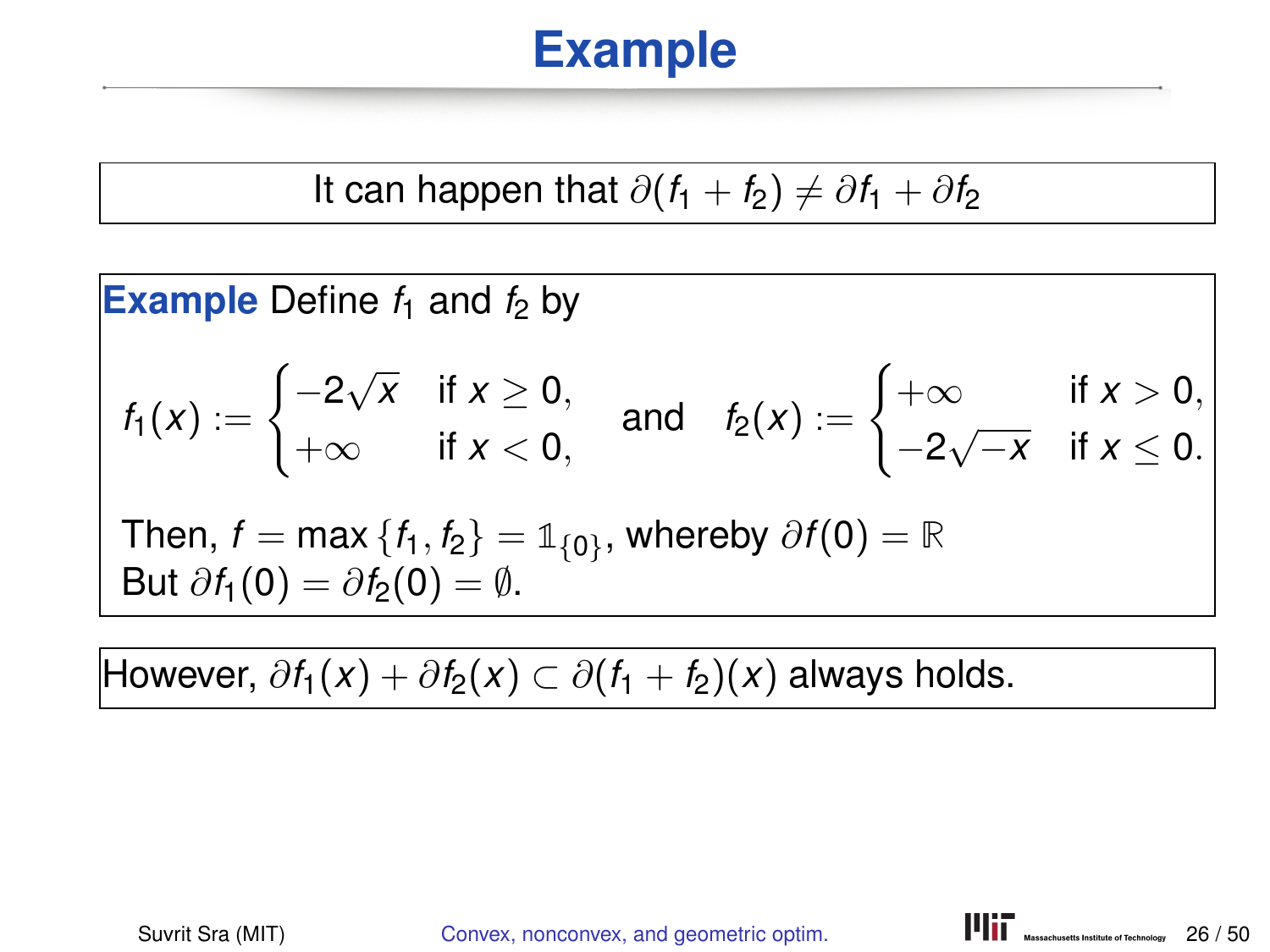# Example

It can happen that $\partial(f_1 + f_2) \neq \partial f_1 + \partial f_2$

**Example** Define $f_1$ and $f_2$ by

$$f_1(x) := \begin{cases} -2\sqrt{x} & \text{if } x \geq 0, \\ +\infty & \text{if } x < 0, \end{cases} \quad \text{and} \quad f_2(x) := \begin{cases} +\infty & \text{if } x > 0, \\ -2\sqrt{-x} & \text{if } x \leq 0. \end{cases}$$

Then, $f = \max\{f_1, f_2\} = \mathbb{1}_{\{0\}}$, whereby $\partial f(0) = \mathbb{R}$
But $\partial f_1(0) = \partial f_2(0) = \emptyset$.

However, $\partial f_1(x) + \partial f_2(x) \subset \partial(f_1 + f_2)(x)$ always holds.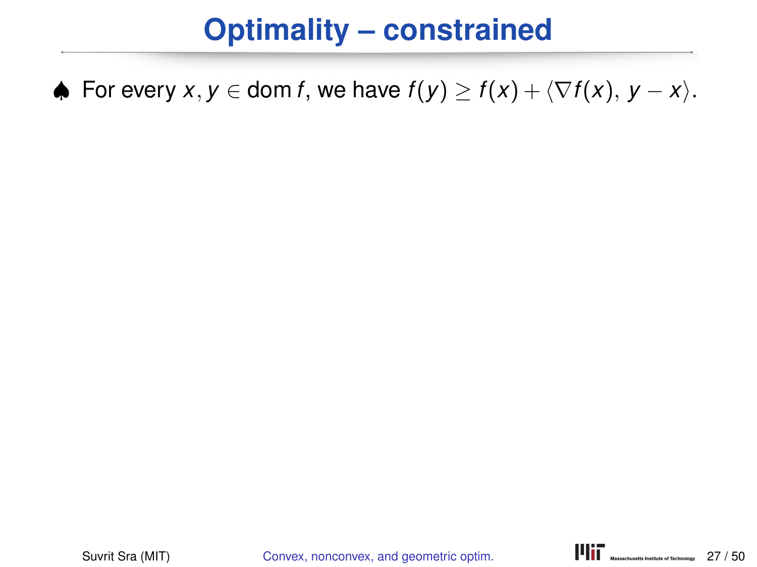# Optimality – constrained

♠ For every $x, y \in \operatorname{dom} f$, we have $f(y) \geq f(x) + \langle \nabla f(x),\, y - x \rangle$.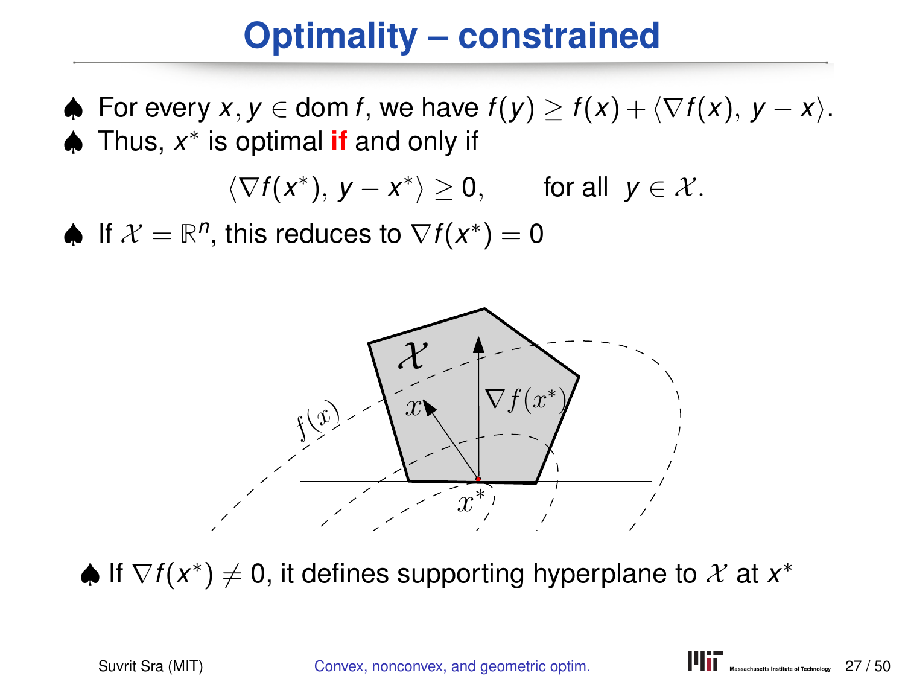# Optimality – constrained

♠ For every $x, y \in \operatorname{dom} f$, we have $f(y) \geq f(x) + \langle \nabla f(x),\, y - x \rangle$.

♠ Thus, $x^*$ is optimal **if** and only if

$$\langle \nabla f(x^*),\, y - x^* \rangle \geq 0, \qquad \text{for all } \; y \in \mathcal{X}.$$

♠ If $\mathcal{X} = \mathbb{R}^n$, this reduces to $\nabla f(x^*) = 0$

♠ If $\nabla f(x^*) \neq 0$, it defines supporting hyperplane to $\mathcal{X}$ at $x^*$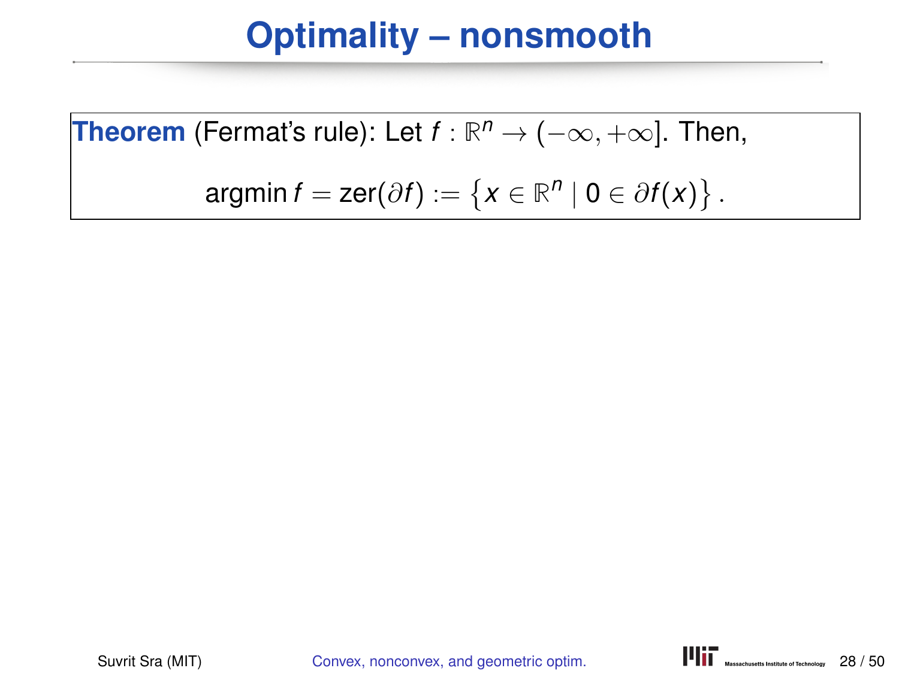# Optimality – nonsmooth

**Theorem** (Fermat's rule): Let $f : \mathbb{R}^n \to (-\infty, +\infty]$. Then,

$$\operatorname{argmin} f = \operatorname{zer}(\partial f) := \left\{ x \in \mathbb{R}^n \mid 0 \in \partial f(x) \right\}.$$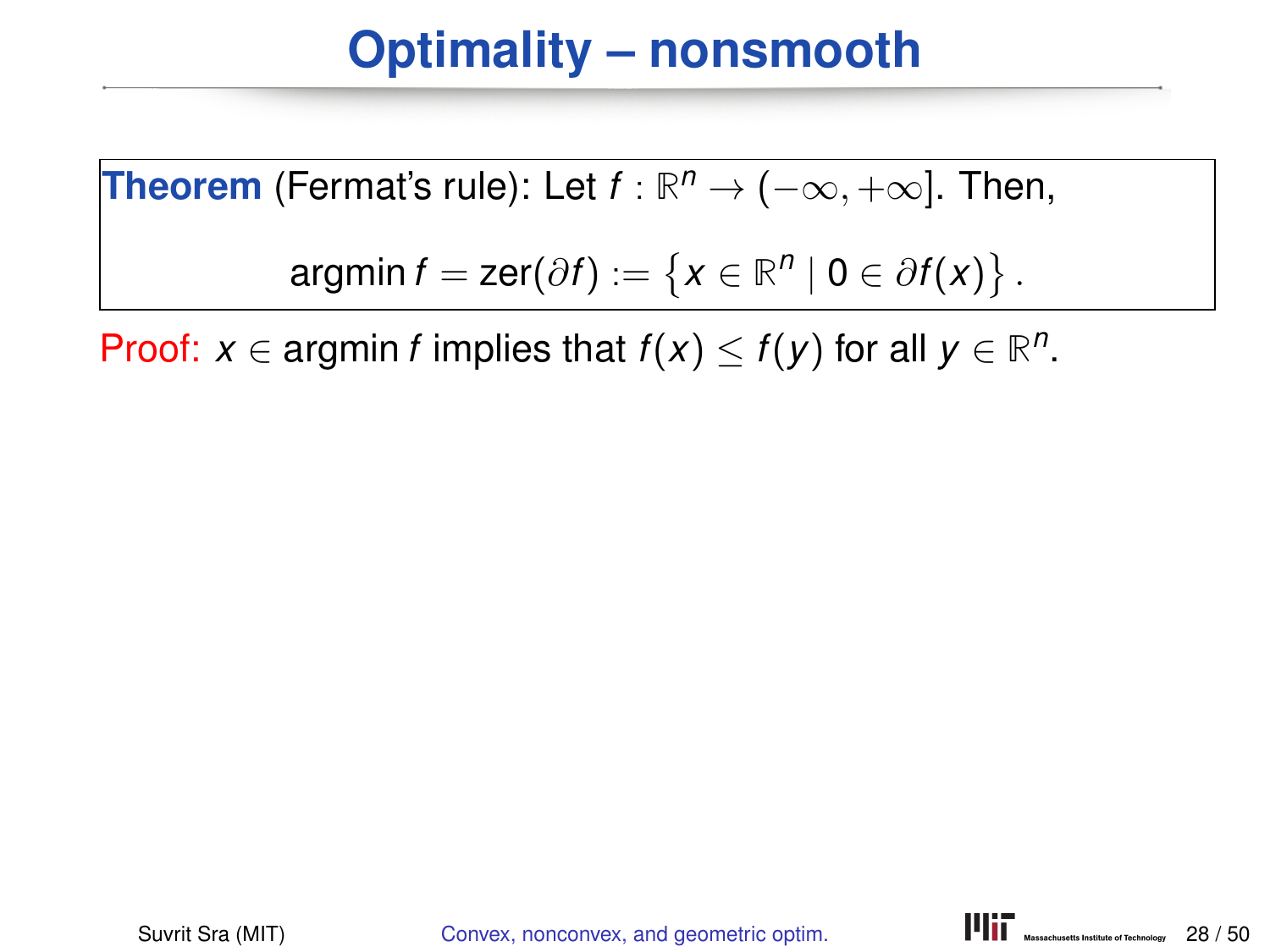# Optimality – nonsmooth

**Theorem** (Fermat's rule): Let $f : \mathbb{R}^n \to (-\infty, +\infty]$. Then,

$$\operatorname{argmin} f = \operatorname{zer}(\partial f) := \left\{ x \in \mathbb{R}^n \mid 0 \in \partial f(x) \right\}.$$

Proof: $x \in \operatorname{argmin} f$ implies that $f(x) \leq f(y)$ for all $y \in \mathbb{R}^n$.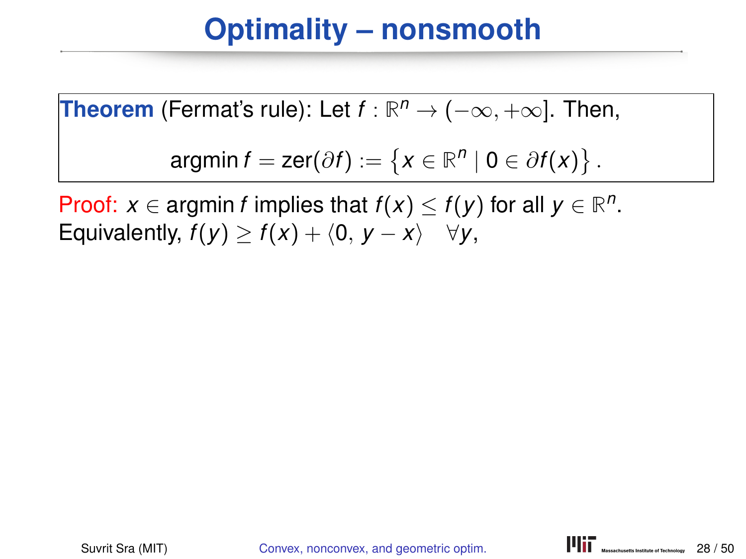# Optimality – nonsmooth

**Theorem** (Fermat's rule): Let $f : \mathbb{R}^n \to (-\infty, +\infty]$. Then,

$$\operatorname{argmin} f = \operatorname{zer}(\partial f) := \left\{ x \in \mathbb{R}^n \mid 0 \in \partial f(x) \right\}.$$

Proof: $x \in \operatorname{argmin} f$ implies that $f(x) \leq f(y)$ for all $y \in \mathbb{R}^n$.
Equivalently, $f(y) \geq f(x) + \langle 0, y - x \rangle \quad \forall y$,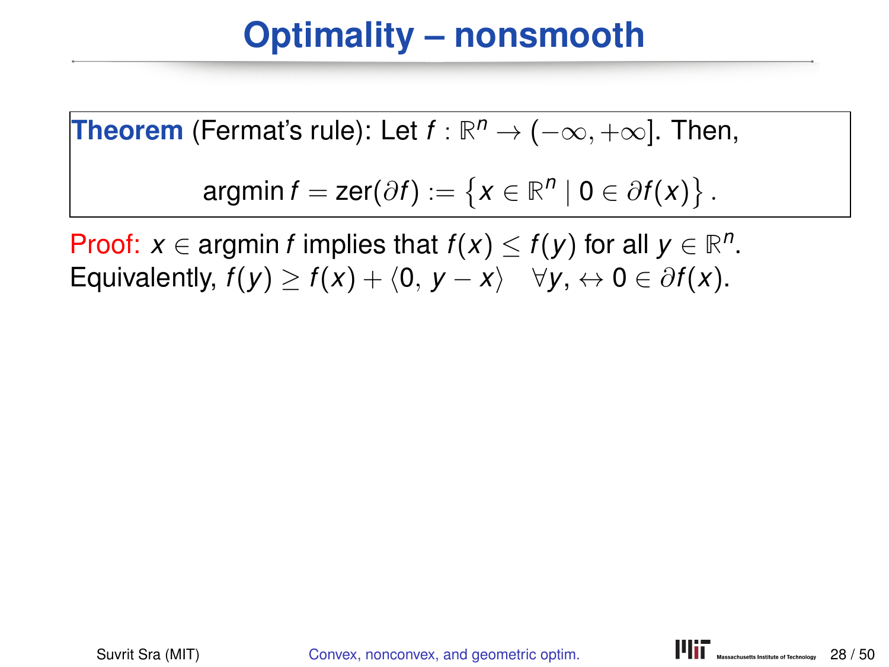# Optimality – nonsmooth

**Theorem** (Fermat's rule): Let $f : \mathbb{R}^n \to (-\infty, +\infty]$. Then,

$$\operatorname{argmin} f = \operatorname{zer}(\partial f) := \left\{ x \in \mathbb{R}^n \mid 0 \in \partial f(x) \right\}.$$

Proof: $x \in \operatorname{argmin} f$ implies that $f(x) \leq f(y)$ for all $y \in \mathbb{R}^n$.
Equivalently, $f(y) \geq f(x) + \langle 0, y - x \rangle \quad \forall y, \leftrightarrow 0 \in \partial f(x)$.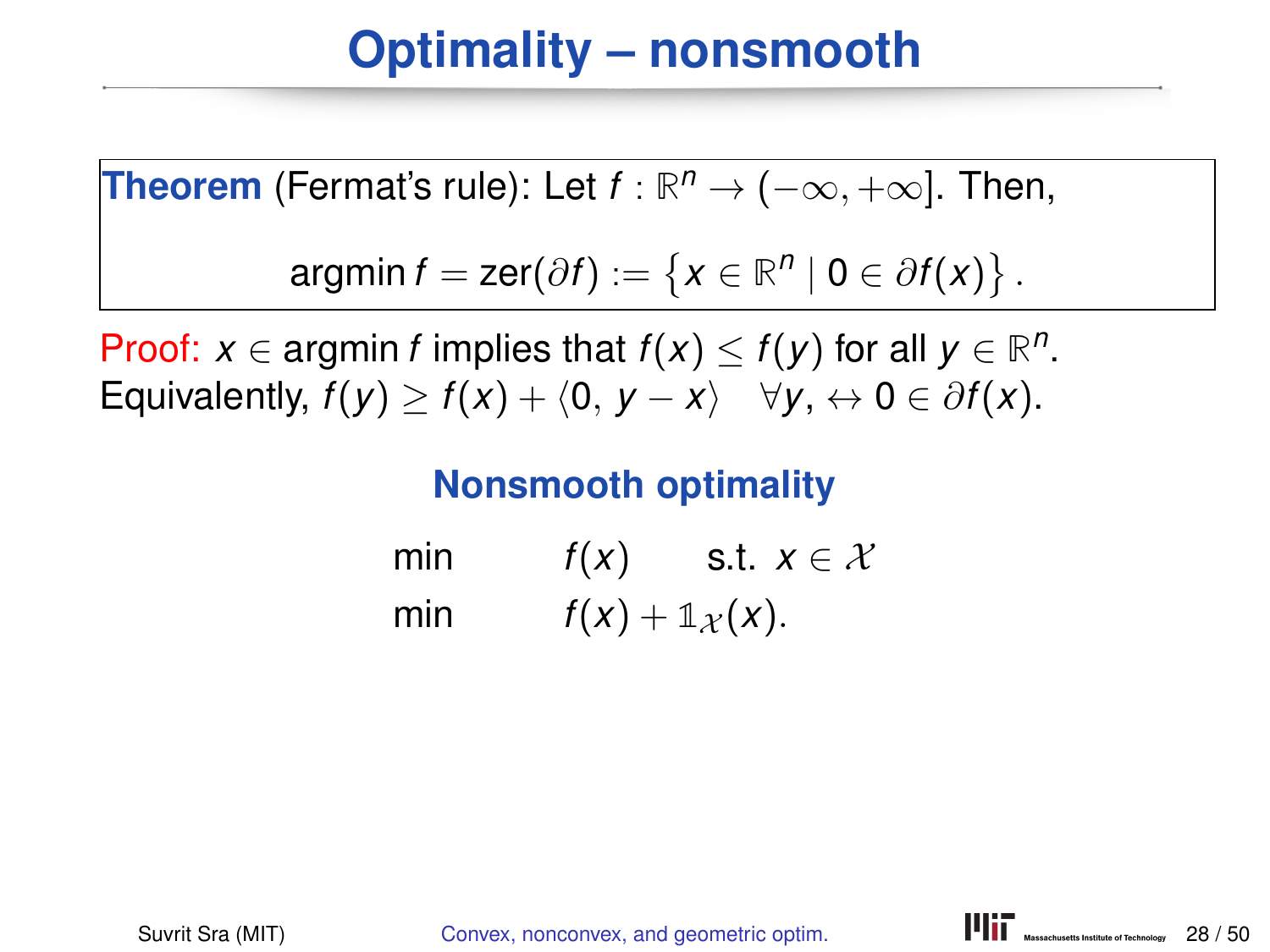# Optimality – nonsmooth

**Theorem** (Fermat's rule): Let $f : \mathbb{R}^n \to (-\infty, +\infty]$. Then,

$$\operatorname{argmin} f = \operatorname{zer}(\partial f) := \left\{ x \in \mathbb{R}^n \mid 0 \in \partial f(x) \right\}.$$

Proof: $x \in \operatorname{argmin} f$ implies that $f(x) \leq f(y)$ for all $y \in \mathbb{R}^n$.
Equivalently, $f(y) \geq f(x) + \langle 0, y - x \rangle \quad \forall y, \leftrightarrow 0 \in \partial f(x)$.

### Nonsmooth optimality

$$\min \quad f(x) \quad \text{s.t. } x \in \mathcal{X}$$

$$\min \quad f(x) + \mathbb{1}_{\mathcal{X}}(x).$$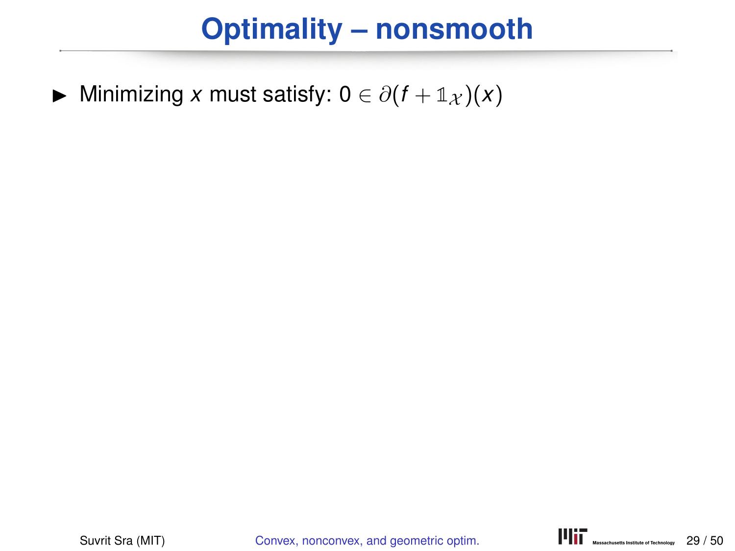# Optimality – nonsmooth

- Minimizing $x$ must satisfy: $0 \in \partial(f + \mathbb{1}_{\mathcal{X}})(x)$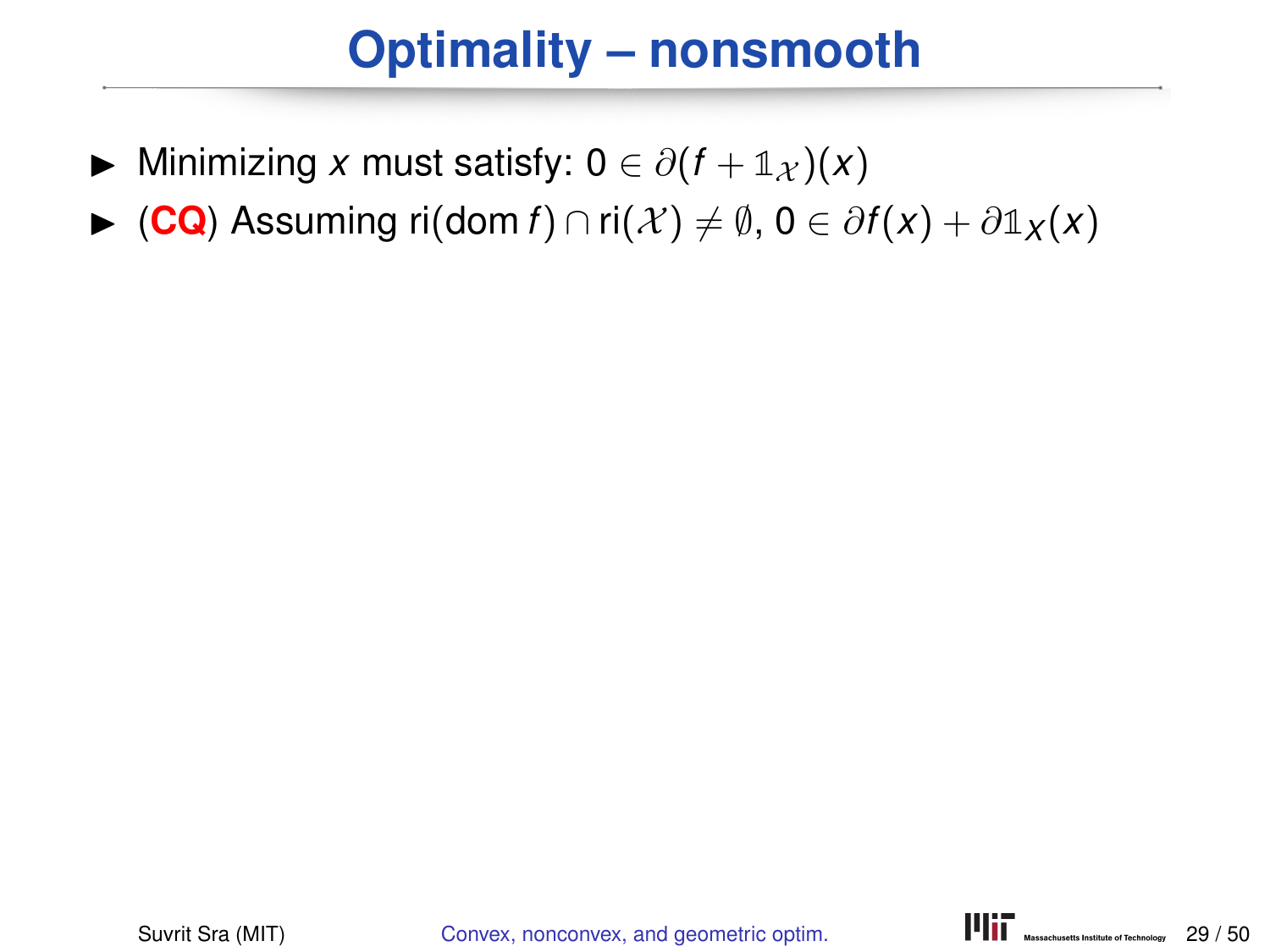# Optimality – nonsmooth

- Minimizing $x$ must satisfy: $0 \in \partial(f + \mathbb{1}_{\mathcal{X}})(x)$
- (**CQ**) Assuming $\mathrm{ri}(\mathrm{dom}\, f) \cap \mathrm{ri}(\mathcal{X}) \neq \emptyset$, $0 \in \partial f(x) + \partial \mathbb{1}_X(x)$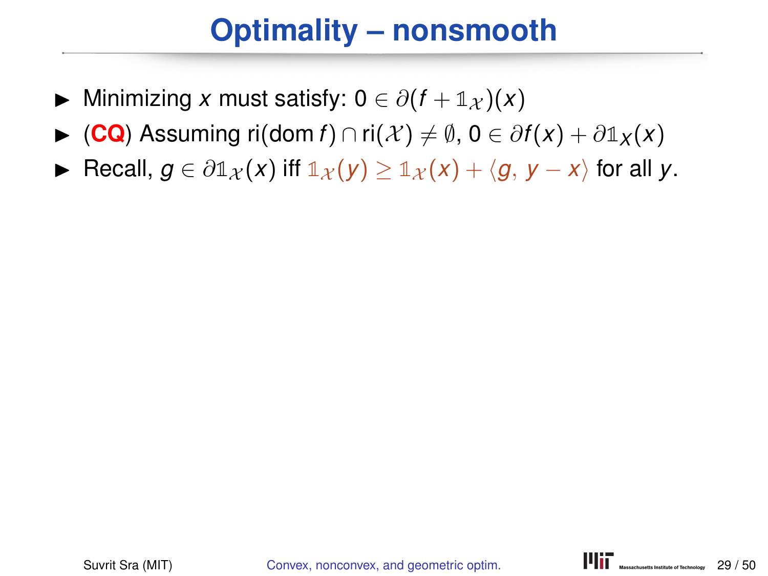# Optimality – nonsmooth

- Minimizing $x$ must satisfy: $0 \in \partial(f + \mathbb{1}_{\mathcal{X}})(x)$
- (**CQ**) Assuming $\mathrm{ri}(\mathrm{dom}\, f) \cap \mathrm{ri}(\mathcal{X}) \neq \emptyset$, $0 \in \partial f(x) + \partial \mathbb{1}_X(x)$
- Recall, $g \in \partial \mathbb{1}_{\mathcal{X}}(x)$ iff $\mathbb{1}_{\mathcal{X}}(y) \geq \mathbb{1}_{\mathcal{X}}(x) + \langle g, y - x \rangle$ for all $y$.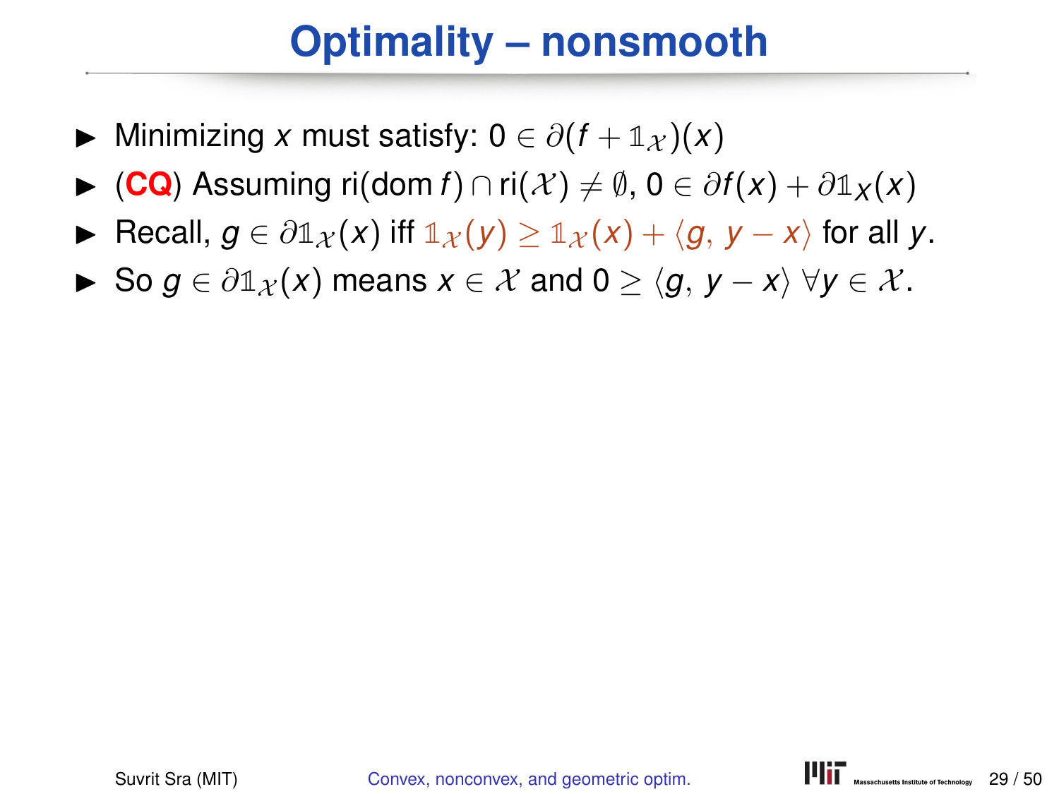# Optimality – nonsmooth

- Minimizing $x$ must satisfy: $0 \in \partial(f + \mathbb{1}_{\mathcal{X}})(x)$
- (**CQ**) Assuming $\mathrm{ri}(\mathrm{dom}\, f) \cap \mathrm{ri}(\mathcal{X}) \neq \emptyset$, $0 \in \partial f(x) + \partial \mathbb{1}_X(x)$
- Recall, $g \in \partial \mathbb{1}_{\mathcal{X}}(x)$ iff $\mathbb{1}_{\mathcal{X}}(y) \geq \mathbb{1}_{\mathcal{X}}(x) + \langle g, y - x \rangle$ for all $y$.
- So $g \in \partial \mathbb{1}_{\mathcal{X}}(x)$ means $x \in \mathcal{X}$ and $0 \geq \langle g, y - x \rangle \; \forall y \in \mathcal{X}$.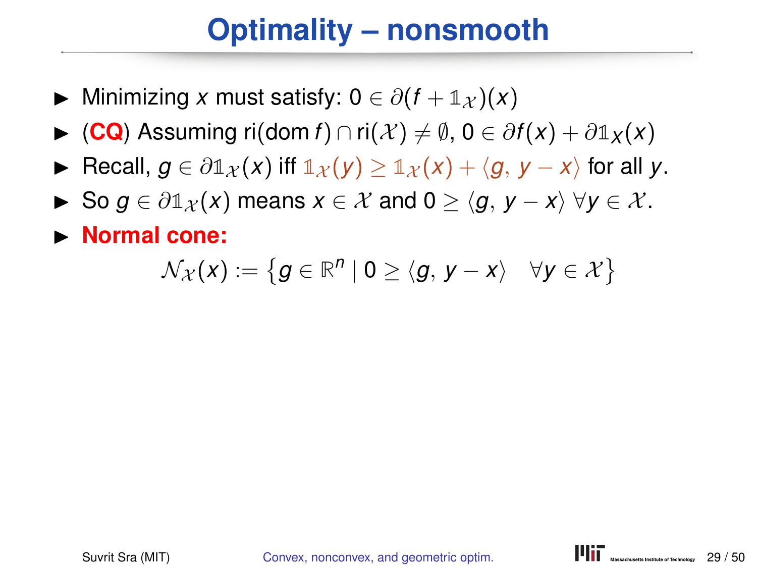# Optimality – nonsmooth

- Minimizing $x$ must satisfy: $0 \in \partial(f + \mathbb{1}_{\mathcal{X}})(x)$
- (**CQ**) Assuming $\text{ri}(\text{dom}\, f) \cap \text{ri}(\mathcal{X}) \neq \emptyset$, $0 \in \partial f(x) + \partial \mathbb{1}_X(x)$
- Recall, $g \in \partial \mathbb{1}_{\mathcal{X}}(x)$ iff $\mathbb{1}_{\mathcal{X}}(y) \geq \mathbb{1}_{\mathcal{X}}(x) + \langle g, y - x \rangle$ for all $y$.
- So $g \in \partial \mathbb{1}_{\mathcal{X}}(x)$ means $x \in \mathcal{X}$ and $0 \geq \langle g, y - x \rangle \; \forall y \in \mathcal{X}$.
- **Normal cone:**

$$\mathcal{N}_{\mathcal{X}}(x) := \left\{ g \in \mathbb{R}^n \mid 0 \geq \langle g, y - x \rangle \quad \forall y \in \mathcal{X} \right\}$$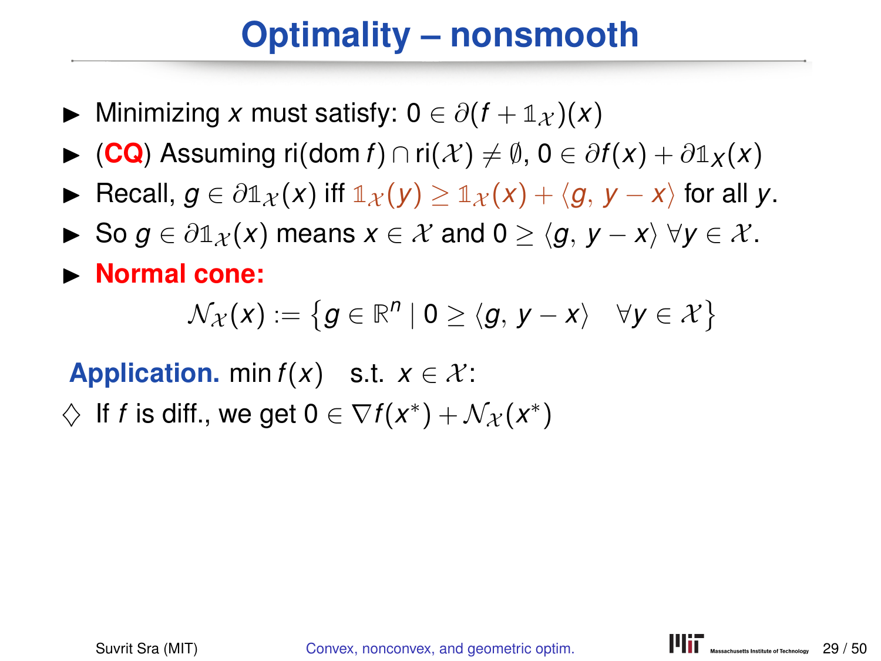# Optimality – nonsmooth

- Minimizing $x$ must satisfy: $0 \in \partial(f + \mathbb{1}_{\mathcal{X}})(x)$
- (**CQ**) Assuming $\mathrm{ri}(\mathrm{dom}\, f) \cap \mathrm{ri}(\mathcal{X}) \neq \emptyset$, $0 \in \partial f(x) + \partial \mathbb{1}_X(x)$
- Recall, $g \in \partial \mathbb{1}_{\mathcal{X}}(x)$ iff $\mathbb{1}_{\mathcal{X}}(y) \geq \mathbb{1}_{\mathcal{X}}(x) + \langle g, y - x \rangle$ for all $y$.
- So $g \in \partial \mathbb{1}_{\mathcal{X}}(x)$ means $x \in \mathcal{X}$ and $0 \geq \langle g, y - x \rangle$ $\forall y \in \mathcal{X}$.
- **Normal cone:**

$$\mathcal{N}_{\mathcal{X}}(x) := \left\{ g \in \mathbb{R}^n \mid 0 \geq \langle g, y - x \rangle \quad \forall y \in \mathcal{X} \right\}$$

**Application.** $\min f(x) \quad \text{s.t.} \;\; x \in \mathcal{X}$:

$\diamondsuit$ If $f$ is diff., we get $0 \in \nabla f(x^*) + \mathcal{N}_{\mathcal{X}}(x^*)$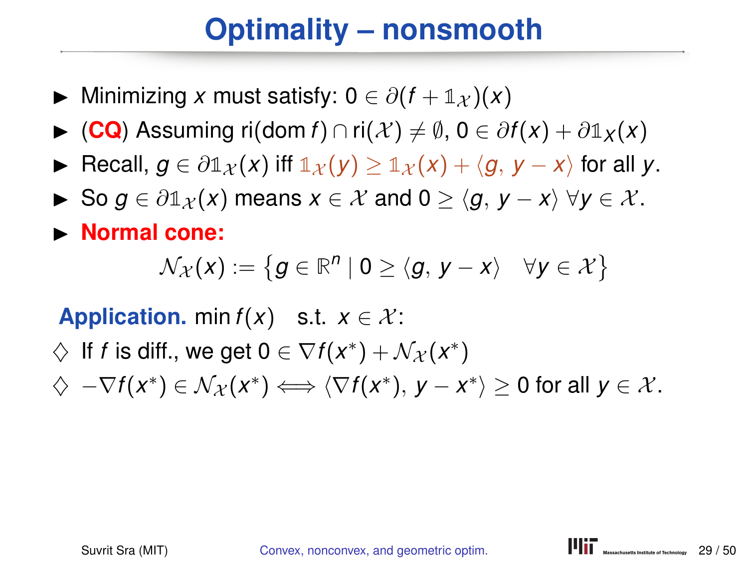# Optimality – nonsmooth

- Minimizing $x$ must satisfy: $0 \in \partial(f + \mathbb{1}_{\mathcal{X}})(x)$
- (**CQ**) Assuming $\mathrm{ri}(\mathrm{dom}\, f) \cap \mathrm{ri}(\mathcal{X}) \neq \emptyset$, $0 \in \partial f(x) + \partial \mathbb{1}_X(x)$
- Recall, $g \in \partial \mathbb{1}_{\mathcal{X}}(x)$ iff $\mathbb{1}_{\mathcal{X}}(y) \geq \mathbb{1}_{\mathcal{X}}(x) + \langle g, y - x \rangle$ for all $y$.
- So $g \in \partial \mathbb{1}_{\mathcal{X}}(x)$ means $x \in \mathcal{X}$ and $0 \geq \langle g, y - x \rangle \; \forall y \in \mathcal{X}$.
- **Normal cone:**

$$\mathcal{N}_{\mathcal{X}}(x) := \{ g \in \mathbb{R}^n \mid 0 \geq \langle g, y - x \rangle \quad \forall y \in \mathcal{X} \}$$

**Application.** $\min f(x) \quad \text{s.t.} \;\; x \in \mathcal{X}$:

- ♢ If $f$ is diff., we get $0 \in \nabla f(x^*) + \mathcal{N}_{\mathcal{X}}(x^*)$
- ♢ $-\nabla f(x^*) \in \mathcal{N}_{\mathcal{X}}(x^*) \Longleftrightarrow \langle \nabla f(x^*), y - x^* \rangle \geq 0$ for all $y \in \mathcal{X}$.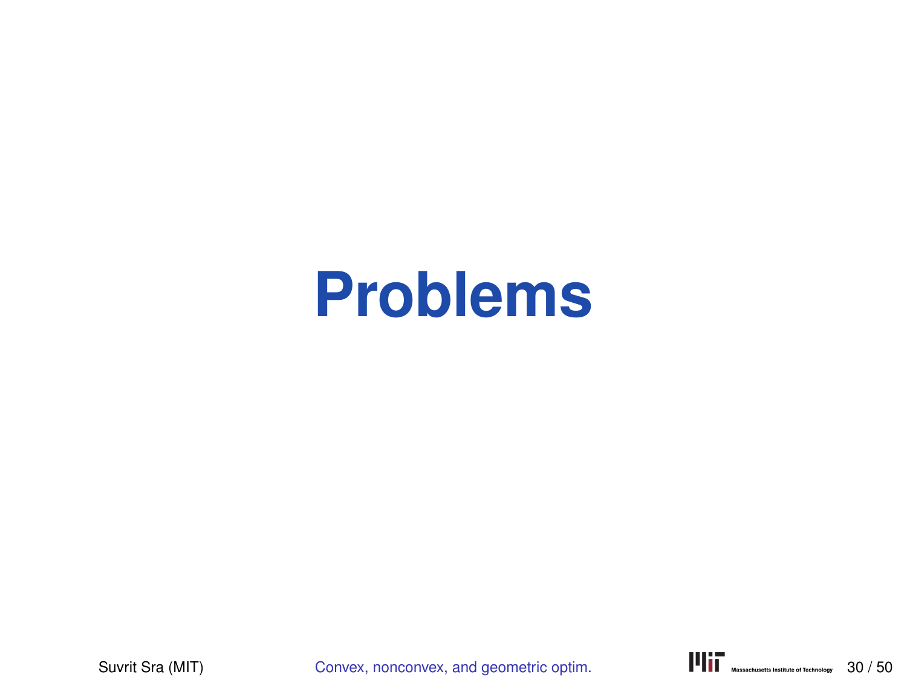# Problems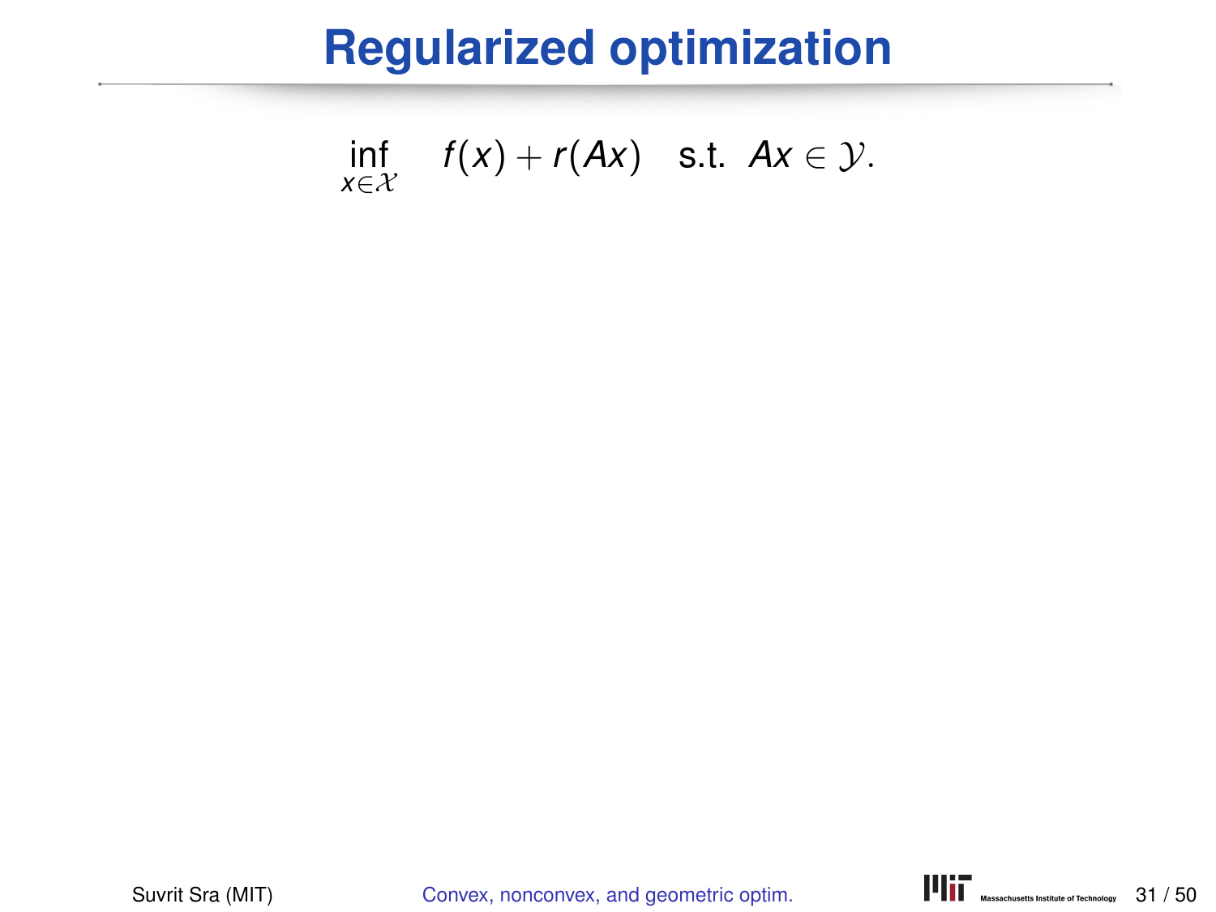# Regularized optimization

$$\inf_{x \in \mathcal{X}} \quad f(x) + r(Ax) \quad \text{s.t. } Ax \in \mathcal{Y}.$$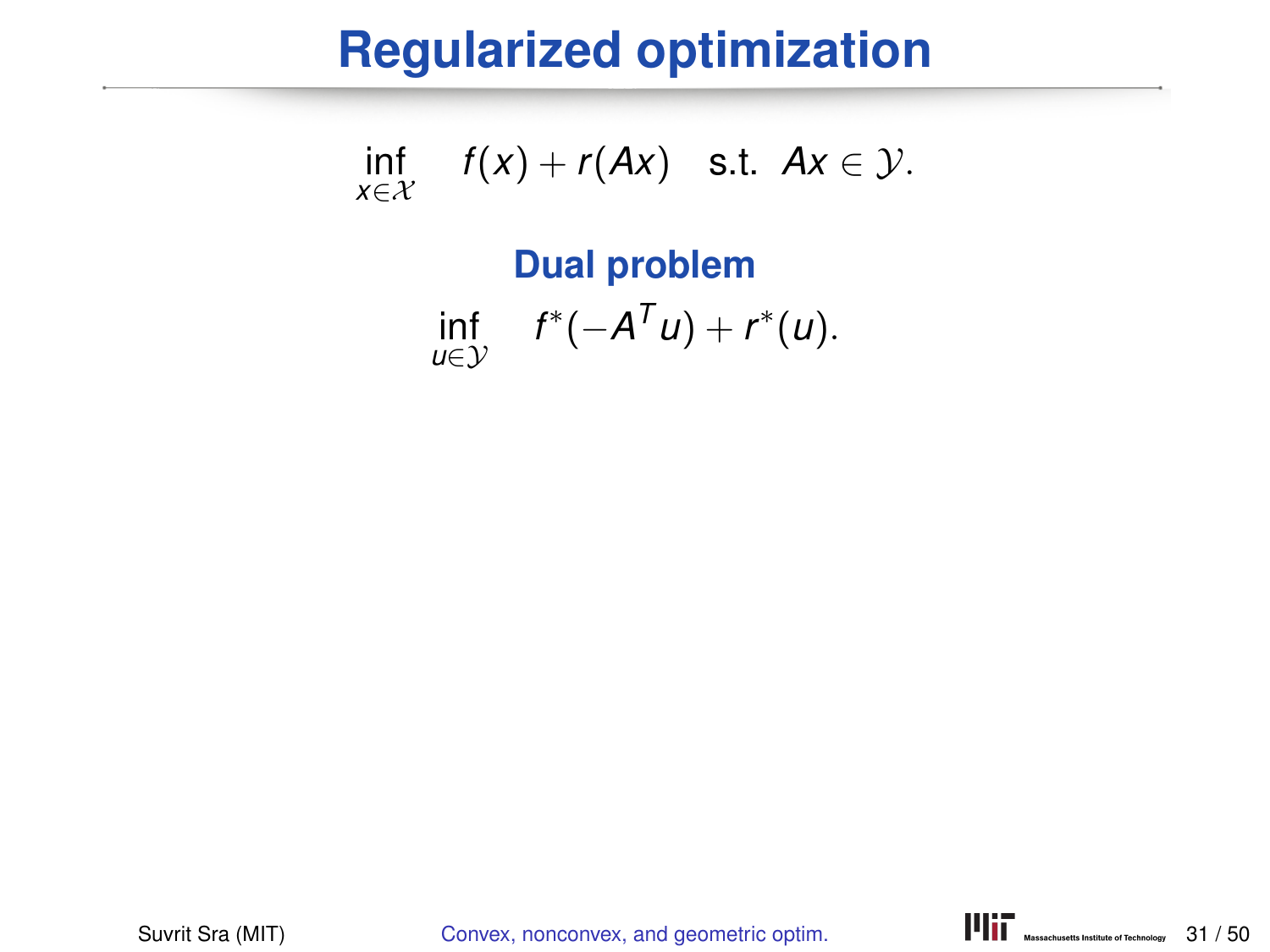# Regularized optimization

$$\inf_{x \in \mathcal{X}} \quad f(x) + r(Ax) \quad \text{s.t. } Ax \in \mathcal{Y}.$$

## Dual problem

$$\inf_{u \in \mathcal{Y}} \quad f^*(-A^T u) + r^*(u).$$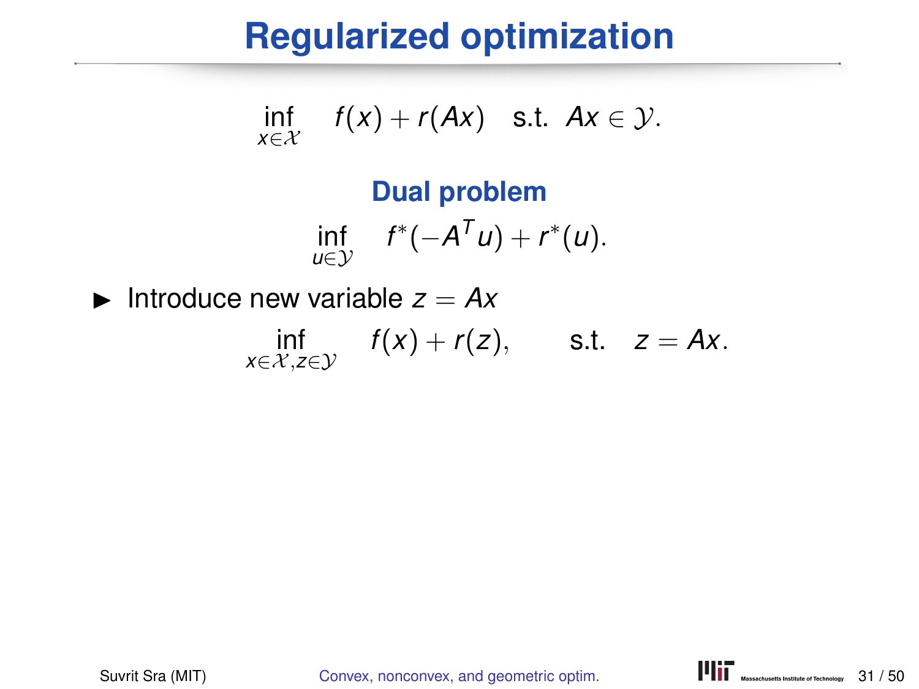# Regularized optimization

$$\inf_{x \in \mathcal{X}} \quad f(x) + r(Ax) \quad \text{s.t. } \; Ax \in \mathcal{Y}.$$

## Dual problem

$$\inf_{u \in \mathcal{Y}} \quad f^*(-A^T u) + r^*(u).$$

- Introduce new variable $z = Ax$

$$\inf_{x \in \mathcal{X}, z \in \mathcal{Y}} \quad f(x) + r(z), \qquad \text{s.t.} \quad z = Ax.$$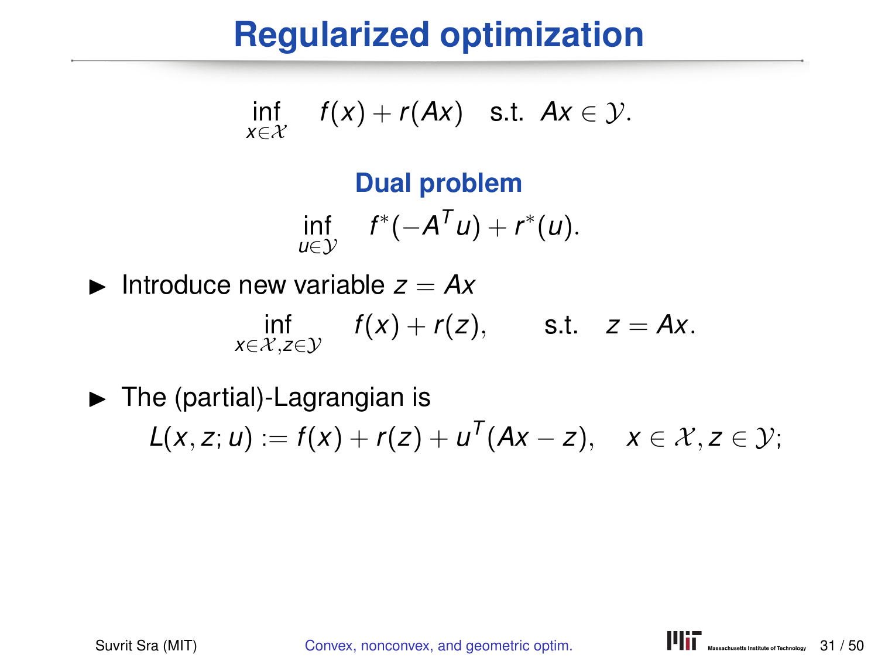# Regularized optimization

$$\inf_{x \in \mathcal{X}} \quad f(x) + r(Ax) \quad \text{s.t.} \;\; Ax \in \mathcal{Y}.$$

### Dual problem

$$\inf_{u \in \mathcal{Y}} \quad f^*(-A^T u) + r^*(u).$$

- Introduce new variable $z = Ax$

$$\inf_{x \in \mathcal{X}, z \in \mathcal{Y}} \quad f(x) + r(z), \qquad \text{s.t.} \quad z = Ax.$$

- The (partial)-Lagrangian is

$$L(x, z; u) := f(x) + r(z) + u^T(Ax - z), \quad x \in \mathcal{X}, z \in \mathcal{Y};$$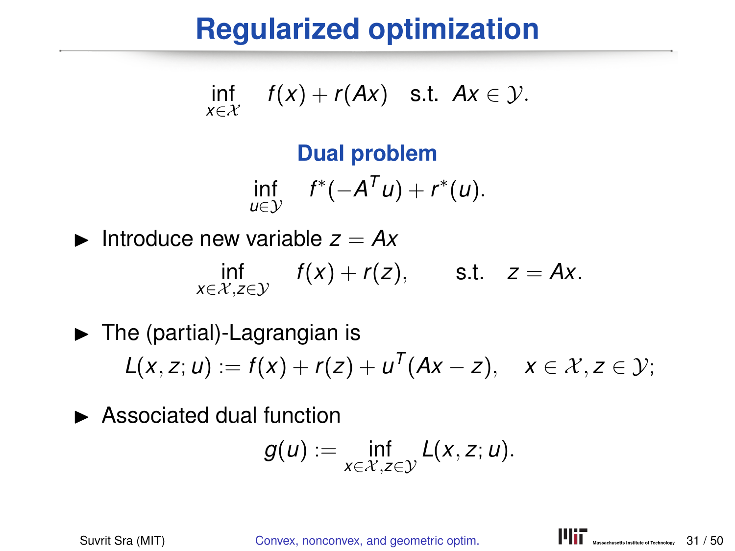# Regularized optimization

$$\inf_{x \in \mathcal{X}} \quad f(x) + r(Ax) \quad \text{s.t. } \; Ax \in \mathcal{Y}.$$

## Dual problem

$$\inf_{u \in \mathcal{Y}} \quad f^*(-A^T u) + r^*(u).$$

- Introduce new variable $z = Ax$

$$\inf_{x \in \mathcal{X}, z \in \mathcal{Y}} \quad f(x) + r(z), \qquad \text{s.t.} \quad z = Ax.$$

- The (partial)-Lagrangian is

$$L(x, z; u) := f(x) + r(z) + u^T(Ax - z), \quad x \in \mathcal{X}, z \in \mathcal{Y};$$

- Associated dual function

$$g(u) := \inf_{x \in \mathcal{X}, z \in \mathcal{Y}} L(x, z; u).$$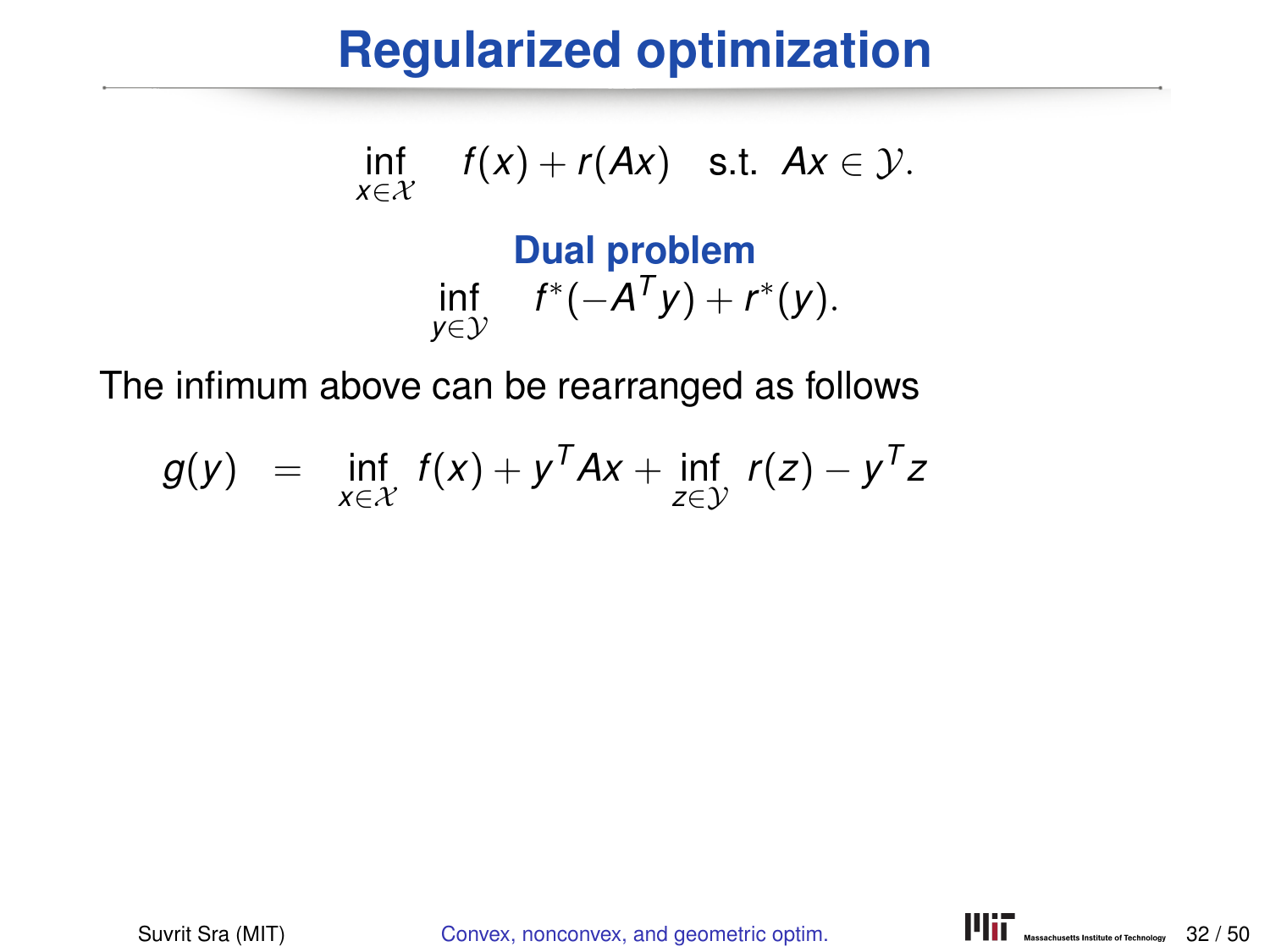# Regularized optimization

$$\inf_{x \in \mathcal{X}} \quad f(x) + r(Ax) \quad \text{s.t.} \;\; Ax \in \mathcal{Y}.$$

**Dual problem**

$$\inf_{y \in \mathcal{Y}} \quad f^*(-A^T y) + r^*(y).$$

The infimum above can be rearranged as follows

$$g(y) \;\; = \;\; \inf_{x \in \mathcal{X}} \; f(x) + y^T Ax + \inf_{z \in \mathcal{Y}} \; r(z) - y^T z$$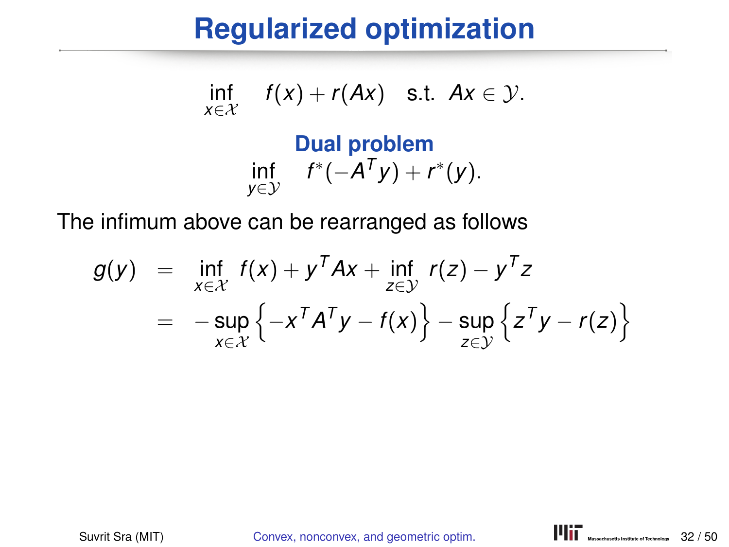# Regularized optimization

$$\inf_{x\in\mathcal{X}} \quad f(x) + r(Ax) \quad \text{s.t.} \;\; Ax \in \mathcal{Y}.$$

**Dual problem**

$$\inf_{y\in\mathcal{Y}} \quad f^*(-A^Ty) + r^*(y).$$

The infimum above can be rearranged as follows

$$
\begin{aligned}
g(y) &= \inf_{x\in\mathcal{X}} f(x) + y^TAx + \inf_{z\in\mathcal{Y}} r(z) - y^Tz \\
&= -\sup_{x\in\mathcal{X}} \left\{ -x^TA^Ty - f(x) \right\} - \sup_{z\in\mathcal{Y}} \left\{ z^Ty - r(z) \right\}
\end{aligned}
$$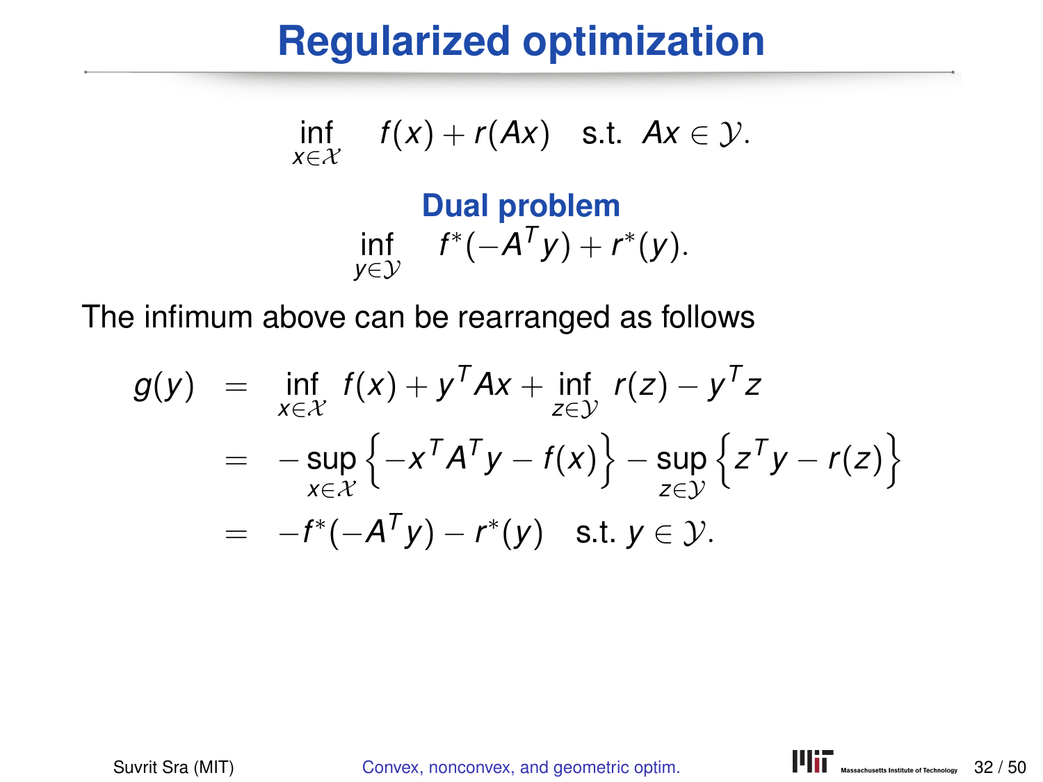# Regularized optimization

$$\inf_{x\in\mathcal{X}} \quad f(x) + r(Ax) \quad \text{s.t.} \;\; Ax \in \mathcal{Y}.$$

**Dual problem**

$$\inf_{y\in\mathcal{Y}} \quad f^*(-A^T y) + r^*(y).$$

The infimum above can be rearranged as follows

$$\begin{aligned}
g(y) &= \inf_{x\in\mathcal{X}} f(x) + y^T Ax + \inf_{z\in\mathcal{Y}} r(z) - y^T z \\
&= -\sup_{x\in\mathcal{X}} \left\{ -x^T A^T y - f(x) \right\} - \sup_{z\in\mathcal{Y}} \left\{ z^T y - r(z) \right\} \\
&= -f^*(-A^T y) - r^*(y) \quad \text{s.t. } y \in \mathcal{Y}.
\end{aligned}$$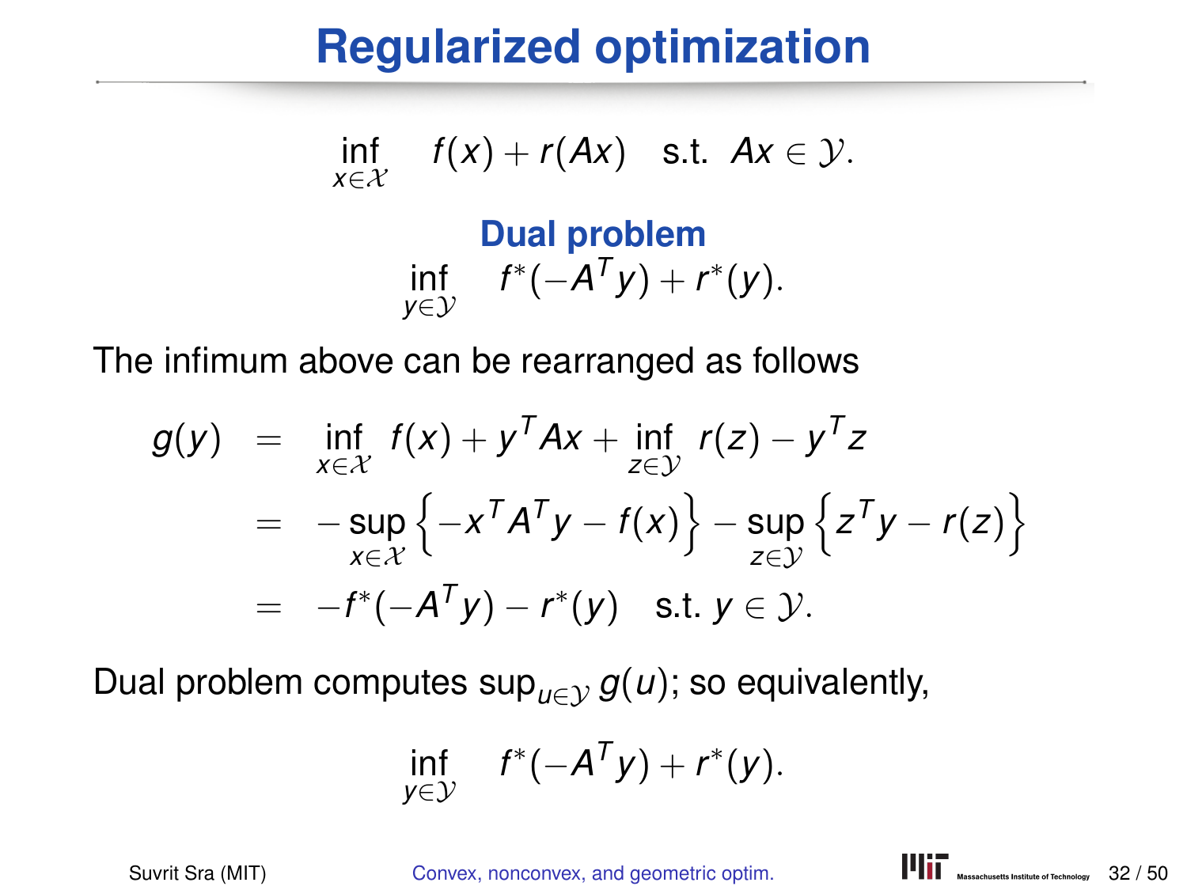# Regularized optimization

$$\inf_{x \in \mathcal{X}} \quad f(x) + r(Ax) \quad \text{s.t. } \; Ax \in \mathcal{Y}.$$

**Dual problem**

$$\inf_{y \in \mathcal{Y}} \quad f^*(-A^T y) + r^*(y).$$

The infimum above can be rearranged as follows

$$\begin{aligned}
g(y) &= \inf_{x \in \mathcal{X}} \; f(x) + y^T A x + \inf_{z \in \mathcal{Y}} \; r(z) - y^T z \\
&= -\sup_{x \in \mathcal{X}} \left\{ -x^T A^T y - f(x) \right\} - \sup_{z \in \mathcal{Y}} \left\{ z^T y - r(z) \right\} \\
&= -f^*(-A^T y) - r^*(y) \quad \text{s.t. } y \in \mathcal{Y}.
\end{aligned}$$

Dual problem computes $\sup_{u \in \mathcal{Y}} g(u)$; so equivalently,

$$\inf_{y \in \mathcal{Y}} \quad f^*(-A^T y) + r^*(y).$$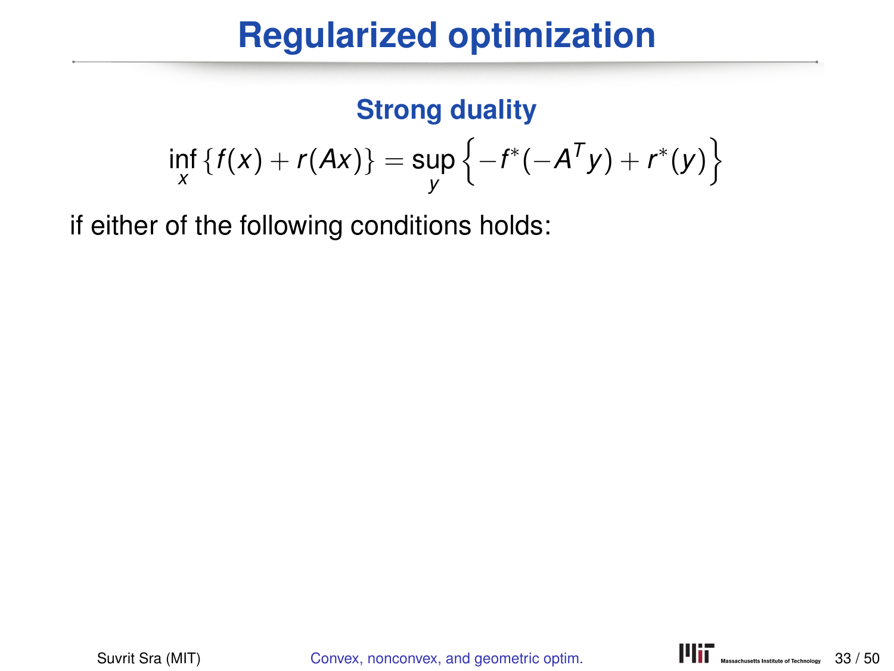# Regularized optimization

### Strong duality

$$\inf_x \{f(x) + r(Ax)\} = \sup_y \left\{-f^*(-A^T y) + r^*(y)\right\}$$

if either of the following conditions holds: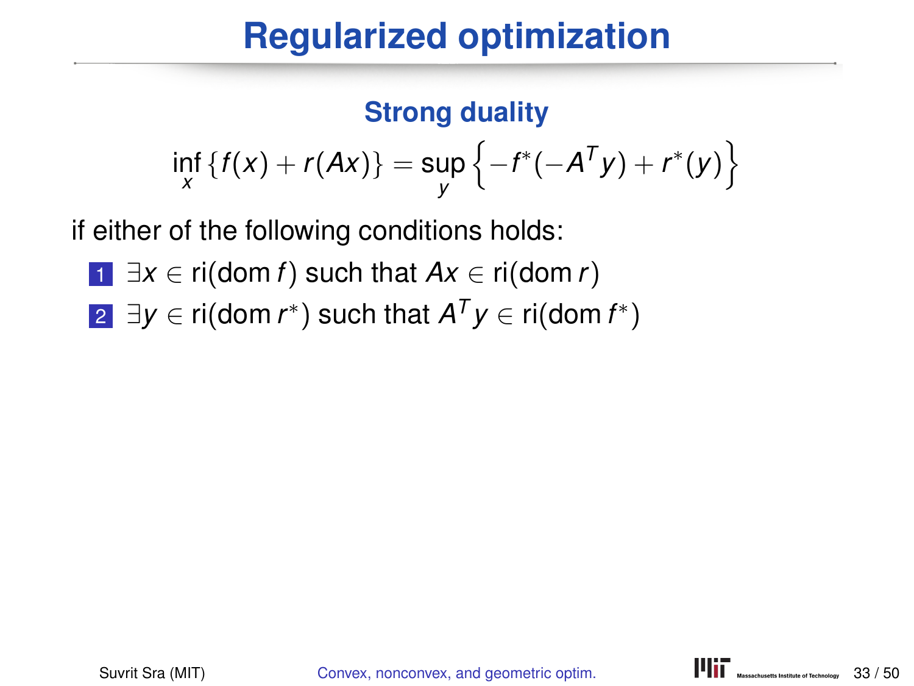# Regularized optimization

## Strong duality

$$\inf_x \{f(x) + r(Ax)\} = \sup_y \left\{-f^*(-A^T y) + r^*(y)\right\}$$

if either of the following conditions holds:

1. $\exists x \in \mathrm{ri}(\mathrm{dom}\, f)$ such that $Ax \in \mathrm{ri}(\mathrm{dom}\, r)$
2. $\exists y \in \mathrm{ri}(\mathrm{dom}\, r^*)$ such that $A^T y \in \mathrm{ri}(\mathrm{dom}\, f^*)$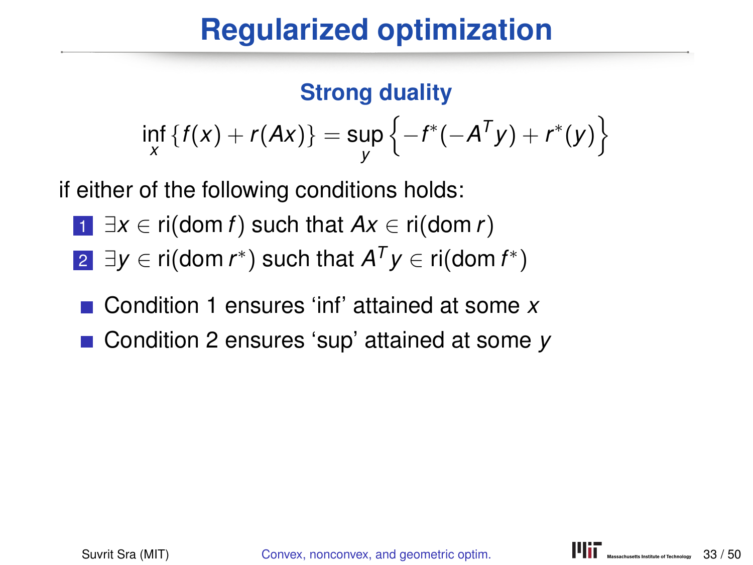# Regularized optimization

### Strong duality

$$\inf_x \{f(x) + r(Ax)\} = \sup_y \left\{-f^*(-A^T y) + r^*(y)\right\}$$

if either of the following conditions holds:

1. $\exists x \in \text{ri}(\text{dom}\, f)$ such that $Ax \in \text{ri}(\text{dom}\, r)$
2. $\exists y \in \text{ri}(\text{dom}\, r^*)$ such that $A^T y \in \text{ri}(\text{dom}\, f^*)$

- Condition 1 ensures 'inf' attained at some $x$
- Condition 2 ensures 'sup' attained at some $y$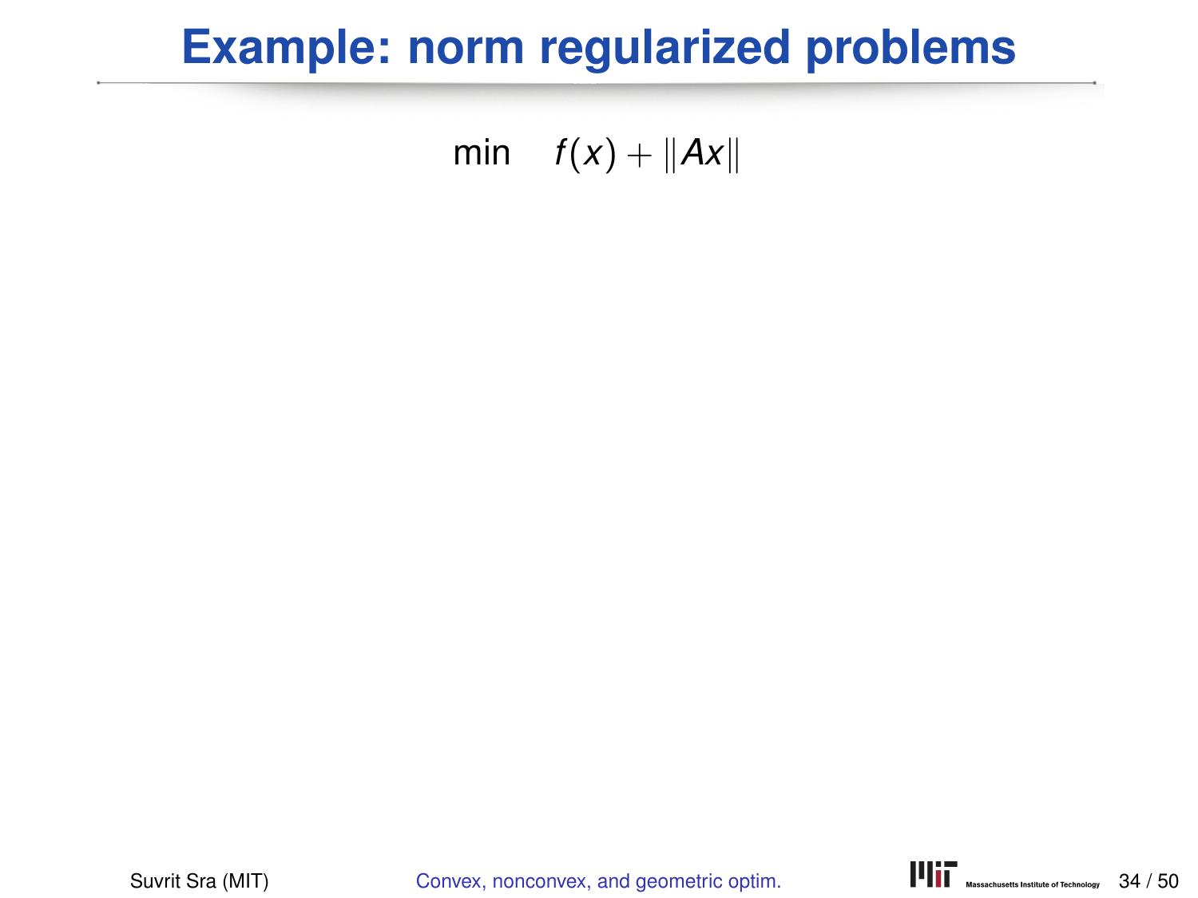# Example: norm regularized problems

$$\min \quad f(x) + \|Ax\|$$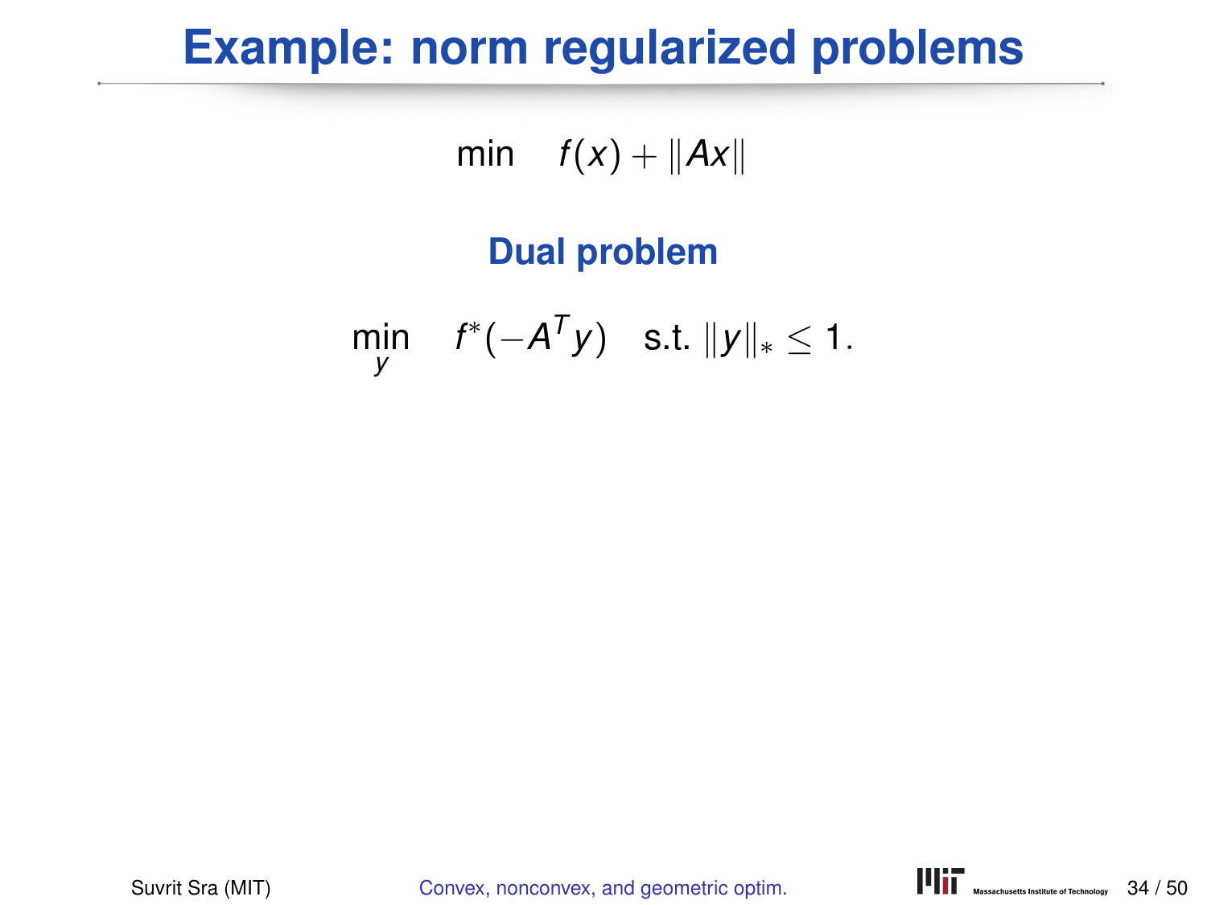# Example: norm regularized problems

$$\min \quad f(x) + \|Ax\|$$

**Dual problem**

$$\min_{y} \quad f^*(-A^T y) \quad \text{s.t. } \|y\|_* \le 1.$$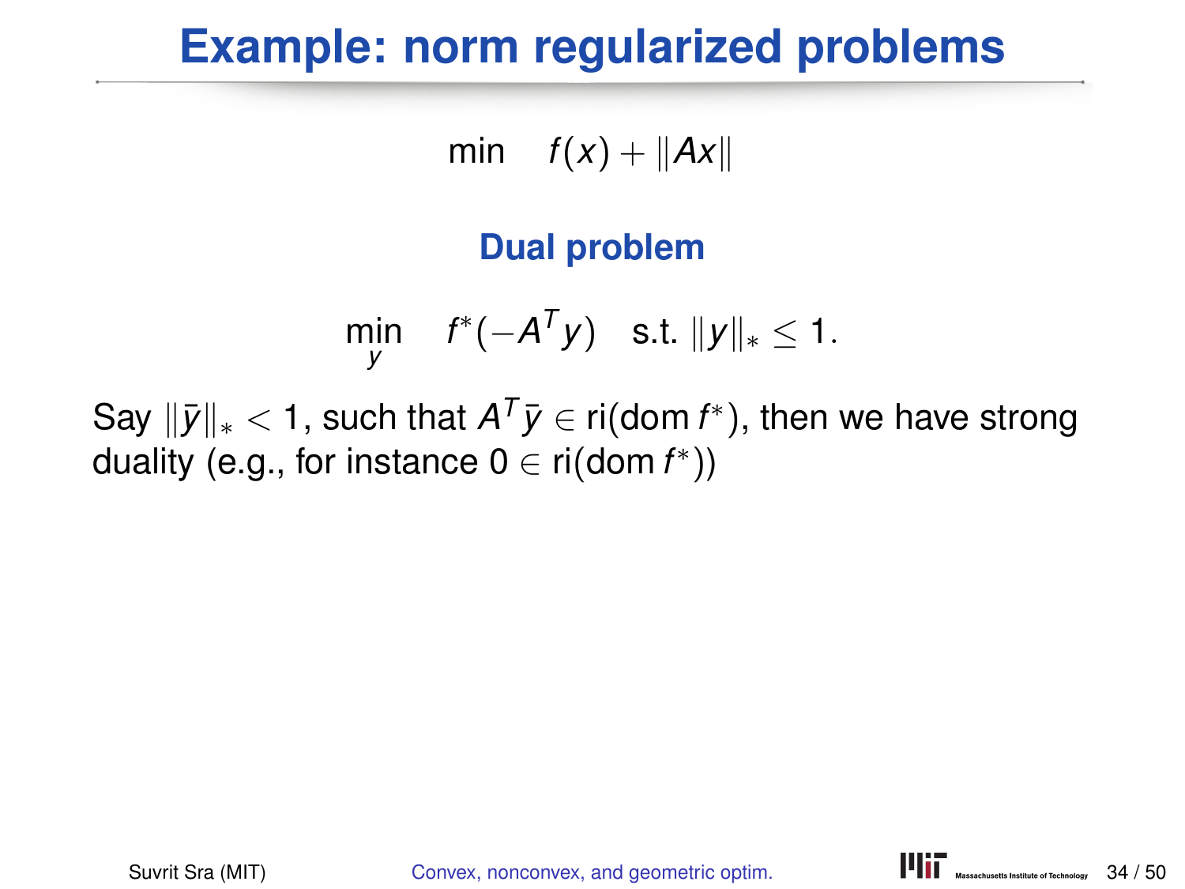# Example: norm regularized problems

$$\min \quad f(x) + \|Ax\|$$

**Dual problem**

$$\min_y \quad f^*(-A^T y) \quad \text{s.t. } \|y\|_* \leq 1.$$

Say $\|\bar{y}\|_* < 1$, such that $A^T\bar{y} \in \text{ri}(\text{dom}\, f^*)$, then we have strong duality (e.g., for instance $0 \in \text{ri}(\text{dom}\, f^*)$)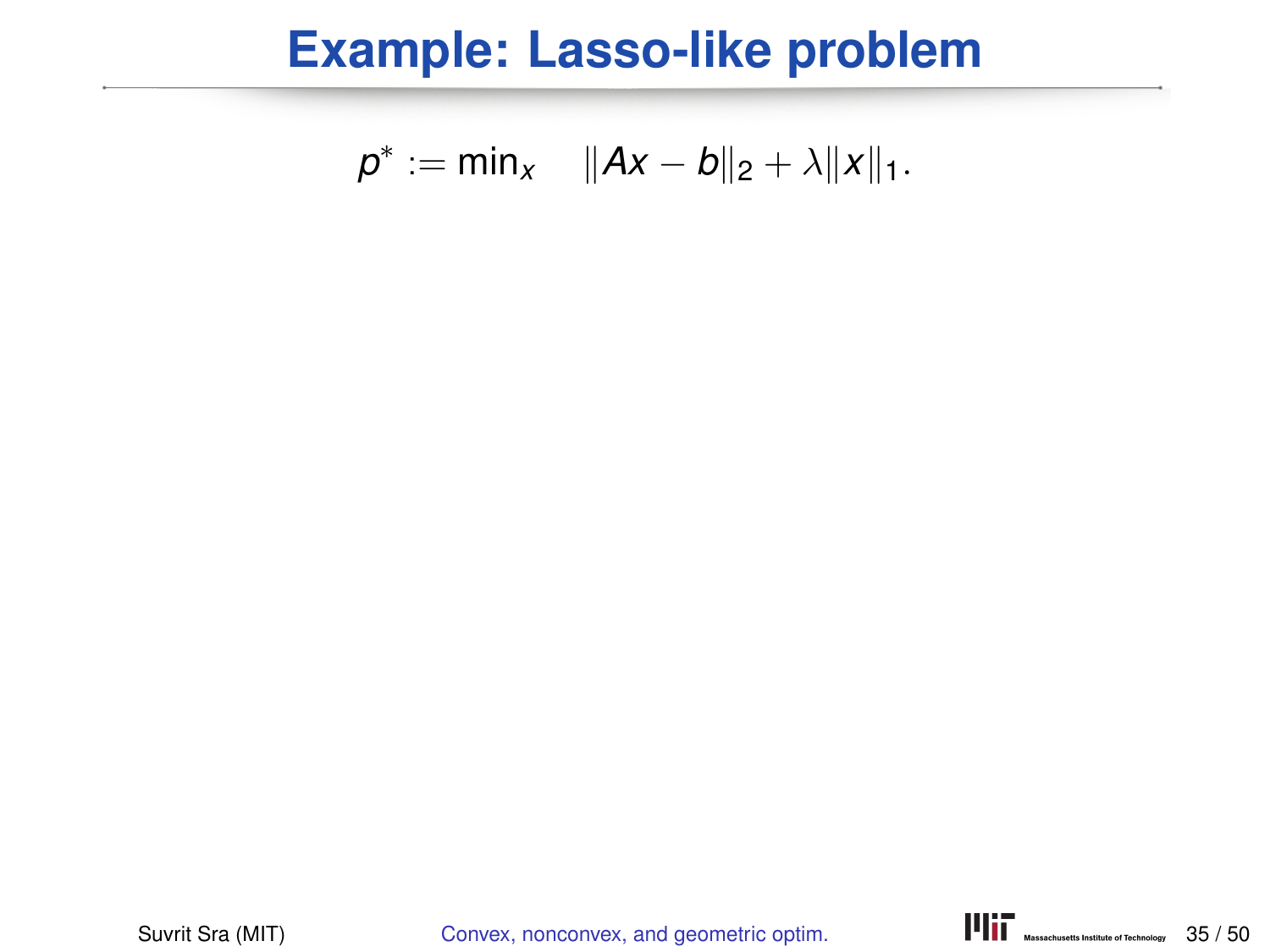# Example: Lasso-like problem

$$p^* := \min_x \quad \|Ax - b\|_2 + \lambda \|x\|_1.$$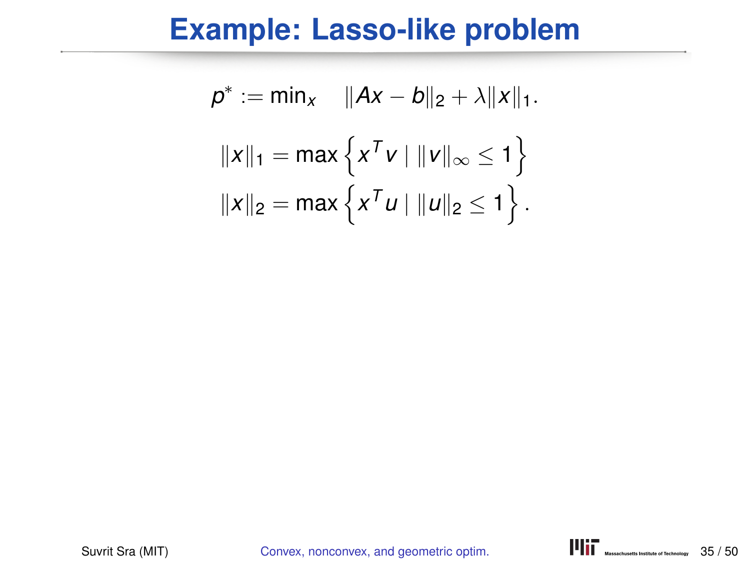# Example: Lasso-like problem

$$p^* := \min_x \quad \|Ax - b\|_2 + \lambda \|x\|_1.$$

$$\|x\|_1 = \max \left\{ x^T v \mid \|v\|_\infty \leq 1 \right\}$$

$$\|x\|_2 = \max \left\{ x^T u \mid \|u\|_2 \leq 1 \right\}.$$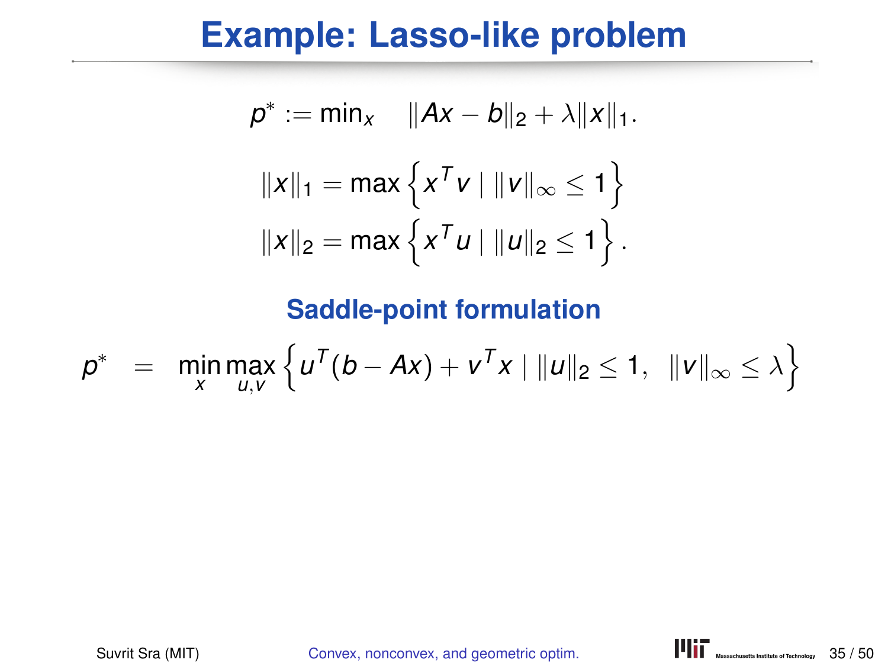# Example: Lasso-like problem

$$p^* := \min_x \quad \|Ax - b\|_2 + \lambda \|x\|_1.$$

$$\|x\|_1 = \max \left\{ x^T v \mid \|v\|_\infty \leq 1 \right\}$$

$$\|x\|_2 = \max \left\{ x^T u \mid \|u\|_2 \leq 1 \right\}.$$

## Saddle-point formulation

$$p^* \quad = \quad \min_x \max_{u,v} \left\{ u^T(b - Ax) + v^T x \mid \|u\|_2 \leq 1, \;\; \|v\|_\infty \leq \lambda \right\}$$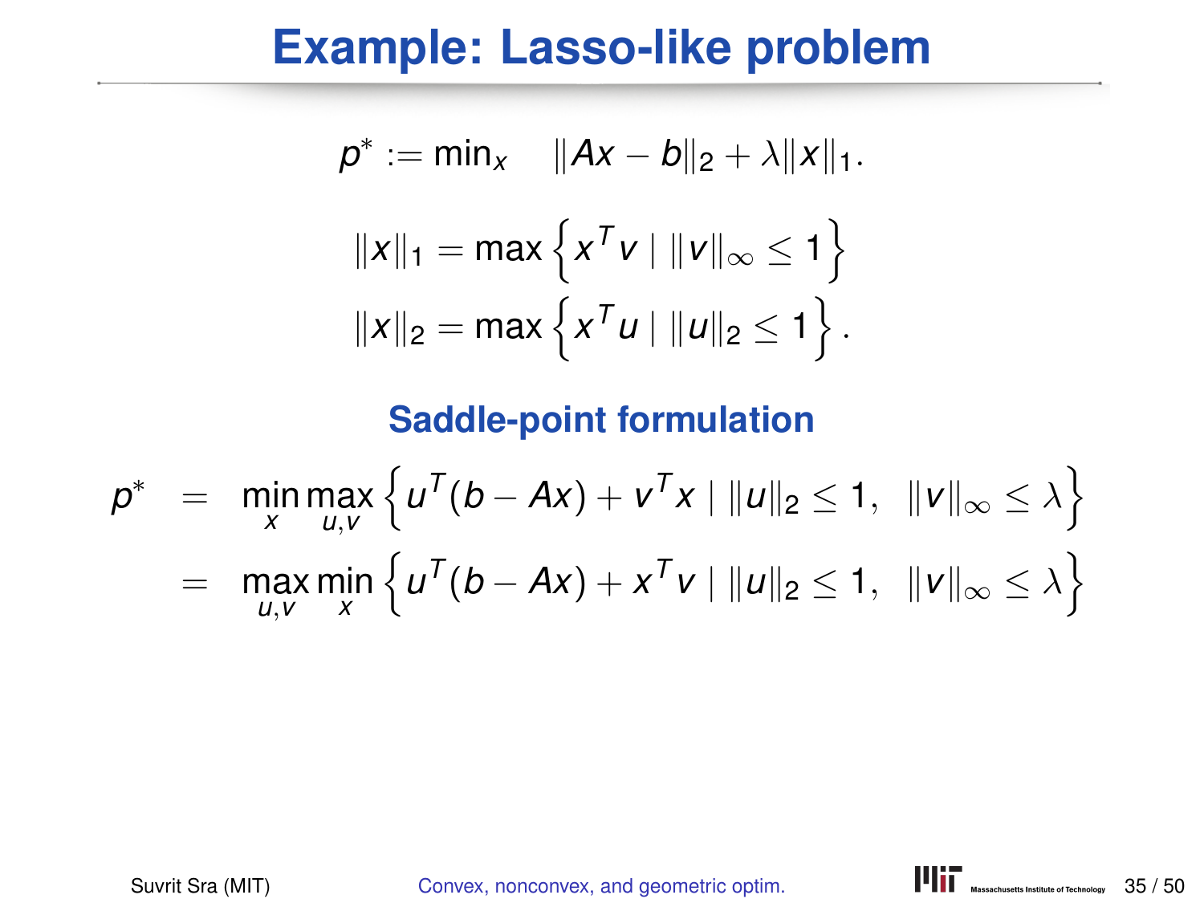# Example: Lasso-like problem

$$p^* := \min_x \quad \|Ax - b\|_2 + \lambda \|x\|_1.$$

$$\|x\|_1 = \max \left\{ x^T v \mid \|v\|_\infty \leq 1 \right\}$$

$$\|x\|_2 = \max \left\{ x^T u \mid \|u\|_2 \leq 1 \right\}.$$

## Saddle-point formulation

$$\begin{aligned} p^* &= \min_x \max_{u,v} \left\{ u^T(b - Ax) + v^T x \mid \|u\|_2 \leq 1, \;\; \|v\|_\infty \leq \lambda \right\} \\ &= \max_{u,v} \min_x \left\{ u^T(b - Ax) + x^T v \mid \|u\|_2 \leq 1, \;\; \|v\|_\infty \leq \lambda \right\} \end{aligned}$$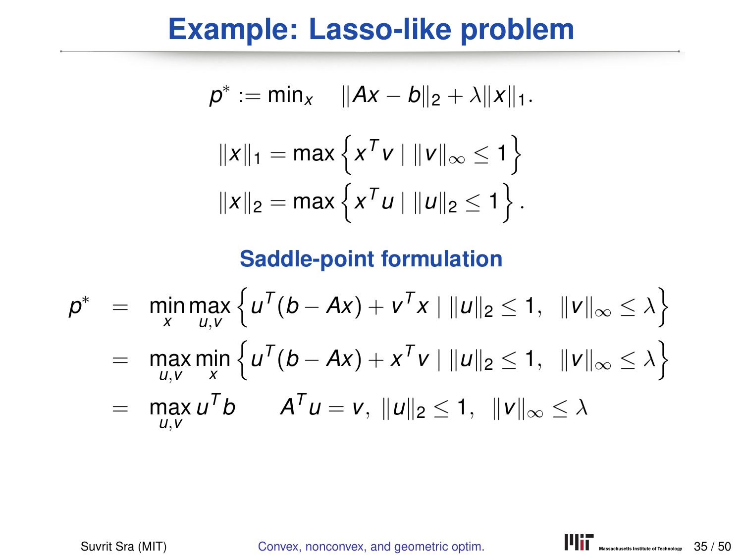# Example: Lasso-like problem

$$p^* := \min_x \quad \|Ax - b\|_2 + \lambda \|x\|_1.$$

$$\|x\|_1 = \max\left\{ x^T v \mid \|v\|_\infty \leq 1 \right\}$$

$$\|x\|_2 = \max\left\{ x^T u \mid \|u\|_2 \leq 1 \right\}.$$

## Saddle-point formulation

$$
\begin{aligned}
p^* &= \min_x \max_{u,v} \left\{ u^T(b - Ax) + v^T x \mid \|u\|_2 \leq 1, \ \ \|v\|_\infty \leq \lambda \right\} \\
&= \max_{u,v} \min_x \left\{ u^T(b - Ax) + x^T v \mid \|u\|_2 \leq 1, \ \ \|v\|_\infty \leq \lambda \right\} \\
&= \max_{u,v} u^T b \qquad A^T u = v, \ \|u\|_2 \leq 1, \ \ \|v\|_\infty \leq \lambda
\end{aligned}
$$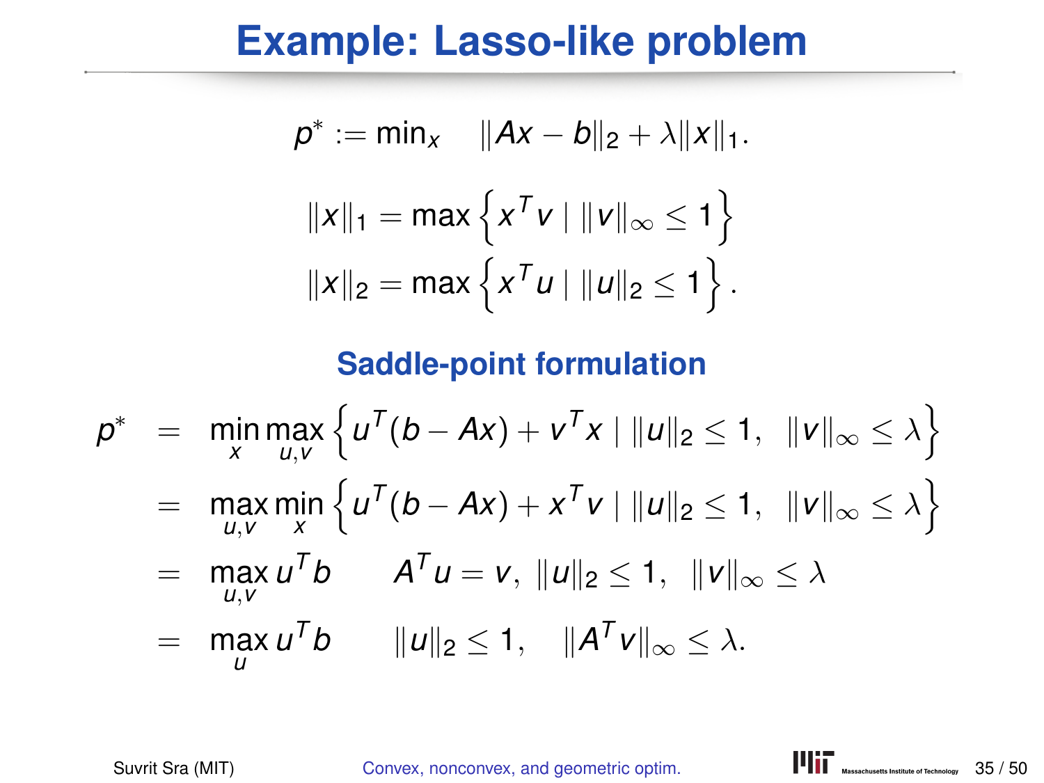# Example: Lasso-like problem

$$p^* := \min_x \quad \|Ax - b\|_2 + \lambda\|x\|_1.$$

$$\|x\|_1 = \max\left\{x^T v \mid \|v\|_\infty \leq 1\right\}$$

$$\|x\|_2 = \max\left\{x^T u \mid \|u\|_2 \leq 1\right\}.$$

## Saddle-point formulation

$$
\begin{aligned}
p^* &= \min_x \max_{u,v} \left\{u^T(b - Ax) + v^T x \mid \|u\|_2 \leq 1, \ \ \|v\|_\infty \leq \lambda\right\} \\
&= \max_{u,v} \min_x \left\{u^T(b - Ax) + x^T v \mid \|u\|_2 \leq 1, \ \ \|v\|_\infty \leq \lambda\right\} \\
&= \max_{u,v} u^T b \qquad A^T u = v, \ \|u\|_2 \leq 1, \ \ \|v\|_\infty \leq \lambda \\
&= \max_u u^T b \qquad \|u\|_2 \leq 1, \quad \|A^T v\|_\infty \leq \lambda.
\end{aligned}
$$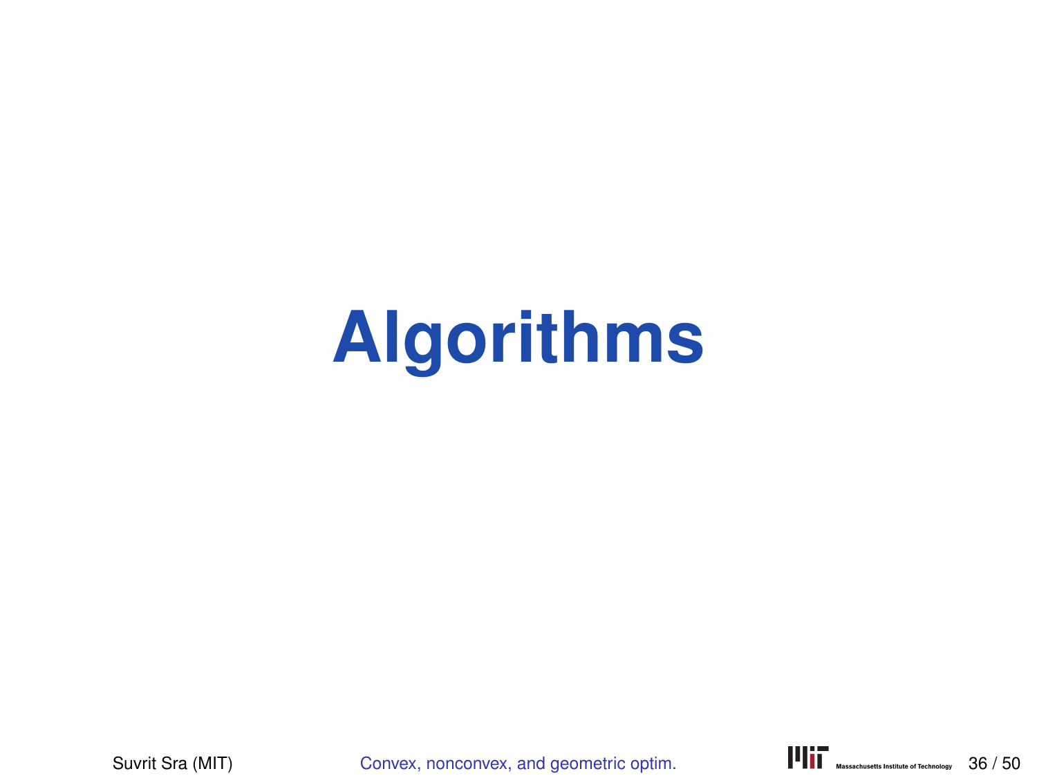# Algorithms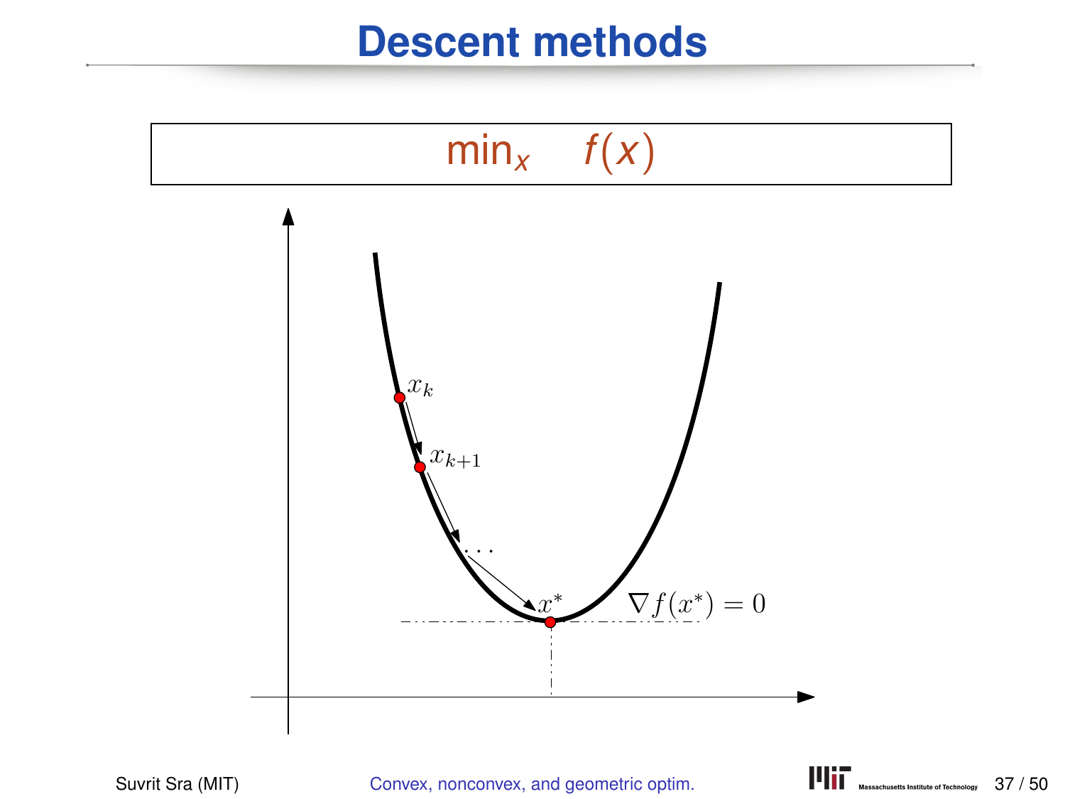# Descent methods

$$\min_x \quad f(x)$$

$x_k$

$x_{k+1}$

$\dots$

$x^*$

$\nabla f(x^*) = 0$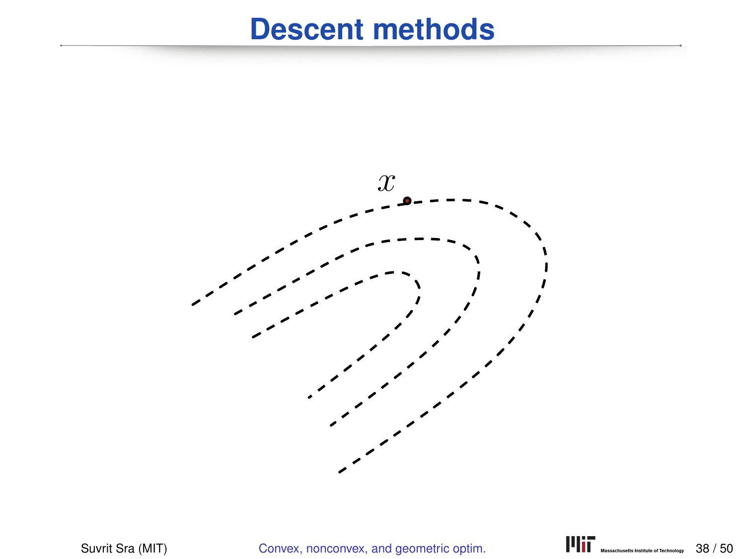# Descent methods

$x$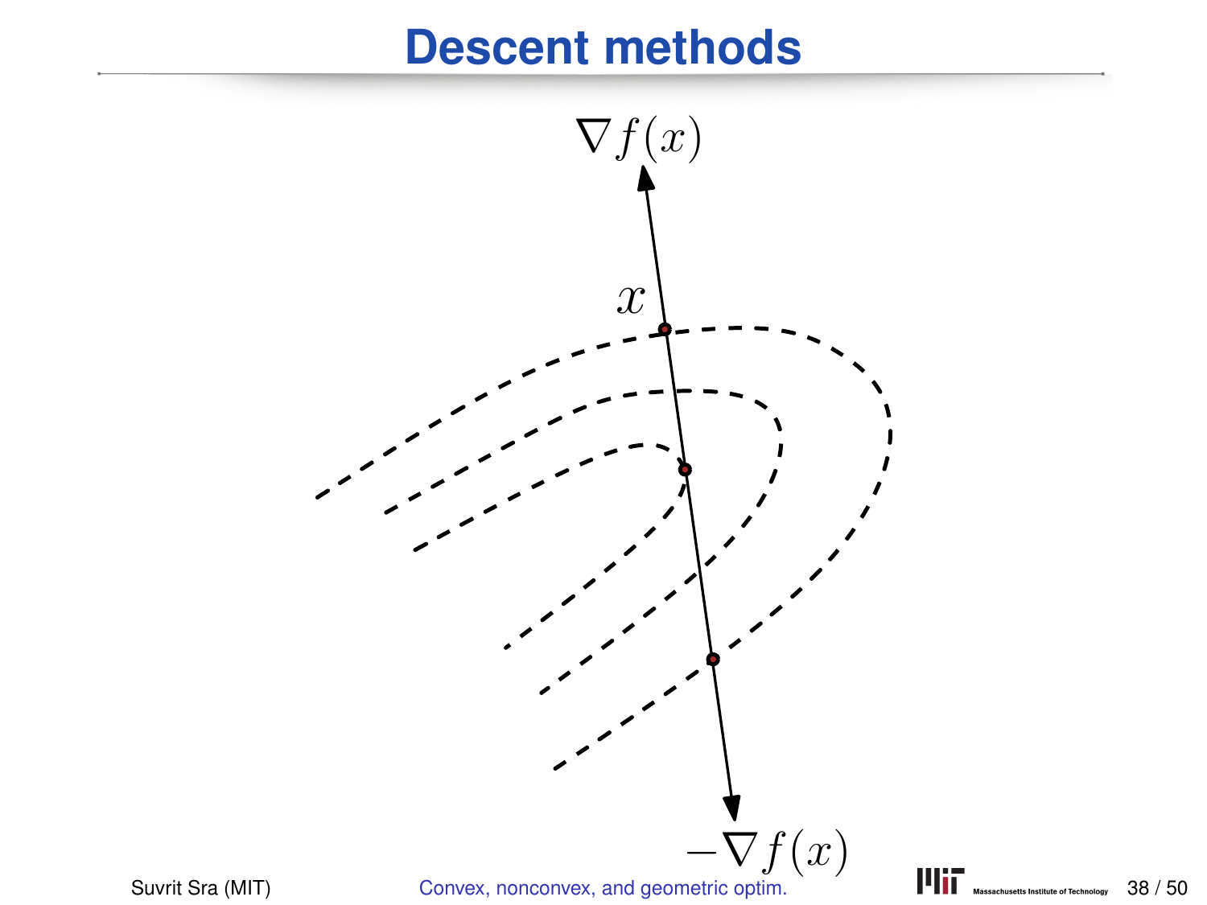# Descent methods

$\nabla f(x)$

$x$

$-\nabla f(x)$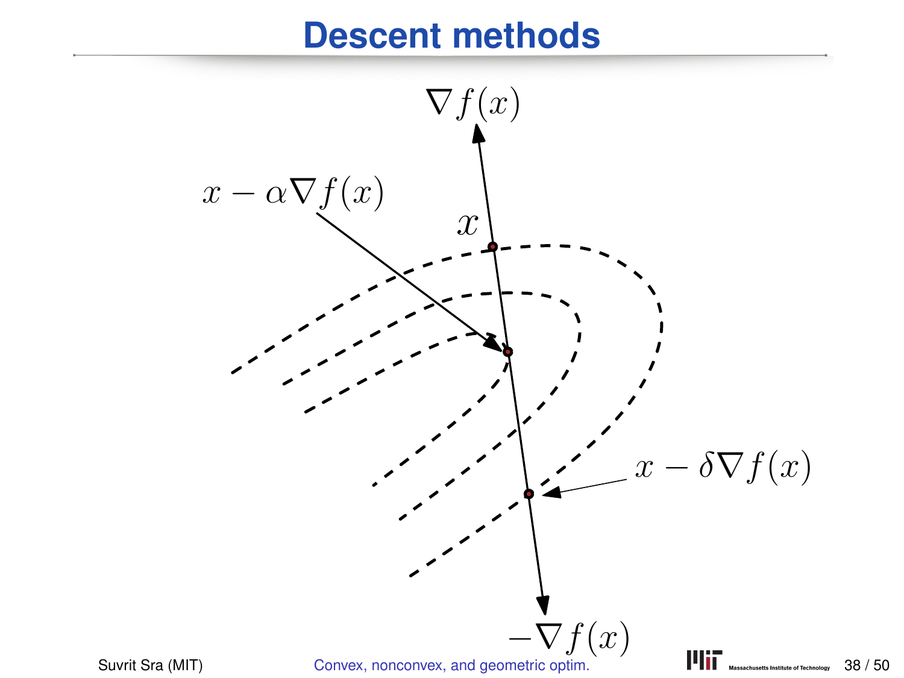# Descent methods

$\nabla f(x)$

$x - \alpha \nabla f(x)$

$x$

$x - \delta \nabla f(x)$

$-\nabla f(x)$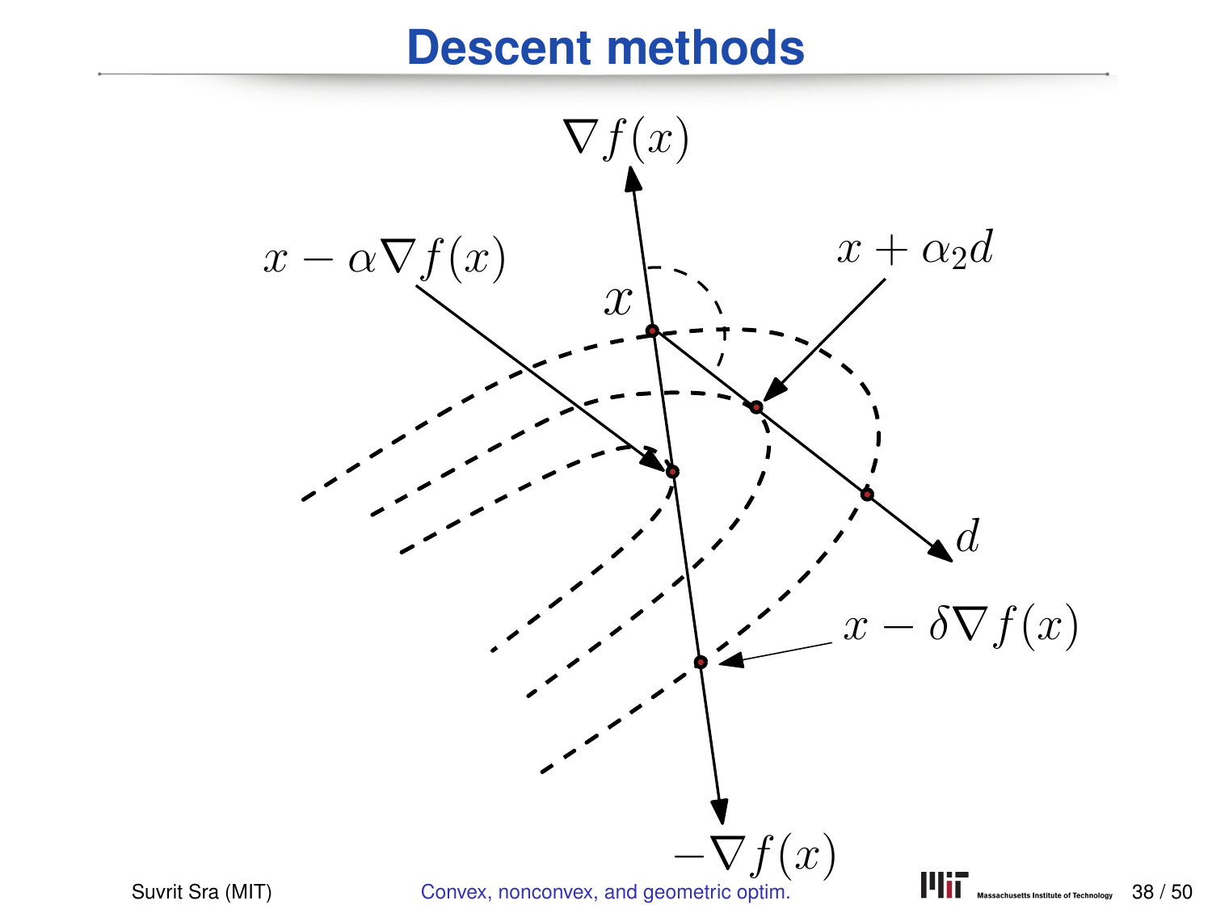# Descent methods

$\nabla f(x)$

$x - \alpha \nabla f(x)$

$x + \alpha_2 d$

$x$

$d$

$x - \delta \nabla f(x)$

$-\nabla f(x)$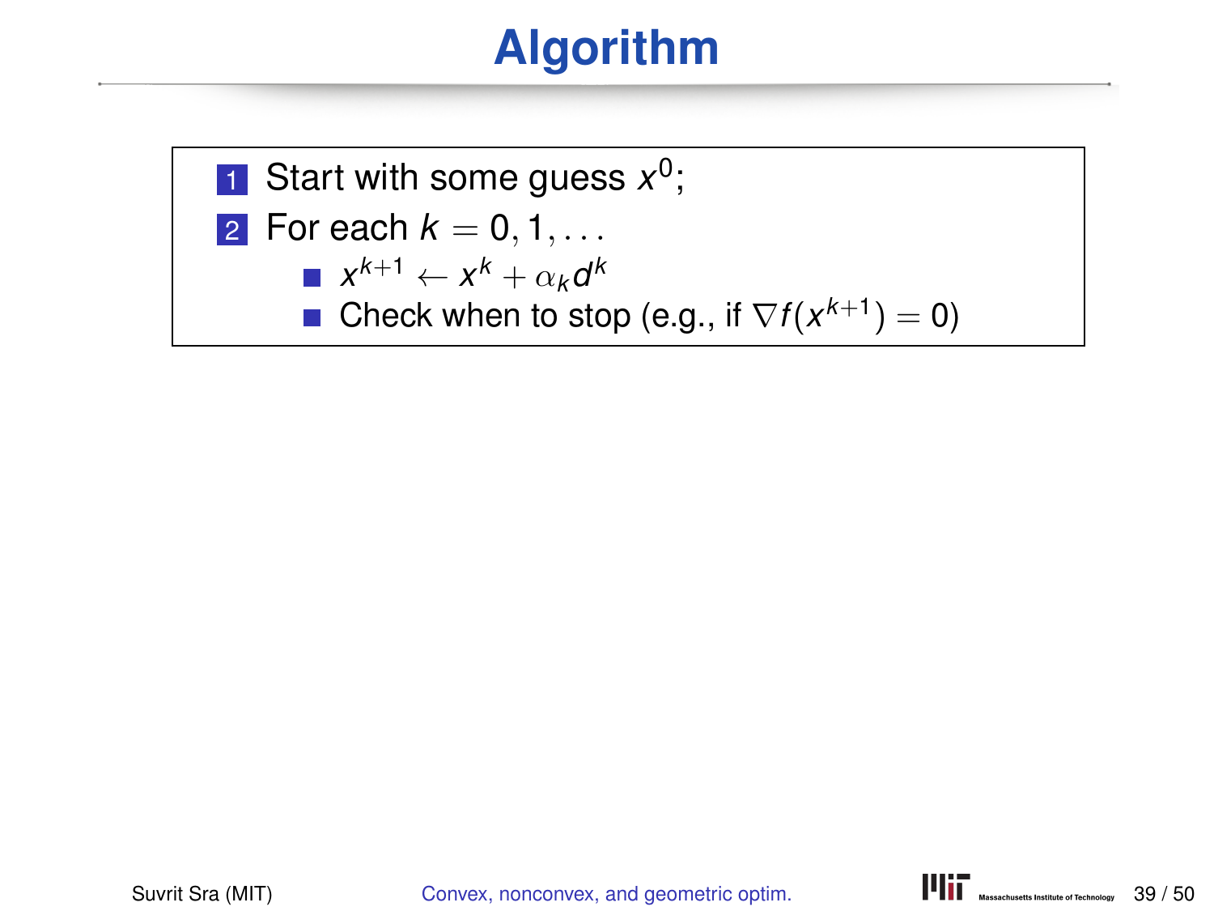# Algorithm

1. Start with some guess $x^0$;
2. For each $k = 0, 1, \ldots$
   - $x^{k+1} \leftarrow x^k + \alpha_k d^k$
   - Check when to stop (e.g., if $\nabla f(x^{k+1}) = 0$)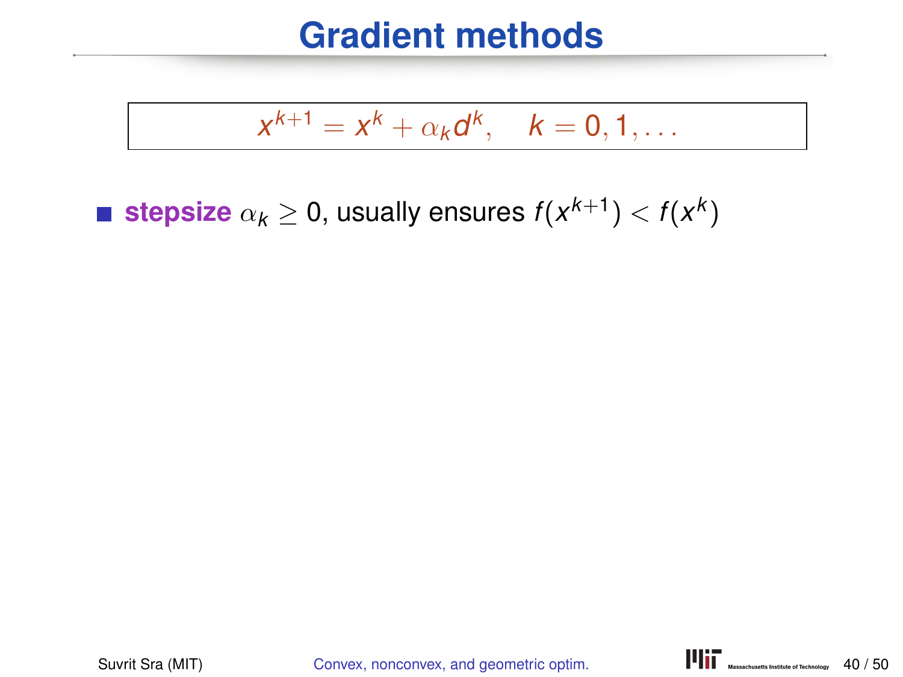# Gradient methods

$$x^{k+1} = x^k + \alpha_k d^k, \quad k = 0, 1, \ldots$$

- **stepsize** $\alpha_k \geq 0$, usually ensures $f(x^{k+1}) < f(x^k)$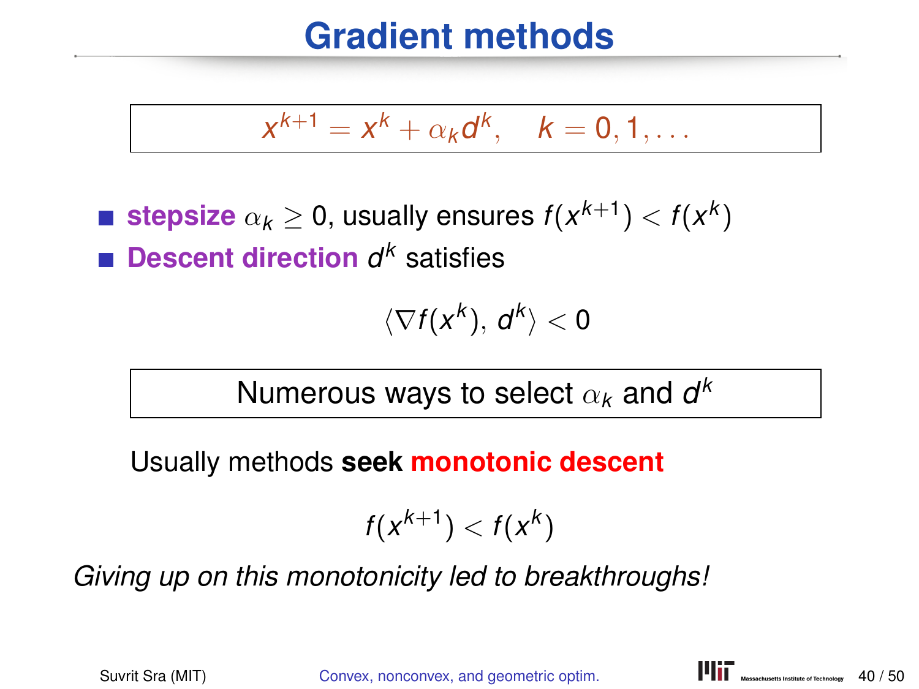# Gradient methods

$$x^{k+1} = x^k + \alpha_k d^k, \quad k = 0, 1, \ldots$$

- **stepsize** $\alpha_k \geq 0$, usually ensures $f(x^{k+1}) < f(x^k)$
- **Descent direction** $d^k$ satisfies

$$\langle \nabla f(x^k),\, d^k \rangle < 0$$

Numerous ways to select $\alpha_k$ and $d^k$

Usually methods **seek monotonic descent**

$$f(x^{k+1}) < f(x^k)$$

*Giving up on this monotonicity led to breakthroughs!*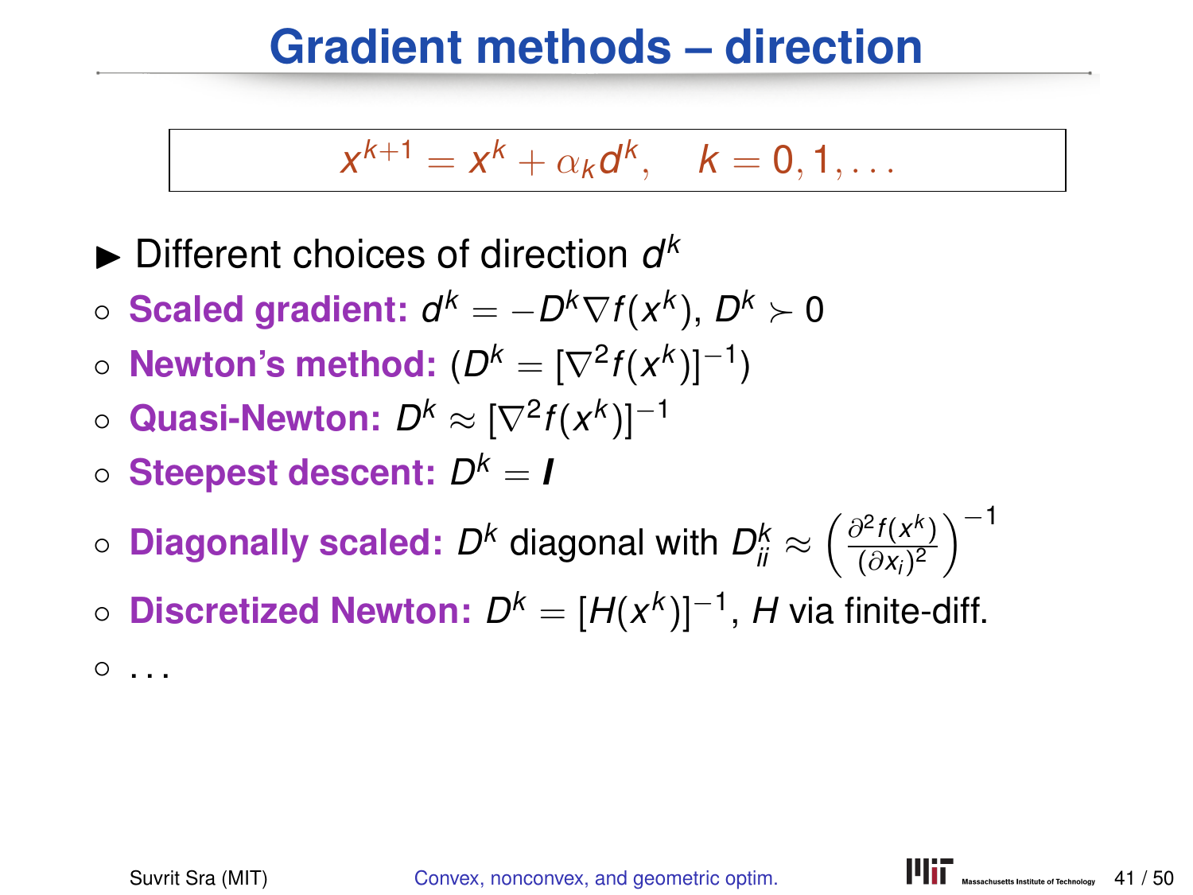# Gradient methods – direction

$$x^{k+1} = x^k + \alpha_k d^k, \quad k = 0, 1, \ldots$$

- Different choices of direction $d^k$
  - **Scaled gradient:** $d^k = -D^k \nabla f(x^k)$, $D^k \succ 0$
  - **Newton's method:** $(D^k = [\nabla^2 f(x^k)]^{-1})$
  - **Quasi-Newton:** $D^k \approx [\nabla^2 f(x^k)]^{-1}$
  - **Steepest descent:** $D^k = \boldsymbol{I}$
  - **Diagonally scaled:** $D^k$ diagonal with $D^k_{ii} \approx \left(\frac{\partial^2 f(x^k)}{(\partial x_i)^2}\right)^{-1}$
  - **Discretized Newton:** $D^k = [H(x^k)]^{-1}$, $H$ via finite-diff.
  - ...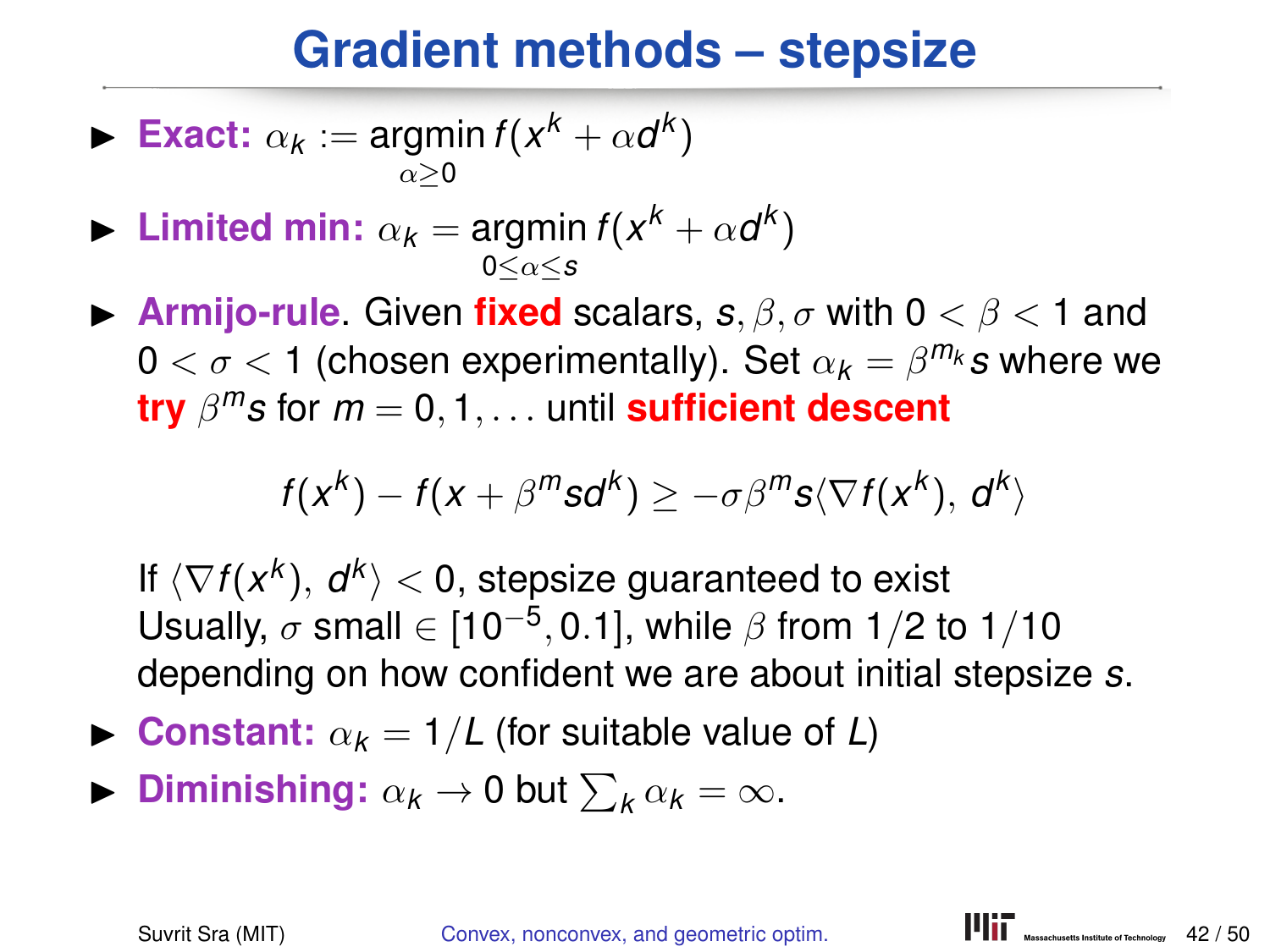# Gradient methods – stepsize

- **Exact:** $\alpha_k := \operatorname*{argmin}_{\alpha \geq 0} f(x^k + \alpha d^k)$
- **Limited min:** $\alpha_k = \operatorname*{argmin}_{0 \leq \alpha \leq s} f(x^k + \alpha d^k)$
- **Armijo-rule**. Given **fixed** scalars, $s, \beta, \sigma$ with $0 < \beta < 1$ and $0 < \sigma < 1$ (chosen experimentally). Set $\alpha_k = \beta^{m_k} s$ where we **try** $\beta^m s$ for $m = 0, 1, \ldots$ until **sufficient descent**

$$f(x^k) - f(x + \beta^m s d^k) \geq -\sigma \beta^m s \langle \nabla f(x^k),\, d^k \rangle$$

  If $\langle \nabla f(x^k),\, d^k \rangle < 0$, stepsize guaranteed to exist
  Usually, $\sigma$ small $\in [10^{-5}, 0.1]$, while $\beta$ from $1/2$ to $1/10$ depending on how confident we are about initial stepsize $s$.

- **Constant:** $\alpha_k = 1/L$ (for suitable value of $L$)
- **Diminishing:** $\alpha_k \to 0$ but $\sum_k \alpha_k = \infty$.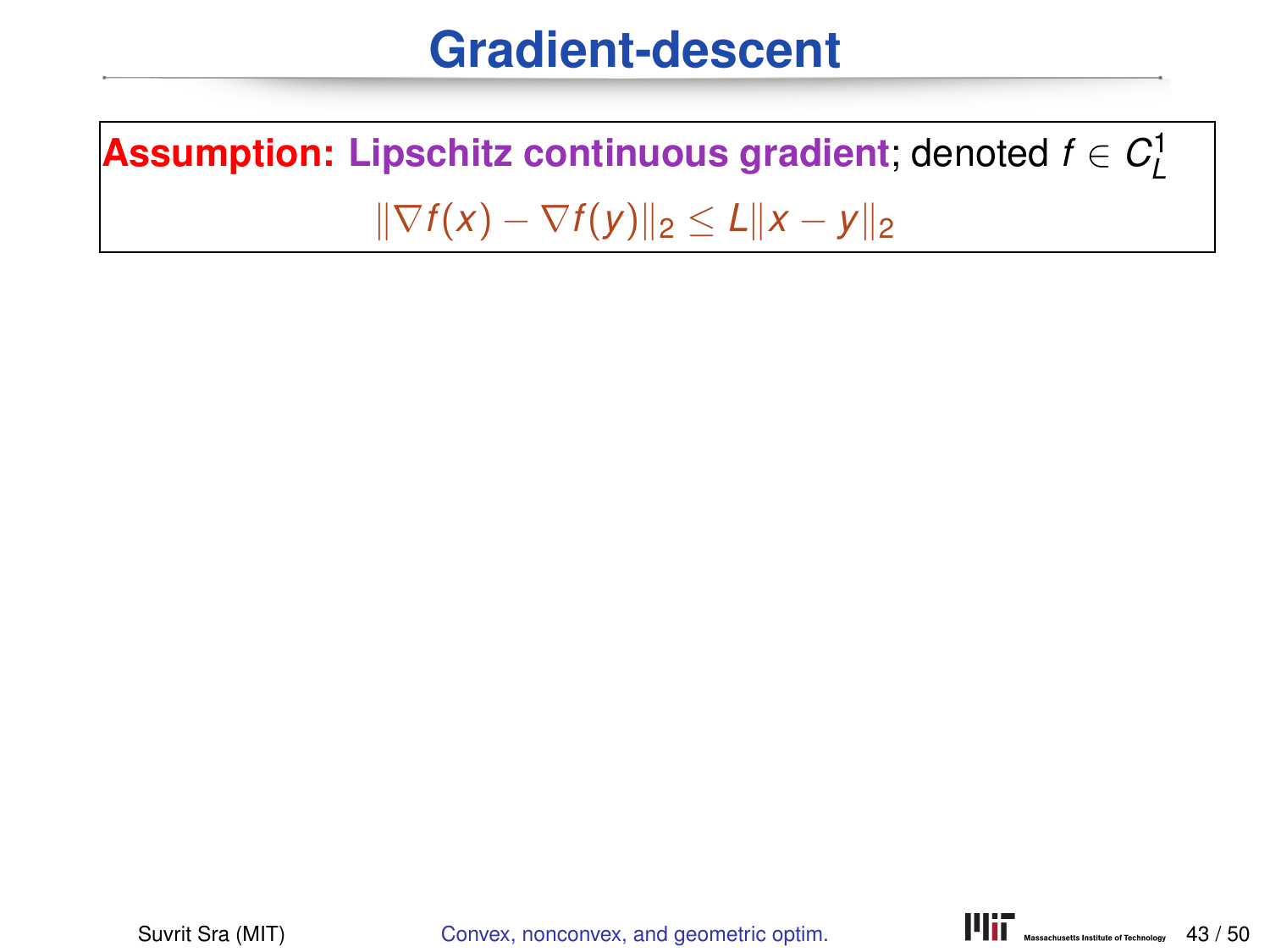# Gradient-descent

**Assumption:** **Lipschitz continuous gradient**; denoted $f \in C_L^1$

$$\|\nabla f(x) - \nabla f(y)\|_2 \leq L\|x - y\|_2$$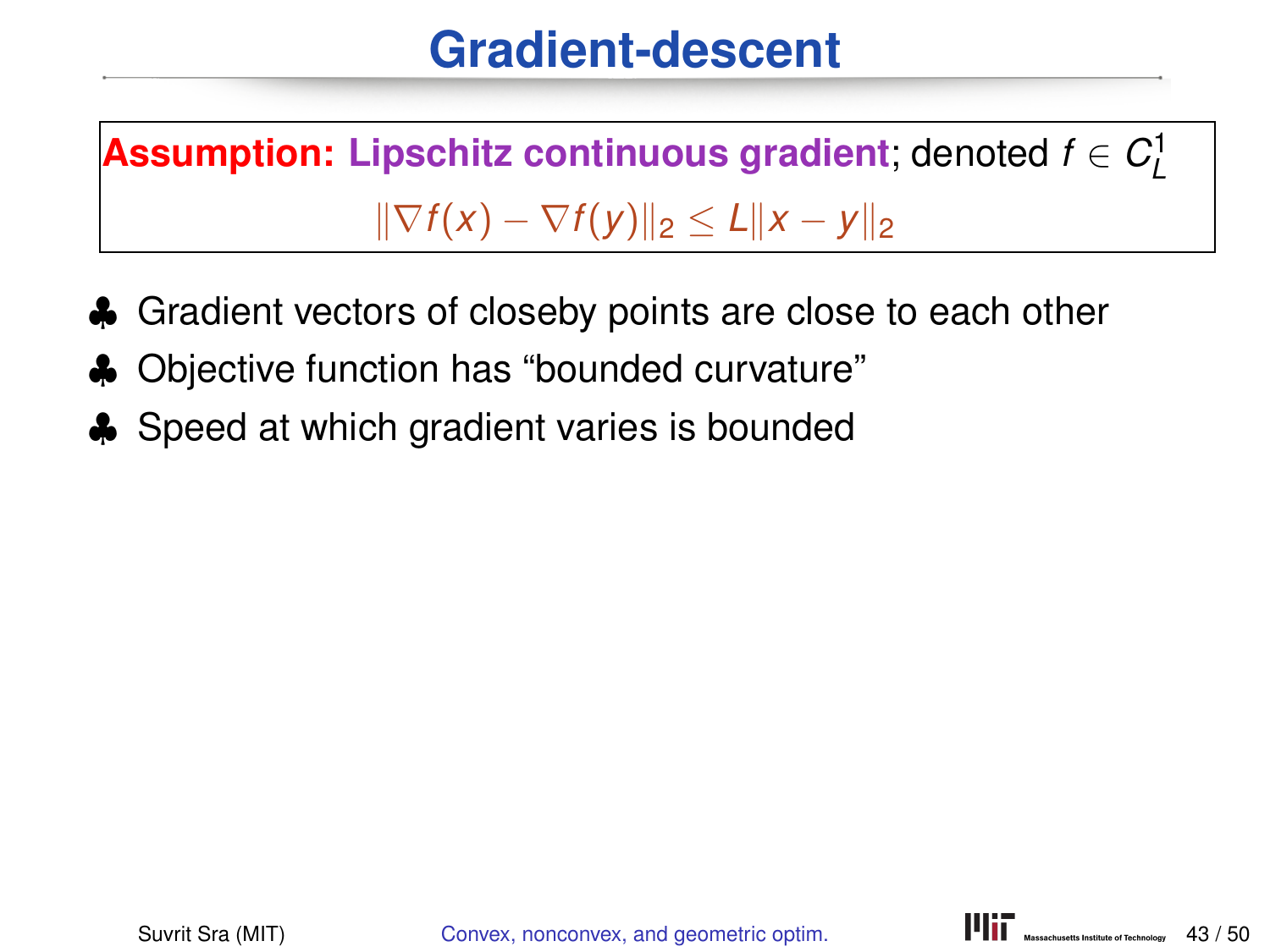# Gradient-descent

**Assumption: Lipschitz continuous gradient**; denoted $f \in C^1_L$

$$\|\nabla f(x) - \nabla f(y)\|_2 \leq L\|x - y\|_2$$

- ♣ Gradient vectors of closeby points are close to each other
- ♣ Objective function has “bounded curvature”
- ♣ Speed at which gradient varies is bounded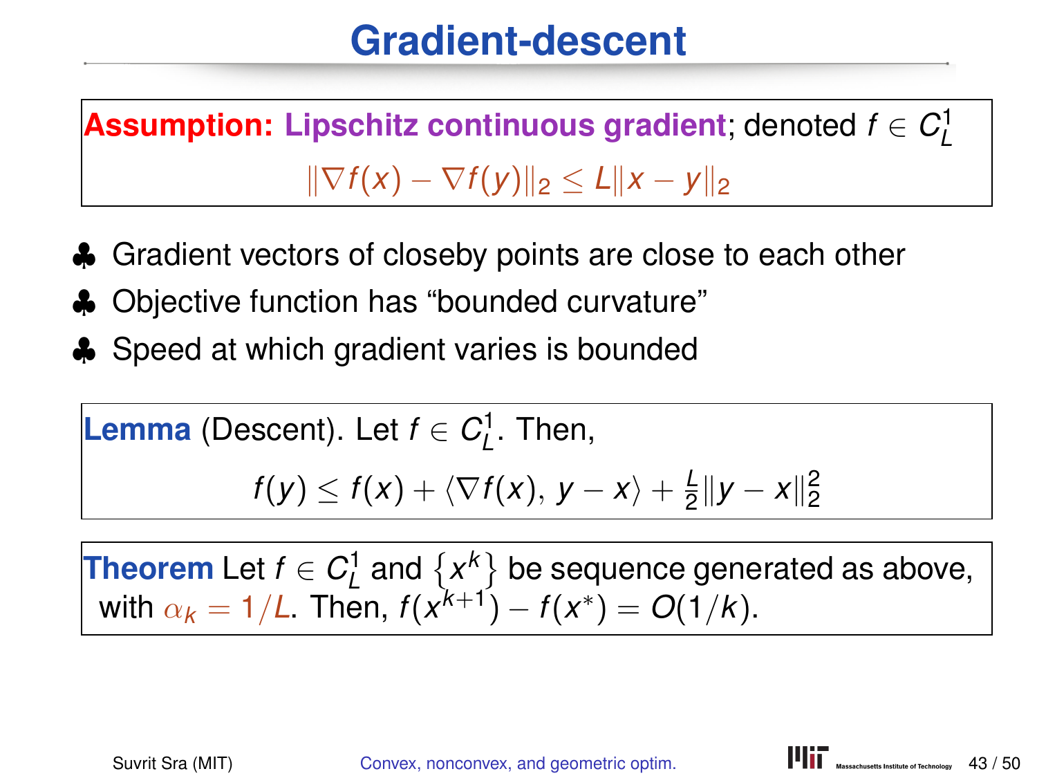# Gradient-descent

**Assumption: Lipschitz continuous gradient**; denoted $f \in C_L^1$

$$\|\nabla f(x) - \nabla f(y)\|_2 \leq L\|x - y\|_2$$

- ♣ Gradient vectors of closeby points are close to each other
- ♣ Objective function has "bounded curvature"
- ♣ Speed at which gradient varies is bounded

**Lemma** (Descent). Let $f \in C_L^1$. Then,

$$f(y) \leq f(x) + \langle \nabla f(x), y - x \rangle + \frac{L}{2}\|y - x\|_2^2$$

**Theorem** Let $f \in C_L^1$ and $\{x^k\}$ be sequence generated as above, with $\alpha_k = 1/L$. Then, $f(x^{k+1}) - f(x^*) = O(1/k)$.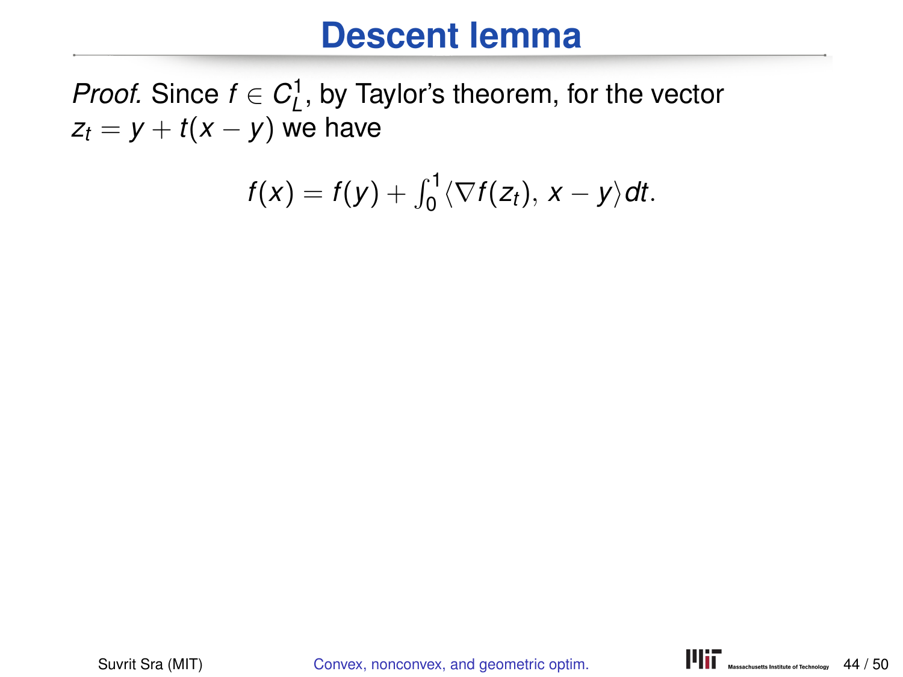# Descent lemma

*Proof.* Since $f \in C_L^1$, by Taylor's theorem, for the vector $z_t = y + t(x - y)$ we have

$$f(x) = f(y) + \int_0^1 \langle \nabla f(z_t), x - y \rangle dt.$$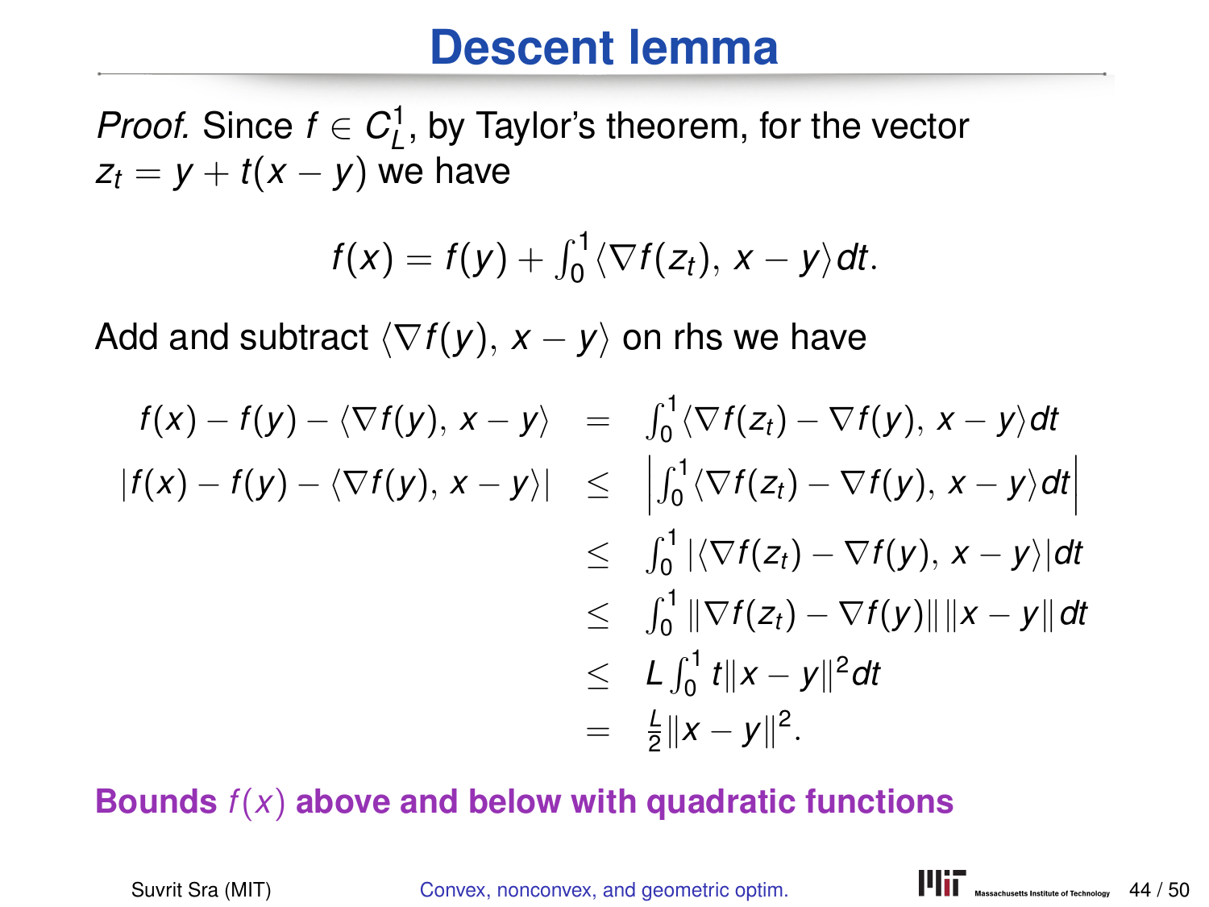# Descent lemma

*Proof.* Since $f \in C_L^1$, by Taylor's theorem, for the vector $z_t = y + t(x - y)$ we have

$$f(x) = f(y) + \int_0^1 \langle \nabla f(z_t),\, x - y \rangle dt.$$

Add and subtract $\langle \nabla f(y),\, x - y \rangle$ on rhs we have

$$
\begin{aligned}
f(x) - f(y) - \langle \nabla f(y),\, x - y \rangle &= \int_0^1 \langle \nabla f(z_t) - \nabla f(y),\, x - y \rangle dt \\
|f(x) - f(y) - \langle \nabla f(y),\, x - y \rangle| &\leq \left| \int_0^1 \langle \nabla f(z_t) - \nabla f(y),\, x - y \rangle dt \right| \\
&\leq \int_0^1 |\langle \nabla f(z_t) - \nabla f(y),\, x - y \rangle| dt \\
&\leq \int_0^1 \|\nabla f(z_t) - \nabla f(y)\| \|x - y\| dt \\
&\leq L \int_0^1 t \|x - y\|^2 dt \\
&= \tfrac{L}{2} \|x - y\|^2.
\end{aligned}
$$

**Bounds $f(x)$ above and below with quadratic functions**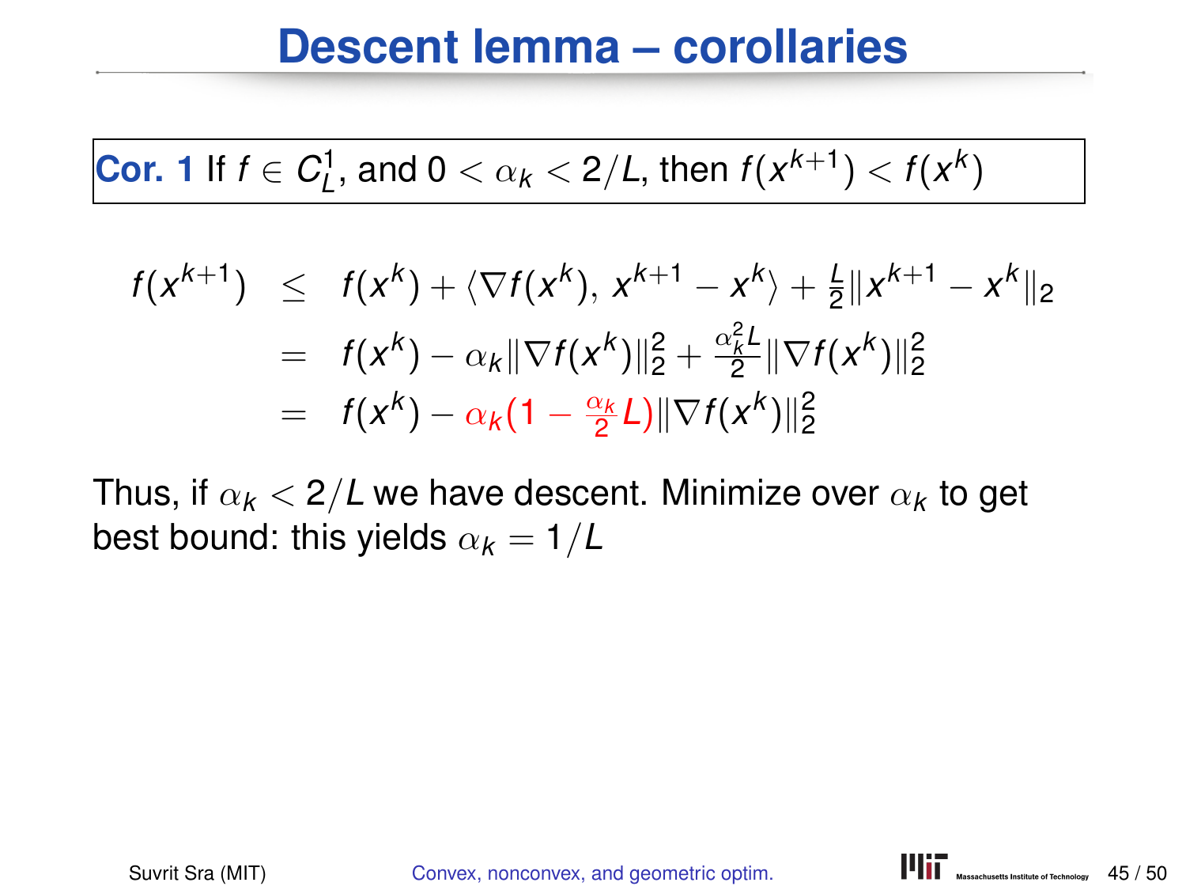# Descent lemma – corollaries

**Cor. 1** If $f \in C_L^1$, and $0 < \alpha_k < 2/L$, then $f(x^{k+1}) < f(x^k)$

$$
\begin{aligned}
f(x^{k+1}) &\leq f(x^k) + \langle \nabla f(x^k), \, x^{k+1} - x^k \rangle + \tfrac{L}{2}\|x^{k+1} - x^k\|_2 \\
&= f(x^k) - \alpha_k \|\nabla f(x^k)\|_2^2 + \tfrac{\alpha_k^2 L}{2}\|\nabla f(x^k)\|_2^2 \\
&= f(x^k) - \alpha_k(1 - \tfrac{\alpha_k}{2} L)\|\nabla f(x^k)\|_2^2
\end{aligned}
$$

Thus, if $\alpha_k < 2/L$ we have descent. Minimize over $\alpha_k$ to get best bound: this yields $\alpha_k = 1/L$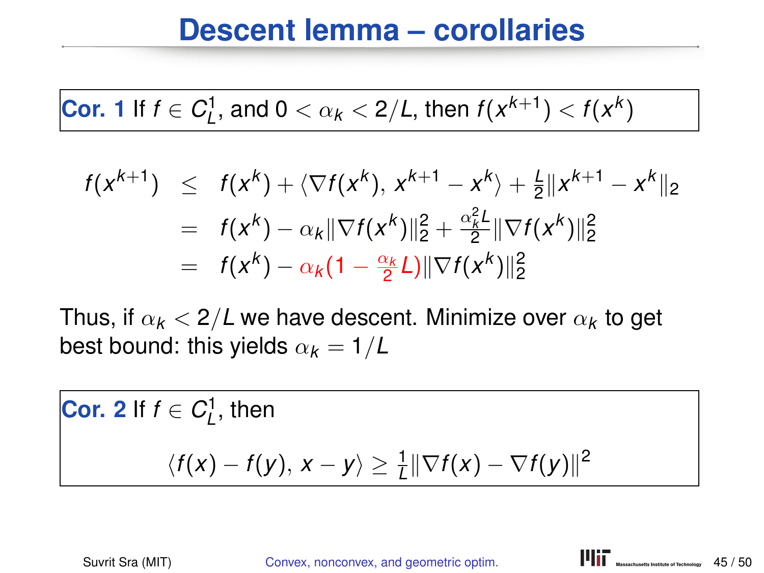# Descent lemma – corollaries

**Cor. 1** If $f \in C_L^1$, and $0 < \alpha_k < 2/L$, then $f(x^{k+1}) < f(x^k)$

$$
\begin{aligned}
f(x^{k+1}) &\leq f(x^k) + \langle \nabla f(x^k),\, x^{k+1} - x^k \rangle + \tfrac{L}{2}\|x^{k+1} - x^k\|_2 \\
&= f(x^k) - \alpha_k \|\nabla f(x^k)\|_2^2 + \tfrac{\alpha_k^2 L}{2}\|\nabla f(x^k)\|_2^2 \\
&= f(x^k) - \alpha_k(1 - \tfrac{\alpha_k}{2}L)\|\nabla f(x^k)\|_2^2
\end{aligned}
$$

Thus, if $\alpha_k < 2/L$ we have descent. Minimize over $\alpha_k$ to get best bound: this yields $\alpha_k = 1/L$

**Cor. 2** If $f \in C_L^1$, then

$$
\langle f(x) - f(y),\, x - y \rangle \geq \tfrac{1}{L}\|\nabla f(x) - \nabla f(y)\|^2
$$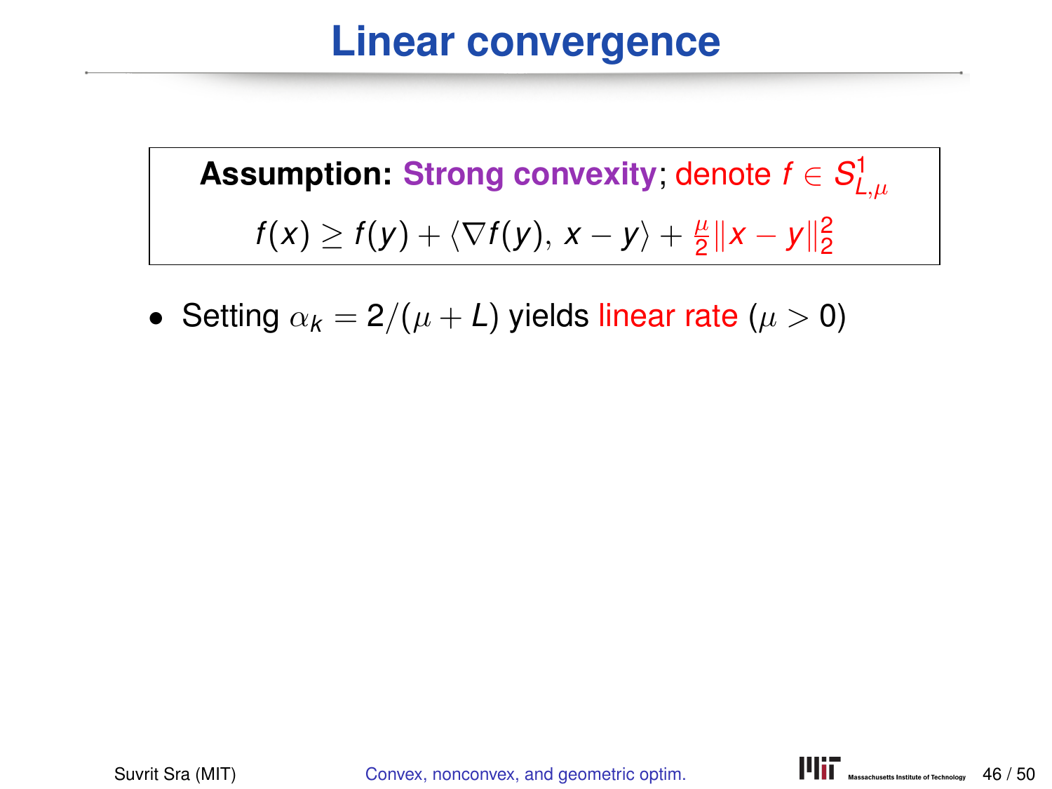# Linear convergence

**Assumption: Strong convexity**; denote $f \in S^1_{L,\mu}$

$$f(x) \geq f(y) + \langle \nabla f(y), x - y \rangle + \frac{\mu}{2}\|x - y\|_2^2$$

- Setting $\alpha_k = 2/(\mu + L)$ yields linear rate ($\mu > 0$)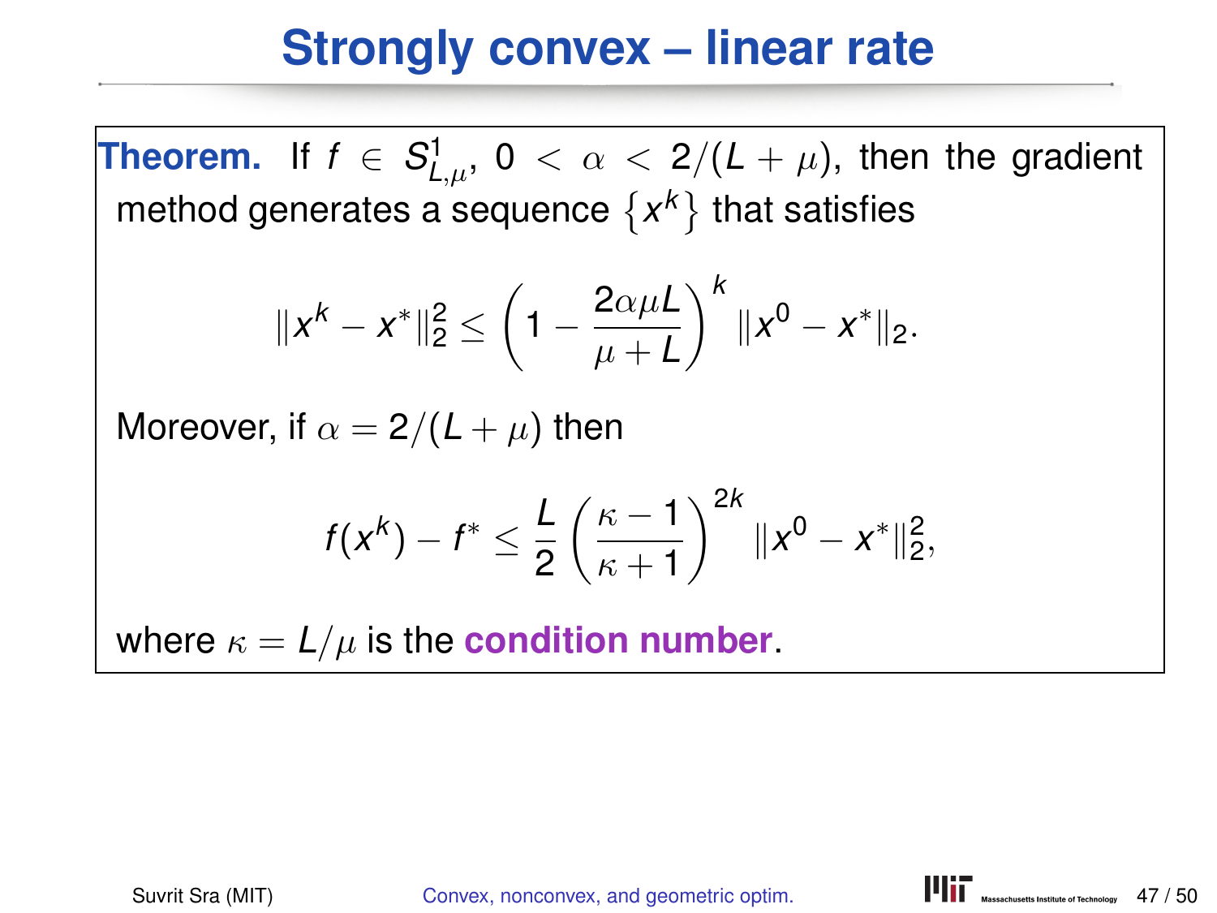# Strongly convex – linear rate

**Theorem.** If $f \in S^1_{L,\mu}$, $0 < \alpha < 2/(L+\mu)$, then the gradient method generates a sequence $\{x^k\}$ that satisfies

$$\|x^k - x^*\|_2^2 \leq \left(1 - \frac{2\alpha\mu L}{\mu + L}\right)^k \|x^0 - x^*\|_2.$$

Moreover, if $\alpha = 2/(L+\mu)$ then

$$f(x^k) - f^* \leq \frac{L}{2}\left(\frac{\kappa - 1}{\kappa + 1}\right)^{2k} \|x^0 - x^*\|_2^2,$$

where $\kappa = L/\mu$ is the **condition number**.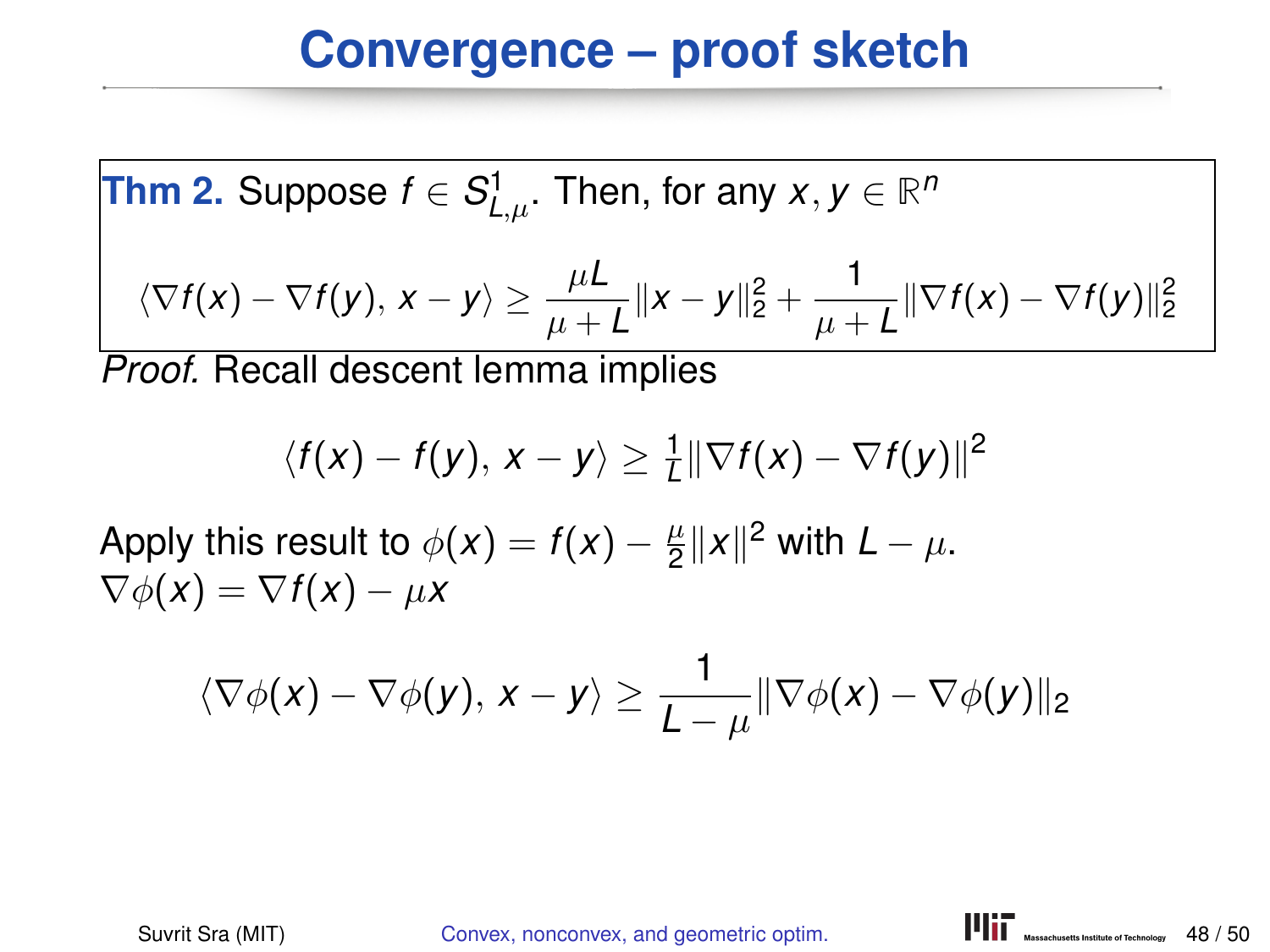# Convergence – proof sketch

**Thm 2.** Suppose $f \in S^1_{L,\mu}$. Then, for any $x, y \in \mathbb{R}^n$

$$\langle \nabla f(x) - \nabla f(y), x - y \rangle \geq \frac{\mu L}{\mu + L} \|x - y\|_2^2 + \frac{1}{\mu + L} \|\nabla f(x) - \nabla f(y)\|_2^2$$

*Proof.* Recall descent lemma implies

$$\langle f(x) - f(y), x - y \rangle \geq \tfrac{1}{L} \|\nabla f(x) - \nabla f(y)\|^2$$

Apply this result to $\phi(x) = f(x) - \frac{\mu}{2}\|x\|^2$ with $L - \mu$.
$\nabla \phi(x) = \nabla f(x) - \mu x$

$$\langle \nabla \phi(x) - \nabla \phi(y), x - y \rangle \geq \frac{1}{L - \mu} \|\nabla \phi(x) - \nabla \phi(y)\|_2$$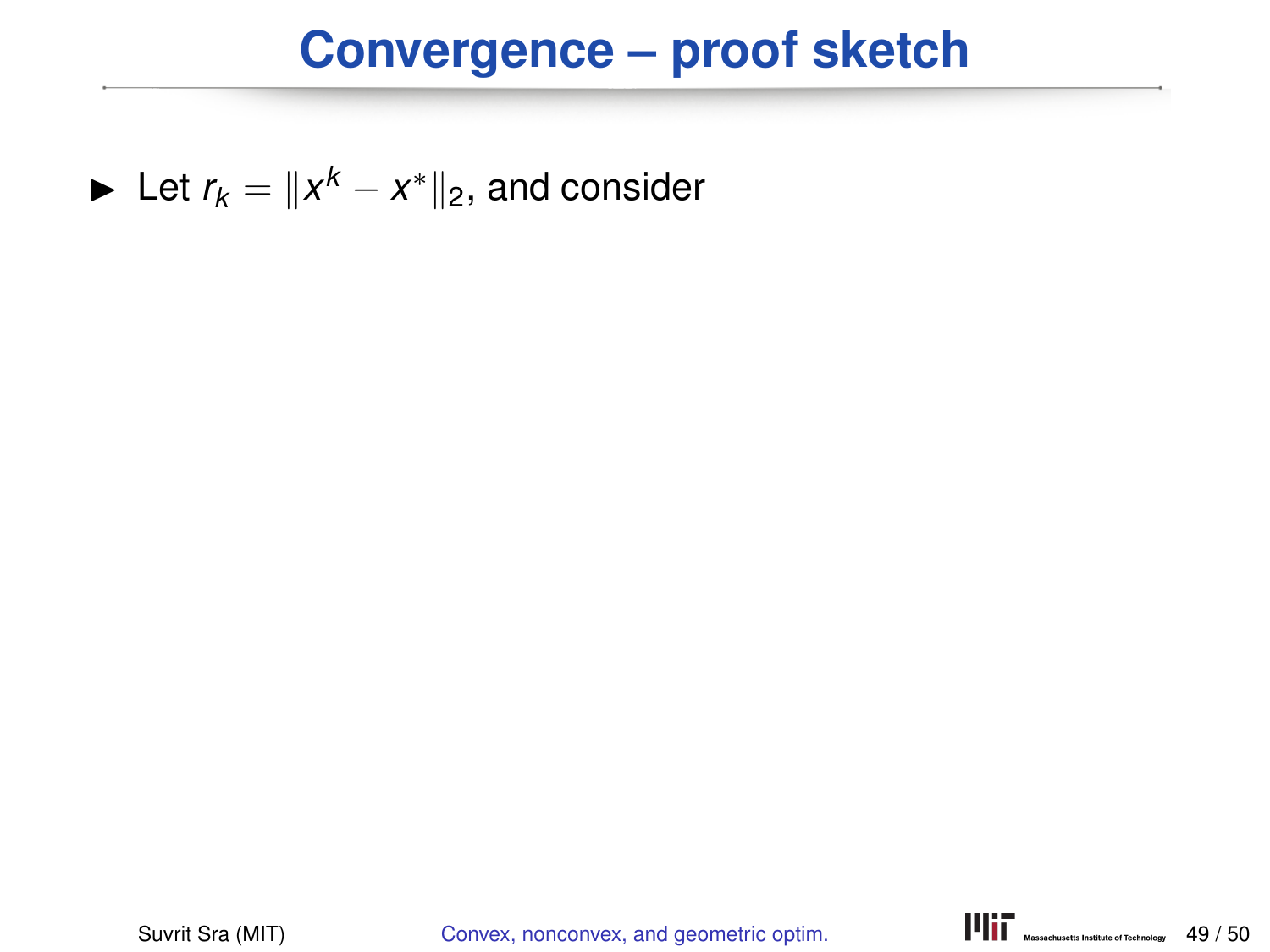# Convergence – proof sketch

- Let $r_k = \|x^k - x^*\|_2$, and consider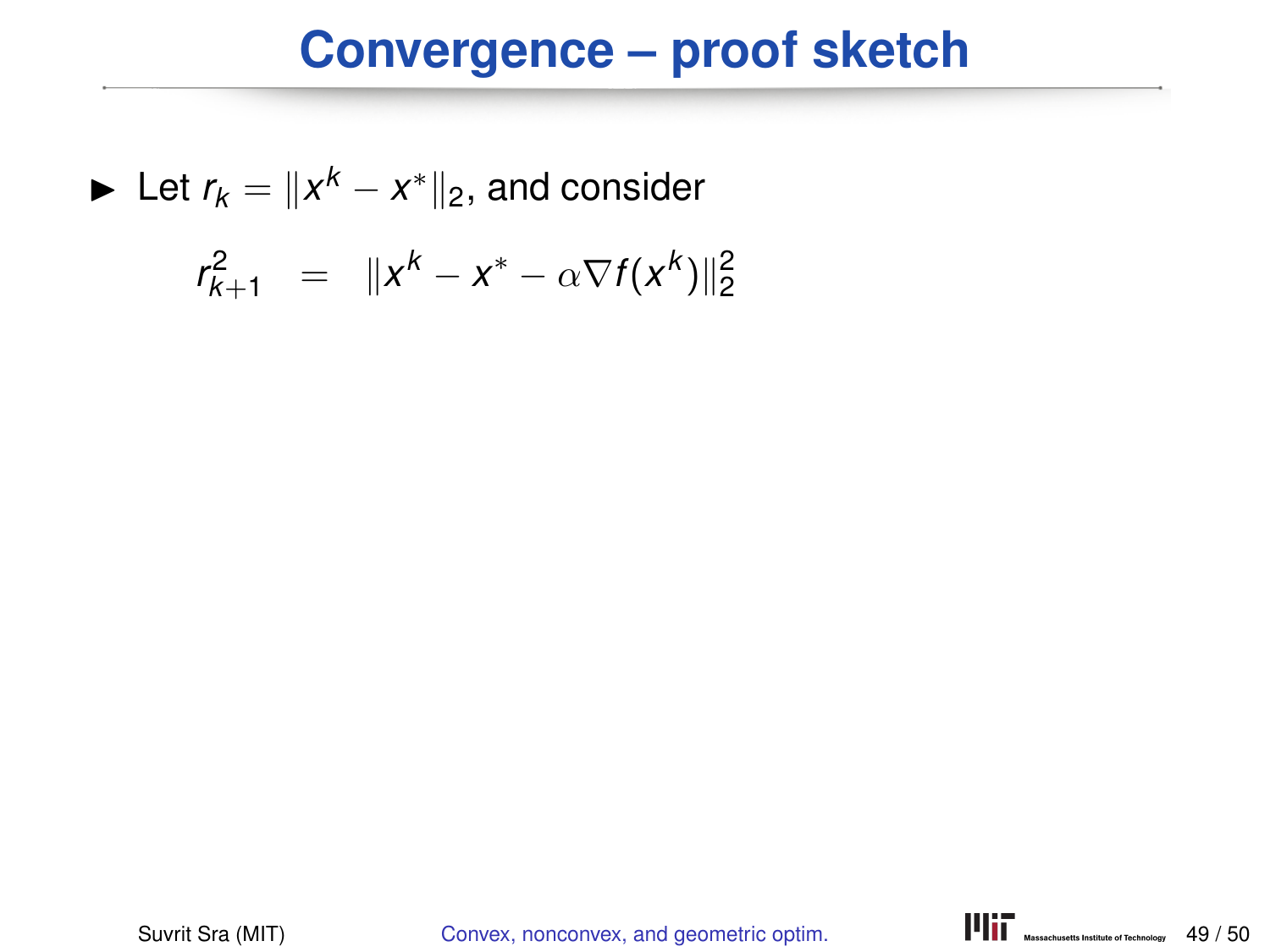# Convergence – proof sketch

- Let $r_k = \|x^k - x^*\|_2$, and consider

$$r_{k+1}^2 = \|x^k - x^* - \alpha \nabla f(x^k)\|_2^2$$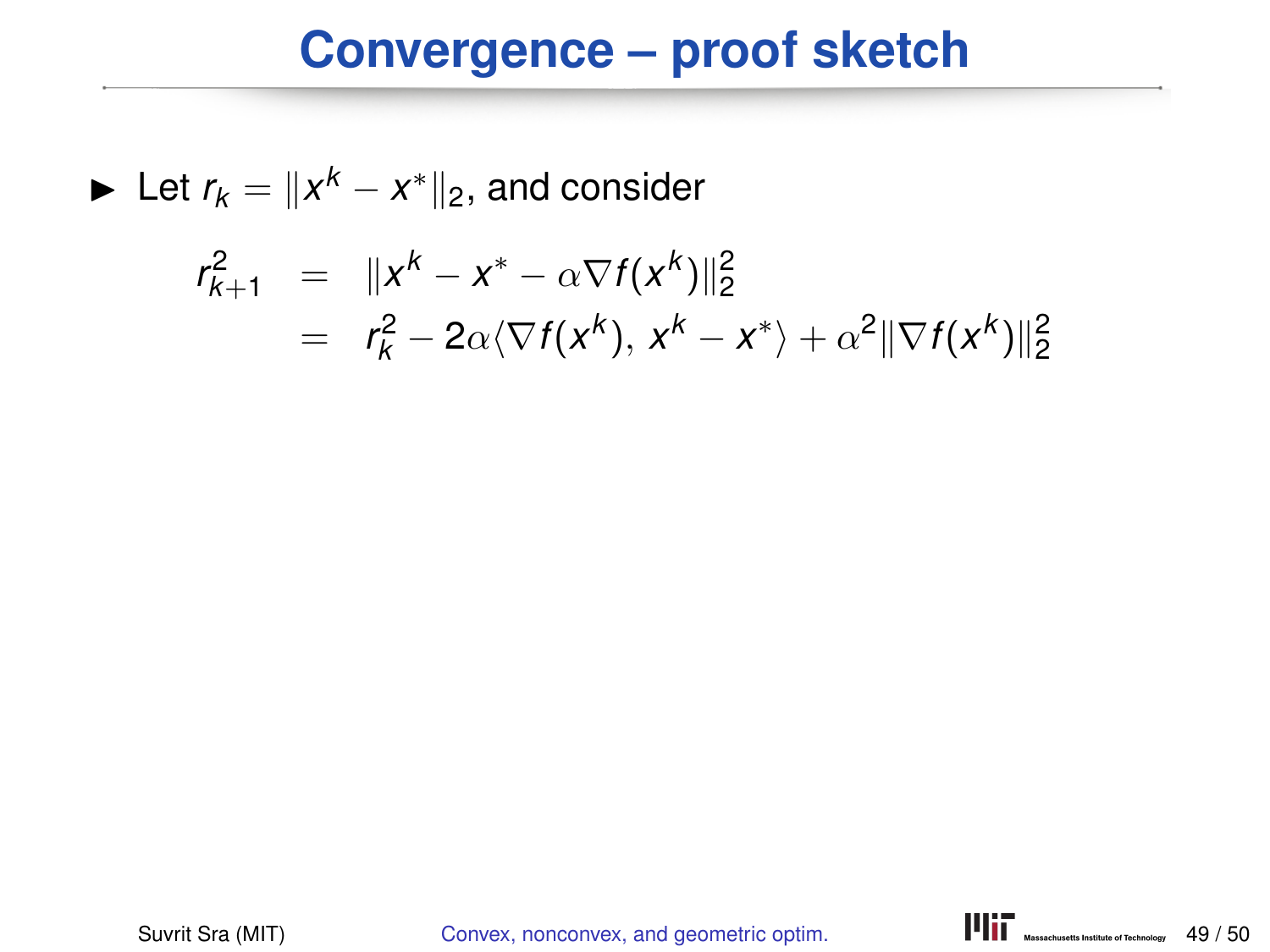# Convergence – proof sketch

- Let $r_k = \|x^k - x^*\|_2$, and consider

$$
\begin{aligned}
r_{k+1}^2 &= \|x^k - x^* - \alpha \nabla f(x^k)\|_2^2 \\
&= r_k^2 - 2\alpha \langle \nabla f(x^k),\, x^k - x^* \rangle + \alpha^2 \|\nabla f(x^k)\|_2^2
\end{aligned}
$$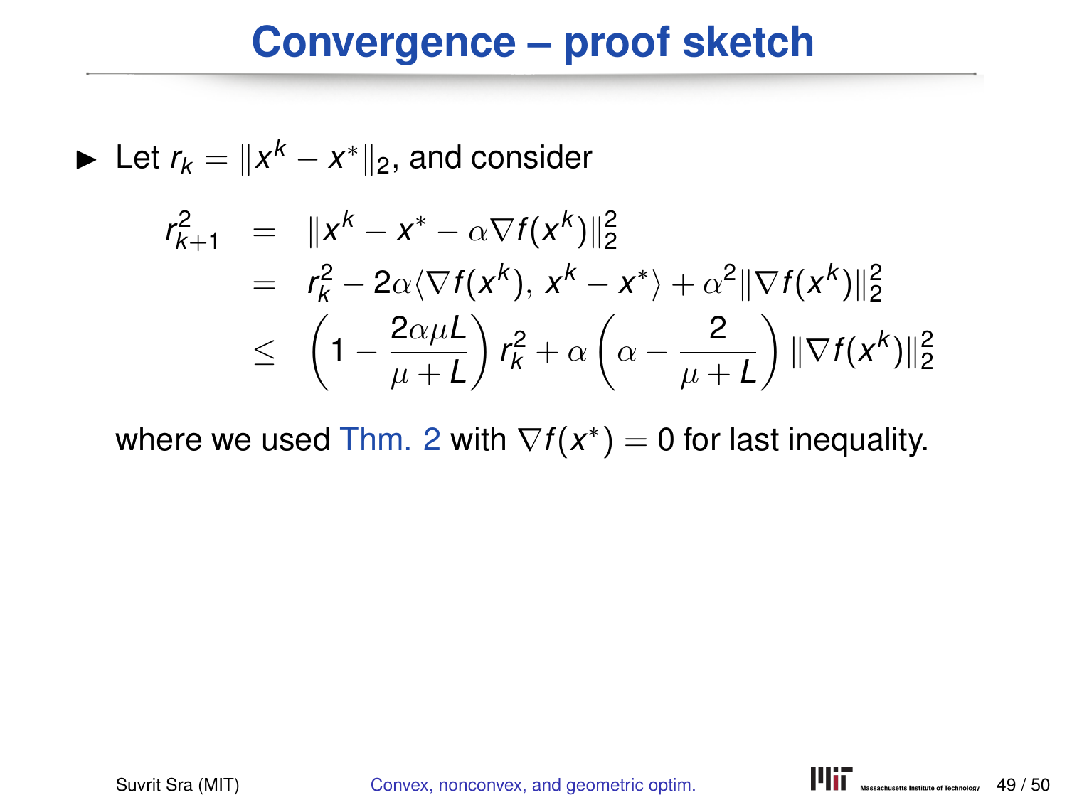# Convergence – proof sketch

- Let $r_k = \|x^k - x^*\|_2$, and consider

$$
\begin{aligned}
r_{k+1}^2 &= \|x^k - x^* - \alpha \nabla f(x^k)\|_2^2 \\
&= r_k^2 - 2\alpha \langle \nabla f(x^k),\, x^k - x^* \rangle + \alpha^2 \|\nabla f(x^k)\|_2^2 \\
&\leq \left(1 - \frac{2\alpha\mu L}{\mu + L}\right) r_k^2 + \alpha \left(\alpha - \frac{2}{\mu + L}\right) \|\nabla f(x^k)\|_2^2
\end{aligned}
$$

where we used Thm. 2 with $\nabla f(x^*) = 0$ for last inequality.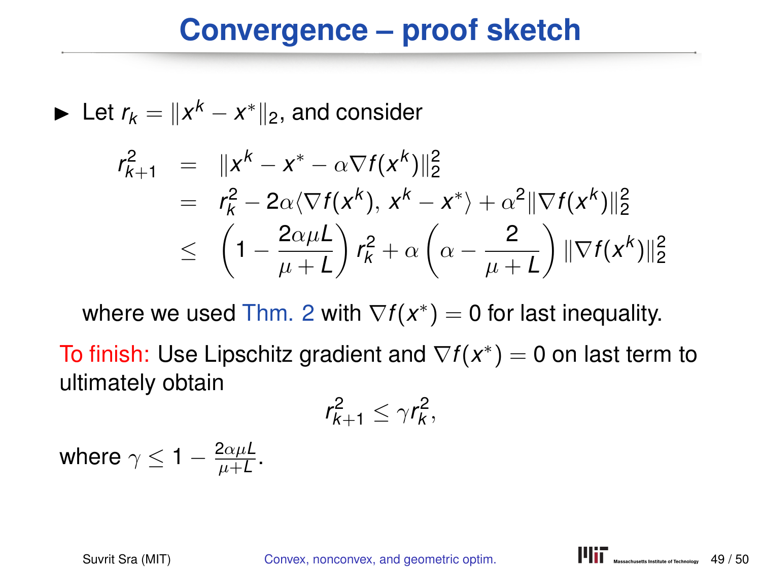# Convergence – proof sketch

- Let $r_k = \|x^k - x^*\|_2$, and consider

$$
\begin{aligned}
r_{k+1}^2 &= \|x^k - x^* - \alpha \nabla f(x^k)\|_2^2 \\
&= r_k^2 - 2\alpha \langle \nabla f(x^k),\, x^k - x^* \rangle + \alpha^2 \|\nabla f(x^k)\|_2^2 \\
&\leq \left(1 - \frac{2\alpha\mu L}{\mu + L}\right) r_k^2 + \alpha \left(\alpha - \frac{2}{\mu + L}\right) \|\nabla f(x^k)\|_2^2
\end{aligned}
$$

  where we used Thm. 2 with $\nabla f(x^*) = 0$ for last inequality.

To finish: Use Lipschitz gradient and $\nabla f(x^*) = 0$ on last term to ultimately obtain

$$
r_{k+1}^2 \leq \gamma r_k^2,
$$

where $\gamma \leq 1 - \frac{2\alpha\mu L}{\mu + L}$.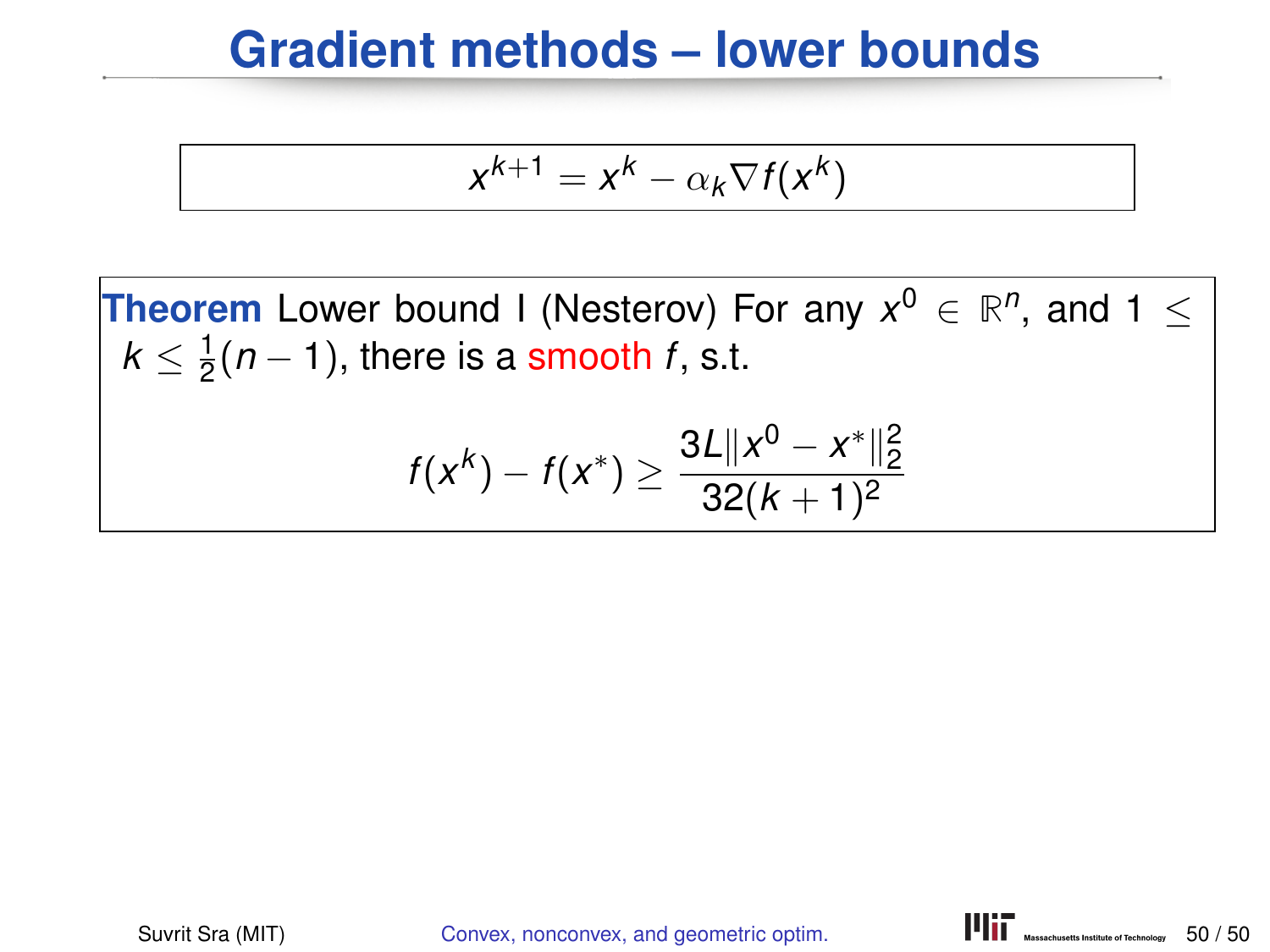# Gradient methods – lower bounds

$$x^{k+1} = x^k - \alpha_k \nabla f(x^k)$$

**Theorem** Lower bound I (Nesterov) For any $x^0 \in \mathbb{R}^n$, and $1 \leq k \leq \frac{1}{2}(n-1)$, there is a smooth $f$, s.t.

$$f(x^k) - f(x^*) \geq \frac{3L\|x^0 - x^*\|_2^2}{32(k+1)^2}$$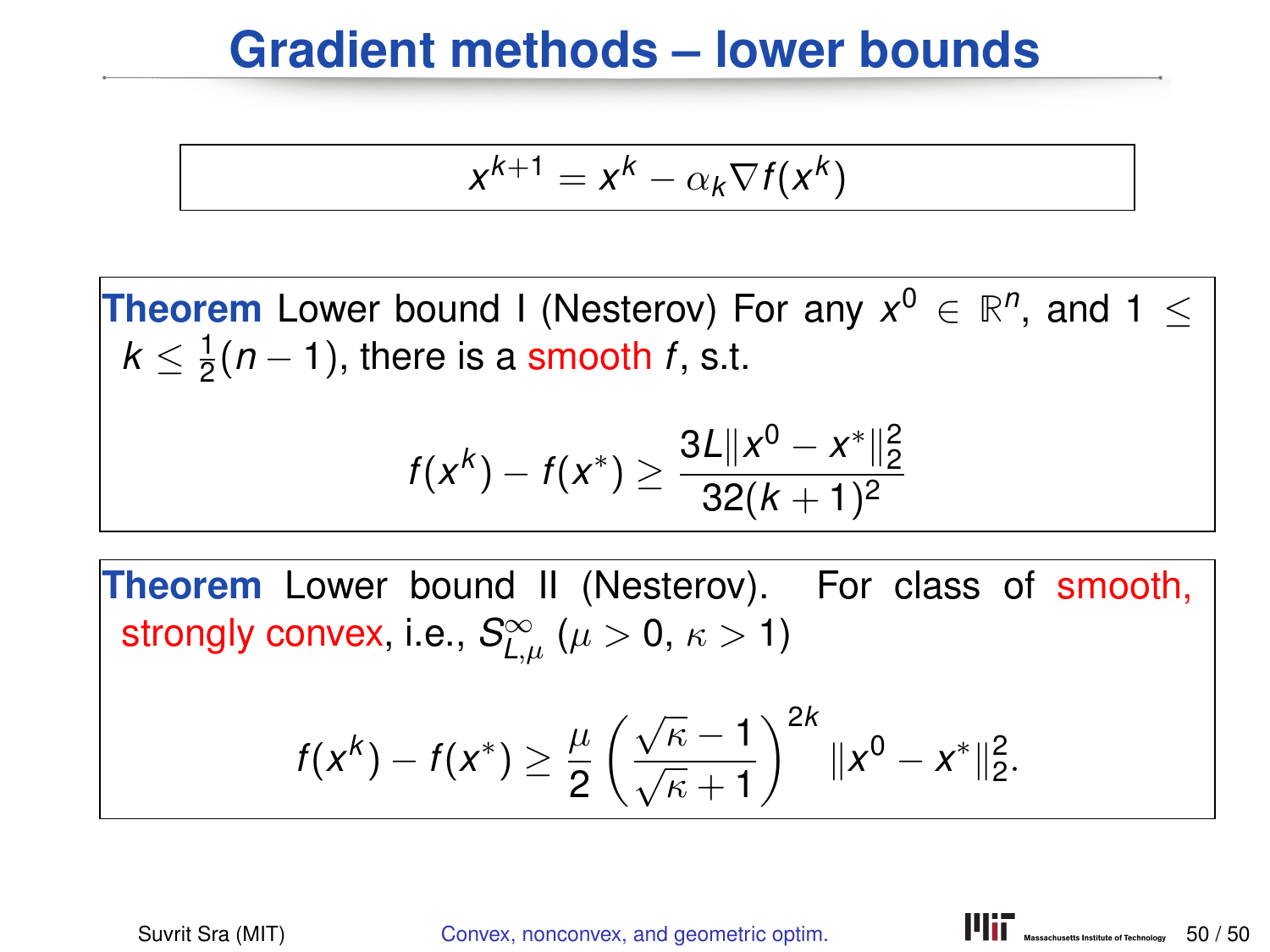# Gradient methods – lower bounds

$$x^{k+1} = x^k - \alpha_k \nabla f(x^k)$$

**Theorem** Lower bound I (Nesterov) For any $x^0 \in \mathbb{R}^n$, and $1 \leq k \leq \frac{1}{2}(n-1)$, there is a smooth $f$, s.t.

$$f(x^k) - f(x^*) \geq \frac{3L\|x^0 - x^*\|_2^2}{32(k+1)^2}$$

**Theorem** Lower bound II (Nesterov). For class of smooth, strongly convex, i.e., $S^{\infty}_{L,\mu}$ ($\mu > 0$, $\kappa > 1$)

$$f(x^k) - f(x^*) \geq \frac{\mu}{2}\left(\frac{\sqrt{\kappa}-1}{\sqrt{\kappa}+1}\right)^{2k} \|x^0 - x^*\|_2^2.$$